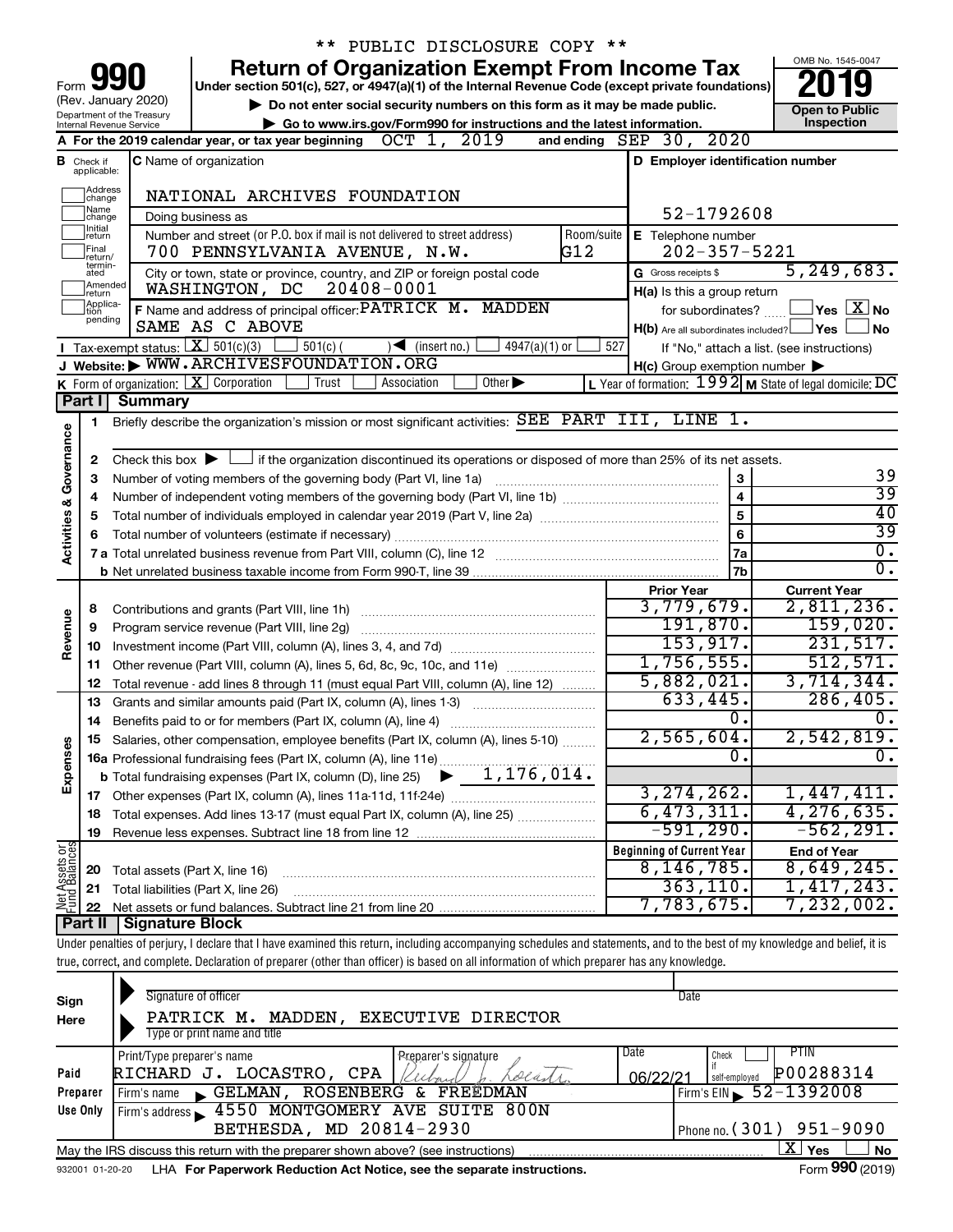** PUBLIC DISCLOSURE COPY **

# Form 990 — Return of Organization Exempt From Income Tax

Form **990** (Rev. January 2020)
Department of the Treasury
Internal Revenue Service

**Under section 501(c), 527, or 4947(a)(1) of the Internal Revenue Code (except private foundations)**

▶ Do not enter social security numbers on this form as it may be made public.
▶ Go to www.irs.gov/Form990 for instructions and the latest information.

OMB No. 1545-0047
**2019**
**Open to Public Inspection**

**A** For the 2019 calendar year, or tax year beginning OCT 1, 2019 and ending SEP 30, 2020

**B** Check if applicable: Address change / Name change / Initial return / Final return/terminated / Amended return / Application pending

**C** Name of organization: NATIONAL ARCHIVES FOUNDATION
Doing business as
Number and street (or P.O. box if mail is not delivered to street address): 700 PENNSYLVANIA AVENUE, N.W. Room/suite: G12
City or town, state or province, country, and ZIP or foreign postal code: WASHINGTON, DC 20408-0001

**D** Employer identification number: 52-1792608

**E** Telephone number: 202-357-5221

**G** Gross receipts $ 5,249,683.

**F** Name and address of principal officer: PATRICK M. MADDEN
SAME AS C ABOVE

**H(a)** Is this a group return for subordinates? ☐ Yes ☒ No
**H(b)** Are all subordinates included? ☐ Yes ☐ No
If "No," attach a list. (see instructions)
**H(c)** Group exemption number ▶

**I** Tax-exempt status: ☒ 501(c)(3) ☐ 501(c) ( ) ◀ (insert no.) ☐ 4947(a)(1) or ☐ 527

**J** Website: ▶ WWW.ARCHIVESFOUNDATION.ORG

**K** Form of organization: ☒ Corporation ☐ Trust ☐ Association ☐ Other ▶

**L** Year of formation: 1992 **M** State of legal domicile: DC

## Part I Summary

**Activities & Governance**

1. Briefly describe the organization's mission or most significant activities: SEE PART III, LINE 1.
2. Check this box ▶ ☐ if the organization discontinued its operations or disposed of more than 25% of its net assets.

| | | Line | |
|---|---|---|---|
| 3 | Number of voting members of the governing body (Part VI, line 1a) | 3 | 39 |
| 4 | Number of independent voting members of the governing body (Part VI, line 1b) | 4 | 39 |
| 5 | Total number of individuals employed in calendar year 2019 (Part V, line 2a) | 5 | 40 |
| 6 | Total number of volunteers (estimate if necessary) | 6 | 39 |
| 7a | Total unrelated business revenue from Part VIII, column (C), line 12 | 7a | 0. |
| b | Net unrelated business taxable income from Form 990-T, line 39 | 7b | 0. |

| | | Prior Year | Current Year |
|---|---|---|---|
| **Revenue** | | | |
| 8 | Contributions and grants (Part VIII, line 1h) | 3,779,679. | 2,811,236. |
| 9 | Program service revenue (Part VIII, line 2g) | 191,870. | 159,020. |
| 10 | Investment income (Part VIII, column (A), lines 3, 4, and 7d) | 153,917. | 231,517. |
| 11 | Other revenue (Part VIII, column (A), lines 5, 6d, 8c, 9c, 10c, and 11e) | 1,756,555. | 512,571. |
| 12 | Total revenue - add lines 8 through 11 (must equal Part VIII, column (A), line 12) | 5,882,021. | 3,714,344. |
| **Expenses** | | | |
| 13 | Grants and similar amounts paid (Part IX, column (A), lines 1-3) | 633,445. | 286,405. |
| 14 | Benefits paid to or for members (Part IX, column (A), line 4) | 0. | 0. |
| 15 | Salaries, other compensation, employee benefits (Part IX, column (A), lines 5-10) | 2,565,604. | 2,542,819. |
| 16a | Professional fundraising fees (Part IX, column (A), line 11e) | 0. | 0. |
| b | Total fundraising expenses (Part IX, column (D), line 25) ▶ 1,176,014. | | |
| 17 | Other expenses (Part IX, column (A), lines 11a-11d, 11f-24e) | 3,274,262. | 1,447,411. |
| 18 | Total expenses. Add lines 13-17 (must equal Part IX, column (A), line 25) | 6,473,311. | 4,276,635. |
| 19 | Revenue less expenses. Subtract line 18 from line 12 | -591,290. | -562,291. |

| **Net Assets or Fund Balances** | | Beginning of Current Year | End of Year |
|---|---|---|---|
| 20 | Total assets (Part X, line 16) | 8,146,785. | 8,649,245. |
| 21 | Total liabilities (Part X, line 26) | 363,110. | 1,417,243. |
| 22 | Net assets or fund balances. Subtract line 21 from line 20 | 7,783,675. | 7,232,002. |

## Part II Signature Block

Under penalties of perjury, I declare that I have examined this return, including accompanying schedules and statements, and to the best of my knowledge and belief, it is true, correct, and complete. Declaration of preparer (other than officer) is based on all information of which preparer has any knowledge.

**Sign Here**

Signature of officer — Date

PATRICK M. MADDEN, EXECUTIVE DIRECTOR
Type or print name and title

**Paid Preparer Use Only**

| Print/Type preparer's name | Preparer's signature | Date | Check if self-employed | PTIN |
|---|---|---|---|---|
| RICHARD J. LOCASTRO, CPA | Richard J. Locastro | 06/22/21 | ☐ | P00288314 |

Firm's name ▶ GELMAN, ROSENBERG & FREEDMAN — Firm's EIN ▶ 52-1392008
Firm's address ▶ 4550 MONTGOMERY AVE SUITE 800N, BETHESDA, MD 20814-2930 — Phone no. (301) 951-9090

May the IRS discuss this return with the preparer shown above? (see instructions) ☒ Yes ☐ No

932001 01-20-20 LHA For Paperwork Reduction Act Notice, see the separate instructions. Form **990** (2019)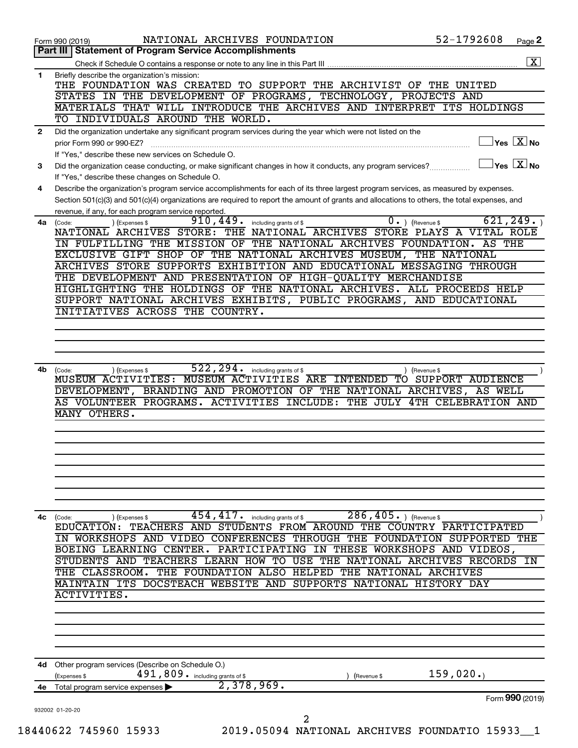Form 990 (2019) NATIONAL ARCHIVES FOUNDATION 52-1792608 Page **2**

## Part III | Statement of Program Service Accomplishments

Check if Schedule O contains a response or note to any line in this Part III .......... [X]

**1** Briefly describe the organization's mission:

THE FOUNDATION WAS CREATED TO SUPPORT THE ARCHIVIST OF THE UNITED STATES IN THE DEVELOPMENT OF PROGRAMS, TECHNOLOGY, PROJECTS AND MATERIALS THAT WILL INTRODUCE THE ARCHIVES AND INTERPRET ITS HOLDINGS TO INDIVIDUALS AROUND THE WORLD.

**2** Did the organization undertake any significant program services during the year which were not listed on the prior Form 990 or 990-EZ? .......... [ ] Yes [X] No

If "Yes," describe these new services on Schedule O.

**3** Did the organization cease conducting, or make significant changes in how it conducts, any program services? .......... [ ] Yes [X] No

If "Yes," describe these changes on Schedule O.

**4** Describe the organization's program service accomplishments for each of its three largest program services, as measured by expenses. Section 501(c)(3) and 501(c)(4) organizations are required to report the amount of grants and allocations to others, the total expenses, and revenue, if any, for each program service reported.

**4a** (Code: ) (Expenses $ 910,449. including grants of $ 0. ) (Revenue $ 621,249. )

NATIONAL ARCHIVES STORE: THE NATIONAL ARCHIVES STORE PLAYS A VITAL ROLE IN FULFILLING THE MISSION OF THE NATIONAL ARCHIVES FOUNDATION. AS THE EXCLUSIVE GIFT SHOP OF THE NATIONAL ARCHIVES MUSEUM, THE NATIONAL ARCHIVES STORE SUPPORTS EXHIBITION AND EDUCATIONAL MESSAGING THROUGH THE DEVELOPMENT AND PRESENTATION OF HIGH-QUALITY MERCHANDISE HIGHLIGHTING THE HOLDINGS OF THE NATIONAL ARCHIVES. ALL PROCEEDS HELP SUPPORT NATIONAL ARCHIVES EXHIBITS, PUBLIC PROGRAMS, AND EDUCATIONAL INITIATIVES ACROSS THE COUNTRY.

**4b** (Code: ) (Expenses $ 522,294. including grants of $ ) (Revenue $ )

MUSEUM ACTIVITIES: MUSEUM ACTIVITIES ARE INTENDED TO SUPPORT AUDIENCE DEVELOPMENT, BRANDING AND PROMOTION OF THE NATIONAL ARCHIVES, AS WELL AS VOLUNTEER PROGRAMS. ACTIVITIES INCLUDE: THE JULY 4TH CELEBRATION AND MANY OTHERS.

**4c** (Code: ) (Expenses $ 454,417. including grants of $ 286,405. ) (Revenue $ )

EDUCATION: TEACHERS AND STUDENTS FROM AROUND THE COUNTRY PARTICIPATED IN WORKSHOPS AND VIDEO CONFERENCES THROUGH THE FOUNDATION SUPPORTED THE BOEING LEARNING CENTER. PARTICIPATING IN THESE WORKSHOPS AND VIDEOS, STUDENTS AND TEACHERS LEARN HOW TO USE THE NATIONAL ARCHIVES RECORDS IN THE CLASSROOM. THE FOUNDATION ALSO HELPED THE NATIONAL ARCHIVES MAINTAIN ITS DOCSTEACH WEBSITE AND SUPPORTS NATIONAL HISTORY DAY ACTIVITIES.

**4d** Other program services (Describe on Schedule O.)

(Expenses $ 491,809. including grants of $ ) (Revenue $ 159,020.)

**4e** Total program service expenses ▶ 2,378,969.

Form **990** (2019)

932002 01-20-20

18440622 745960 15933 2019.05094 NATIONAL ARCHIVES FOUNDATIO 15933__1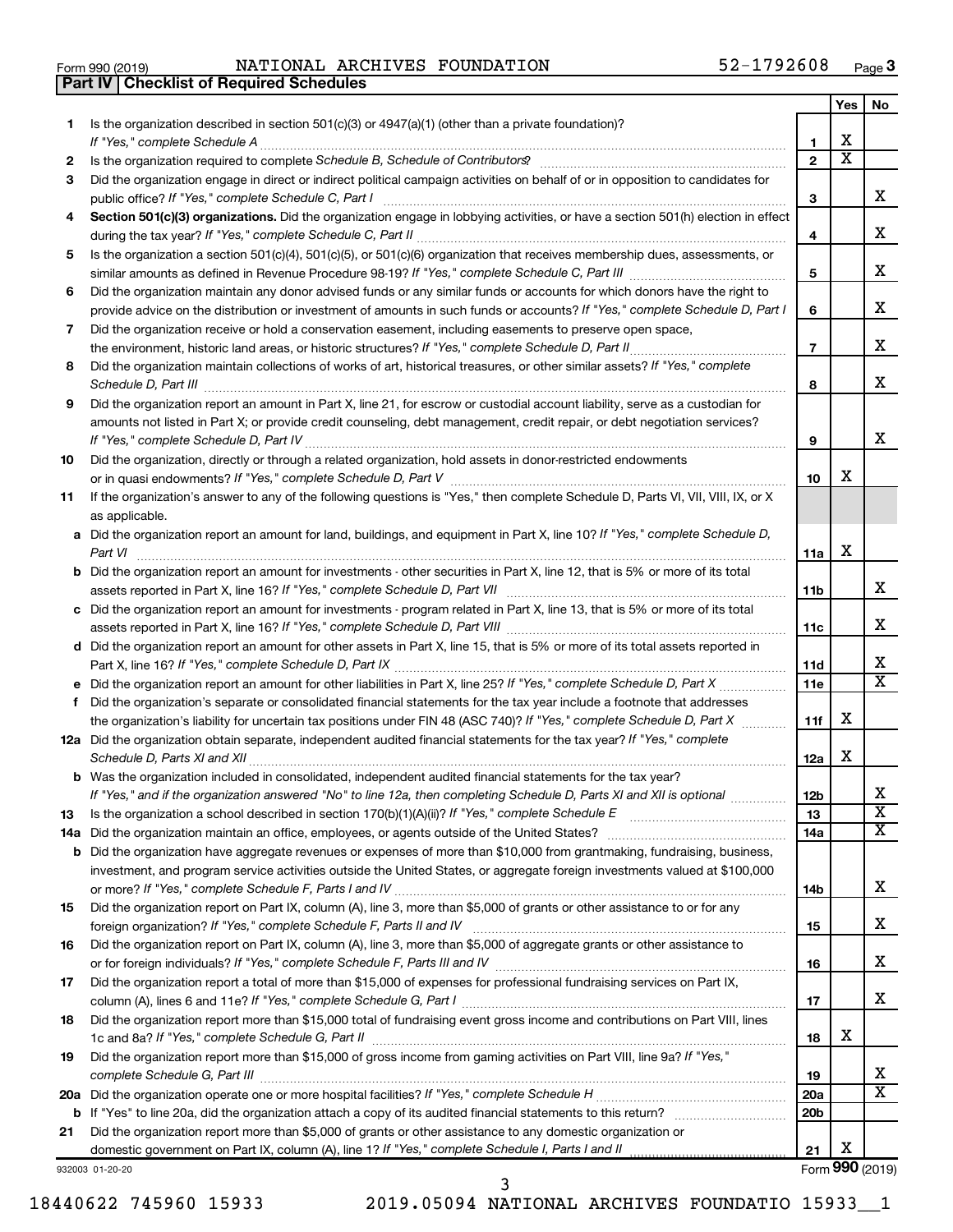Form 990 (2019) NATIONAL ARCHIVES FOUNDATION 52-1792608

## Part IV | Checklist of Required Schedules

| | | | Yes | No |
|---|---|---|---|---|
| 1 | Is the organization described in section 501(c)(3) or 4947(a)(1) (other than a private foundation)? *If "Yes," complete Schedule A* | 1 | X | |
| 2 | Is the organization required to complete *Schedule B, Schedule of Contributors*? | 2 | X | |
| 3 | Did the organization engage in direct or indirect political campaign activities on behalf of or in opposition to candidates for public office? *If "Yes," complete Schedule C, Part I* | 3 | | X |
| 4 | **Section 501(c)(3) organizations.** Did the organization engage in lobbying activities, or have a section 501(h) election in effect during the tax year? *If "Yes," complete Schedule C, Part II* | 4 | | X |
| 5 | Is the organization a section 501(c)(4), 501(c)(5), or 501(c)(6) organization that receives membership dues, assessments, or similar amounts as defined in Revenue Procedure 98-19? *If "Yes," complete Schedule C, Part III* | 5 | | X |
| 6 | Did the organization maintain any donor advised funds or any similar funds or accounts for which donors have the right to provide advice on the distribution or investment of amounts in such funds or accounts? *If "Yes," complete Schedule D, Part I* | 6 | | X |
| 7 | Did the organization receive or hold a conservation easement, including easements to preserve open space, the environment, historic land areas, or historic structures? *If "Yes," complete Schedule D, Part II* | 7 | | X |
| 8 | Did the organization maintain collections of works of art, historical treasures, or other similar assets? *If "Yes," complete Schedule D, Part III* | 8 | | X |
| 9 | Did the organization report an amount in Part X, line 21, for escrow or custodial account liability, serve as a custodian for amounts not listed in Part X; or provide credit counseling, debt management, credit repair, or debt negotiation services? *If "Yes," complete Schedule D, Part IV* | 9 | | X |
| 10 | Did the organization, directly or through a related organization, hold assets in donor-restricted endowments or in quasi endowments? *If "Yes," complete Schedule D, Part V* | 10 | X | |
| 11 | If the organization's answer to any of the following questions is "Yes," then complete Schedule D, Parts VI, VII, VIII, IX, or X as applicable. | | | |
| a | Did the organization report an amount for land, buildings, and equipment in Part X, line 10? *If "Yes," complete Schedule D, Part VI* | 11a | X | |
| b | Did the organization report an amount for investments - other securities in Part X, line 12, that is 5% or more of its total assets reported in Part X, line 16? *If "Yes," complete Schedule D, Part VII* | 11b | | X |
| c | Did the organization report an amount for investments - program related in Part X, line 13, that is 5% or more of its total assets reported in Part X, line 16? *If "Yes," complete Schedule D, Part VIII* | 11c | | X |
| d | Did the organization report an amount for other assets in Part X, line 15, that is 5% or more of its total assets reported in Part X, line 16? *If "Yes," complete Schedule D, Part IX* | 11d | | X |
| e | Did the organization report an amount for other liabilities in Part X, line 25? *If "Yes," complete Schedule D, Part X* | 11e | | X |
| f | Did the organization's separate or consolidated financial statements for the tax year include a footnote that addresses the organization's liability for uncertain tax positions under FIN 48 (ASC 740)? *If "Yes," complete Schedule D, Part X* | 11f | X | |
| 12a | Did the organization obtain separate, independent audited financial statements for the tax year? *If "Yes," complete Schedule D, Parts XI and XII* | 12a | X | |
| b | Was the organization included in consolidated, independent audited financial statements for the tax year? *If "Yes," and if the organization answered "No" to line 12a, then completing Schedule D, Parts XI and XII is optional* | 12b | | X |
| 13 | Is the organization a school described in section 170(b)(1)(A)(ii)? *If "Yes," complete Schedule E* | 13 | | X |
| 14a | Did the organization maintain an office, employees, or agents outside of the United States? | 14a | | X |
| b | Did the organization have aggregate revenues or expenses of more than $10,000 from grantmaking, fundraising, business, investment, and program service activities outside the United States, or aggregate foreign investments valued at $100,000 or more? *If "Yes," complete Schedule F, Parts I and IV* | 14b | | X |
| 15 | Did the organization report on Part IX, column (A), line 3, more than $5,000 of grants or other assistance to or for any foreign organization? *If "Yes," complete Schedule F, Parts II and IV* | 15 | | X |
| 16 | Did the organization report on Part IX, column (A), line 3, more than $5,000 of aggregate grants or other assistance to or for foreign individuals? *If "Yes," complete Schedule F, Parts III and IV* | 16 | | X |
| 17 | Did the organization report a total of more than $15,000 of expenses for professional fundraising services on Part IX, column (A), lines 6 and 11e? *If "Yes," complete Schedule G, Part I* | 17 | | X |
| 18 | Did the organization report more than $15,000 total of fundraising event gross income and contributions on Part VIII, lines 1c and 8a? *If "Yes," complete Schedule G, Part II* | 18 | X | |
| 19 | Did the organization report more than $15,000 of gross income from gaming activities on Part VIII, line 9a? *If "Yes," complete Schedule G, Part III* | 19 | | X |
| 20a | Did the organization operate one or more hospital facilities? *If "Yes," complete Schedule H* | 20a | | X |
| b | If "Yes" to line 20a, did the organization attach a copy of its audited financial statements to this return? | 20b | | |
| 21 | Did the organization report more than $5,000 of grants or other assistance to any domestic organization or domestic government on Part IX, column (A), line 1? *If "Yes," complete Schedule I, Parts I and II* | 21 | X | |

932003 01-20-20 Form **990** (2019)

18440622 745960 15933 2019.05094 NATIONAL ARCHIVES FOUNDATIO 15933__1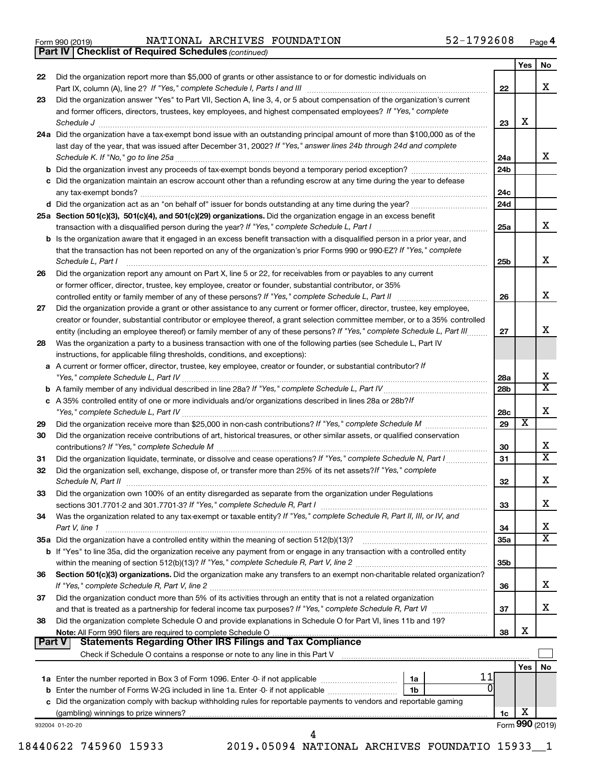Form 990 (2019) NATIONAL ARCHIVES FOUNDATION 52-1792608 Page 4

## Part IV | Checklist of Required Schedules *(continued)*

| | | | Yes | No |
|---|---|---|---|---|
| 22 | Did the organization report more than $5,000 of grants or other assistance to or for domestic individuals on Part IX, column (A), line 2? *If "Yes," complete Schedule I, Parts I and III* | 22 | | X |
| 23 | Did the organization answer "Yes" to Part VII, Section A, line 3, 4, or 5 about compensation of the organization's current and former officers, directors, trustees, key employees, and highest compensated employees? *If "Yes," complete Schedule J* | 23 | X | |
| 24a | Did the organization have a tax-exempt bond issue with an outstanding principal amount of more than $100,000 as of the last day of the year, that was issued after December 31, 2002? *If "Yes," answer lines 24b through 24d and complete Schedule K. If "No," go to line 25a* | 24a | | X |
| b | Did the organization invest any proceeds of tax-exempt bonds beyond a temporary period exception? | 24b | | |
| c | Did the organization maintain an escrow account other than a refunding escrow at any time during the year to defease any tax-exempt bonds? | 24c | | |
| d | Did the organization act as an "on behalf of" issuer for bonds outstanding at any time during the year? | 24d | | |
| 25a | **Section 501(c)(3), 501(c)(4), and 501(c)(29) organizations.** Did the organization engage in an excess benefit transaction with a disqualified person during the year? *If "Yes," complete Schedule L, Part I* | 25a | | X |
| b | Is the organization aware that it engaged in an excess benefit transaction with a disqualified person in a prior year, and that the transaction has not been reported on any of the organization's prior Forms 990 or 990-EZ? *If "Yes," complete Schedule L, Part I* | 25b | | X |
| 26 | Did the organization report any amount on Part X, line 5 or 22, for receivables from or payables to any current or former officer, director, trustee, key employee, creator or founder, substantial contributor, or 35% controlled entity or family member of any of these persons? *If "Yes," complete Schedule L, Part II* | 26 | | X |
| 27 | Did the organization provide a grant or other assistance to any current or former officer, director, trustee, key employee, creator or founder, substantial contributor or employee thereof, a grant selection committee member, or to a 35% controlled entity (including an employee thereof) or family member of any of these persons? *If "Yes," complete Schedule L, Part III* | 27 | | X |
| 28 | Was the organization a party to a business transaction with one of the following parties (see Schedule L, Part IV instructions, for applicable filing thresholds, conditions, and exceptions): | | | |
| a | A current or former officer, director, trustee, key employee, creator or founder, or substantial contributor? *If "Yes," complete Schedule L, Part IV* | 28a | | X |
| b | A family member of any individual described in line 28a? *If "Yes," complete Schedule L, Part IV* | 28b | | X |
| c | A 35% controlled entity of one or more individuals and/or organizations described in lines 28a or 28b? *If "Yes," complete Schedule L, Part IV* | 28c | | X |
| 29 | Did the organization receive more than $25,000 in non-cash contributions? *If "Yes," complete Schedule M* | 29 | X | |
| 30 | Did the organization receive contributions of art, historical treasures, or other similar assets, or qualified conservation contributions? *If "Yes," complete Schedule M* | 30 | | X |
| 31 | Did the organization liquidate, terminate, or dissolve and cease operations? *If "Yes," complete Schedule N, Part I* | 31 | | X |
| 32 | Did the organization sell, exchange, dispose of, or transfer more than 25% of its net assets? *If "Yes," complete Schedule N, Part II* | 32 | | X |
| 33 | Did the organization own 100% of an entity disregarded as separate from the organization under Regulations sections 301.7701-2 and 301.7701-3? *If "Yes," complete Schedule R, Part I* | 33 | | X |
| 34 | Was the organization related to any tax-exempt or taxable entity? *If "Yes," complete Schedule R, Part II, III, or IV, and Part V, line 1* | 34 | | X |
| 35a | Did the organization have a controlled entity within the meaning of section 512(b)(13)? | 35a | | X |
| b | If "Yes" to line 35a, did the organization receive any payment from or engage in any transaction with a controlled entity within the meaning of section 512(b)(13)? *If "Yes," complete Schedule R, Part V, line 2* | 35b | | |
| 36 | **Section 501(c)(3) organizations.** Did the organization make any transfers to an exempt non-charitable related organization? *If "Yes," complete Schedule R, Part V, line 2* | 36 | | X |
| 37 | Did the organization conduct more than 5% of its activities through an entity that is not a related organization and that is treated as a partnership for federal income tax purposes? *If "Yes," complete Schedule R, Part VI* | 37 | | X |
| 38 | Did the organization complete Schedule O and provide explanations in Schedule O for Part VI, lines 11b and 19? **Note:** All Form 990 filers are required to complete Schedule O | 38 | X | |

## Part V | Statements Regarding Other IRS Filings and Tax Compliance

Check if Schedule O contains a response or note to any line in this Part V

| | | | | | Yes | No |
|---|---|---|---|---|---|---|
| 1a | Enter the number reported in Box 3 of Form 1096. Enter -0- if not applicable | 1a | 11 | | | |
| b | Enter the number of Forms W-2G included in line 1a. Enter -0- if not applicable | 1b | 0 | | | |
| c | Did the organization comply with backup withholding rules for reportable payments to vendors and reportable gaming (gambling) winnings to prize winners? | | | 1c | X | |

932004 01-20-20 Form **990** (2019)

18440622 745960 15933 2019.05094 NATIONAL ARCHIVES FOUNDATIO 15933__1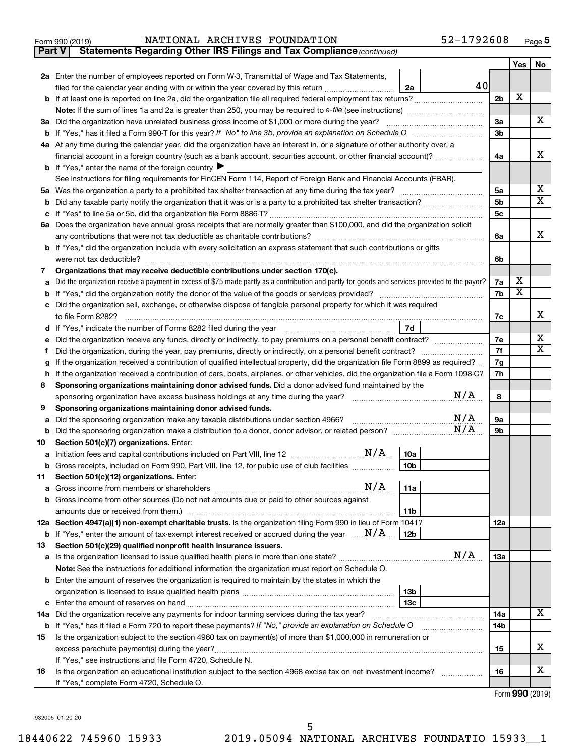Form 990 (2019) NATIONAL ARCHIVES FOUNDATION 52-1792608 Page 5

**Part V Statements Regarding Other IRS Filings and Tax Compliance** *(continued)*

| | | | | Yes | No |
|---|---|---|---|---|---|
| **2a** | Enter the number of employees reported on Form W-3, Transmittal of Wage and Tax Statements, filed for the calendar year ending with or within the year covered by this return | 2a | 40 | | |
| **b** | If at least one is reported on line 2a, did the organization file all required federal employment tax returns? | 2b | | X | |
| | **Note:** If the sum of lines 1a and 2a is greater than 250, you may be required to *e-file* (see instructions) | | | | |
| **3a** | Did the organization have unrelated business gross income of $1,000 or more during the year? | 3a | | | X |
| **b** | If "Yes," has it filed a Form 990-T for this year? *If "No" to line 3b, provide an explanation on Schedule O* | 3b | | | |
| **4a** | At any time during the calendar year, did the organization have an interest in, or a signature or other authority over, a financial account in a foreign country (such as a bank account, securities account, or other financial account)? | 4a | | | X |
| **b** | If "Yes," enter the name of the foreign country ▶ | | | | |
| | See instructions for filing requirements for FinCEN Form 114, Report of Foreign Bank and Financial Accounts (FBAR). | | | | |
| **5a** | Was the organization a party to a prohibited tax shelter transaction at any time during the tax year? | 5a | | | X |
| **b** | Did any taxable party notify the organization that it was or is a party to a prohibited tax shelter transaction? | 5b | | | X |
| **c** | If "Yes" to line 5a or 5b, did the organization file Form 8886-T? | 5c | | | |
| **6a** | Does the organization have annual gross receipts that are normally greater than $100,000, and did the organization solicit any contributions that were not tax deductible as charitable contributions? | 6a | | | X |
| **b** | If "Yes," did the organization include with every solicitation an express statement that such contributions or gifts were not tax deductible? | 6b | | | |
| **7** | **Organizations that may receive deductible contributions under section 170(c).** | | | | |
| **a** | Did the organization receive a payment in excess of $75 made partly as a contribution and partly for goods and services provided to the payor? | 7a | | X | |
| **b** | If "Yes," did the organization notify the donor of the value of the goods or services provided? | 7b | | X | |
| **c** | Did the organization sell, exchange, or otherwise dispose of tangible personal property for which it was required to file Form 8282? | 7c | | | X |
| **d** | If "Yes," indicate the number of Forms 8282 filed during the year | 7d | | | |
| **e** | Did the organization receive any funds, directly or indirectly, to pay premiums on a personal benefit contract? | 7e | | | X |
| **f** | Did the organization, during the year, pay premiums, directly or indirectly, on a personal benefit contract? | 7f | | | X |
| **g** | If the organization received a contribution of qualified intellectual property, did the organization file Form 8899 as required? | 7g | | | |
| **h** | If the organization received a contribution of cars, boats, airplanes, or other vehicles, did the organization file a Form 1098-C? | 7h | | | |
| **8** | **Sponsoring organizations maintaining donor advised funds.** Did a donor advised fund maintained by the sponsoring organization have excess business holdings at any time during the year? N/A | 8 | | | |
| **9** | **Sponsoring organizations maintaining donor advised funds.** | | | | |
| **a** | Did the sponsoring organization make any taxable distributions under section 4966? N/A | 9a | | | |
| **b** | Did the sponsoring organization make a distribution to a donor, donor advisor, or related person? N/A | 9b | | | |
| **10** | **Section 501(c)(7) organizations.** Enter: | | | | |
| **a** | Initiation fees and capital contributions included on Part VIII, line 12 N/A | 10a | | | |
| **b** | Gross receipts, included on Form 990, Part VIII, line 12, for public use of club facilities | 10b | | | |
| **11** | **Section 501(c)(12) organizations.** Enter: | | | | |
| **a** | Gross income from members or shareholders N/A | 11a | | | |
| **b** | Gross income from other sources (Do not net amounts due or paid to other sources against amounts due or received from them.) | 11b | | | |
| **12a** | **Section 4947(a)(1) non-exempt charitable trusts.** Is the organization filing Form 990 in lieu of Form 1041? | 12a | | | |
| **b** | If "Yes," enter the amount of tax-exempt interest received or accrued during the year N/A | 12b | | | |
| **13** | **Section 501(c)(29) qualified nonprofit health insurance issuers.** | | | | |
| **a** | Is the organization licensed to issue qualified health plans in more than one state? N/A | 13a | | | |
| | **Note:** See the instructions for additional information the organization must report on Schedule O. | | | | |
| **b** | Enter the amount of reserves the organization is required to maintain by the states in which the organization is licensed to issue qualified health plans | 13b | | | |
| **c** | Enter the amount of reserves on hand | 13c | | | |
| **14a** | Did the organization receive any payments for indoor tanning services during the tax year? | 14a | | | X |
| **b** | If "Yes," has it filed a Form 720 to report these payments? *If "No," provide an explanation on Schedule O* | 14b | | | |
| **15** | Is the organization subject to the section 4960 tax on payment(s) of more than $1,000,000 in remuneration or excess parachute payment(s) during the year? | 15 | | | X |
| | If "Yes," see instructions and file Form 4720, Schedule N. | | | | |
| **16** | Is the organization an educational institution subject to the section 4968 excise tax on net investment income? | 16 | | | X |
| | If "Yes," complete Form 4720, Schedule O. | | | | |

Form **990** (2019)

932005 01-20-20

18440622 745960 15933 2019.05094 NATIONAL ARCHIVES FOUNDATIO 15933__1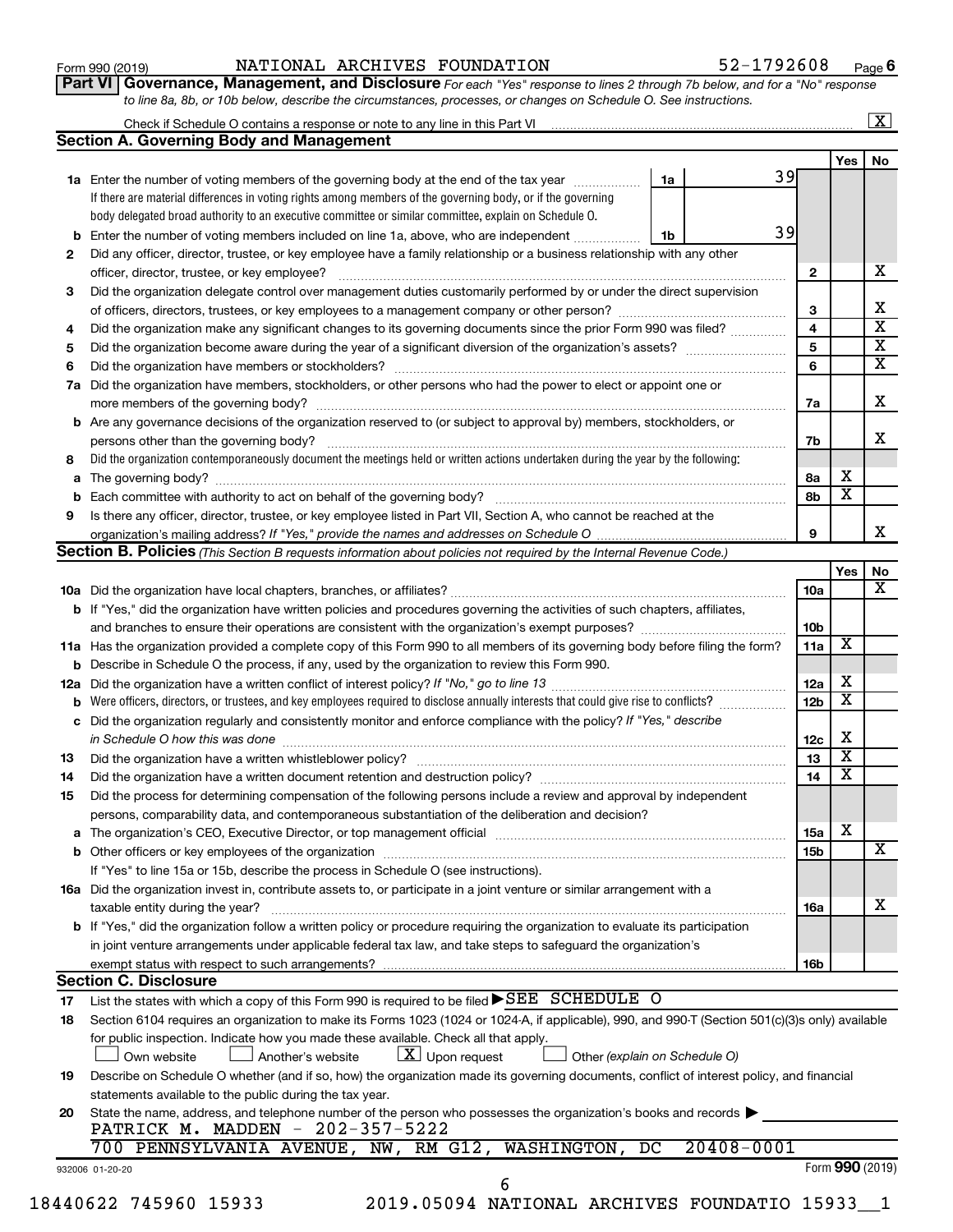Form 990 (2019) NATIONAL ARCHIVES FOUNDATION 52-1792608 Page 6

**Part VI Governance, Management, and Disclosure** *For each "Yes" response to lines 2 through 7b below, and for a "No" response to line 8a, 8b, or 10b below, describe the circumstances, processes, or changes on Schedule O. See instructions.*

Check if Schedule O contains a response or note to any line in this Part VI ... [X]

## Section A. Governing Body and Management

| | | | | Yes | No |
|---|---|---|---|---|---|
| **1a** | Enter the number of voting members of the governing body at the end of the tax year | 1a 39 | | | |
| | If there are material differences in voting rights among members of the governing body, or if the governing body delegated broad authority to an executive committee or similar committee, explain on Schedule O. | | | | |
| **b** | Enter the number of voting members included on line 1a, above, who are independent | 1b 39 | | | |
| **2** | Did any officer, director, trustee, or key employee have a family relationship or a business relationship with any other officer, director, trustee, or key employee? | | 2 | | X |
| **3** | Did the organization delegate control over management duties customarily performed by or under the direct supervision of officers, directors, trustees, or key employees to a management company or other person? | | 3 | | X |
| **4** | Did the organization make any significant changes to its governing documents since the prior Form 990 was filed? | | 4 | | X |
| **5** | Did the organization become aware during the year of a significant diversion of the organization's assets? | | 5 | | X |
| **6** | Did the organization have members or stockholders? | | 6 | | X |
| **7a** | Did the organization have members, stockholders, or other persons who had the power to elect or appoint one or more members of the governing body? | | 7a | | X |
| **b** | Are any governance decisions of the organization reserved to (or subject to approval by) members, stockholders, or persons other than the governing body? | | 7b | | X |
| **8** | Did the organization contemporaneously document the meetings held or written actions undertaken during the year by the following: | | | | |
| **a** | The governing body? | | 8a | X | |
| **b** | Each committee with authority to act on behalf of the governing body? | | 8b | X | |
| **9** | Is there any officer, director, trustee, or key employee listed in Part VII, Section A, who cannot be reached at the organization's mailing address? *If "Yes," provide the names and addresses on Schedule O* | | 9 | | X |

## Section B. Policies *(This Section B requests information about policies not required by the Internal Revenue Code.)*

| | | | Yes | No |
|---|---|---|---|---|
| **10a** | Did the organization have local chapters, branches, or affiliates? | 10a | | X |
| **b** | If "Yes," did the organization have written policies and procedures governing the activities of such chapters, affiliates, and branches to ensure their operations are consistent with the organization's exempt purposes? | 10b | | |
| **11a** | Has the organization provided a complete copy of this Form 990 to all members of its governing body before filing the form? | 11a | X | |
| **b** | Describe in Schedule O the process, if any, used by the organization to review this Form 990. | | | |
| **12a** | Did the organization have a written conflict of interest policy? *If "No," go to line 13* | 12a | X | |
| **b** | Were officers, directors, or trustees, and key employees required to disclose annually interests that could give rise to conflicts? | 12b | X | |
| **c** | Did the organization regularly and consistently monitor and enforce compliance with the policy? *If "Yes," describe in Schedule O how this was done* | 12c | X | |
| **13** | Did the organization have a written whistleblower policy? | 13 | X | |
| **14** | Did the organization have a written document retention and destruction policy? | 14 | X | |
| **15** | Did the process for determining compensation of the following persons include a review and approval by independent persons, comparability data, and contemporaneous substantiation of the deliberation and decision? | | | |
| **a** | The organization's CEO, Executive Director, or top management official | 15a | X | |
| **b** | Other officers or key employees of the organization | 15b | | X |
| | If "Yes" to line 15a or 15b, describe the process in Schedule O (see instructions). | | | |
| **16a** | Did the organization invest in, contribute assets to, or participate in a joint venture or similar arrangement with a taxable entity during the year? | 16a | | X |
| **b** | If "Yes," did the organization follow a written policy or procedure requiring the organization to evaluate its participation in joint venture arrangements under applicable federal tax law, and take steps to safeguard the organization's exempt status with respect to such arrangements? | 16b | | |

## Section C. Disclosure

**17** List the states with which a copy of this Form 990 is required to be filed ▶ SEE SCHEDULE O

**18** Section 6104 requires an organization to make its Forms 1023 (1024 or 1024-A, if applicable), 990, and 990-T (Section 501(c)(3)s only) available for public inspection. Indicate how you made these available. Check all that apply.

[ ] Own website [ ] Another's website [X] Upon request [ ] Other *(explain on Schedule O)*

**19** Describe on Schedule O whether (and if so, how) the organization made its governing documents, conflict of interest policy, and financial statements available to the public during the tax year.

**20** State the name, address, and telephone number of the person who possesses the organization's books and records ▶

PATRICK M. MADDEN - 202-357-5222
700 PENNSYLVANIA AVENUE, NW, RM G12, WASHINGTON, DC 20408-0001

932006 01-20-20 Form **990** (2019)

18440622 745960 15933 2019.05094 NATIONAL ARCHIVES FOUNDATIO 15933__1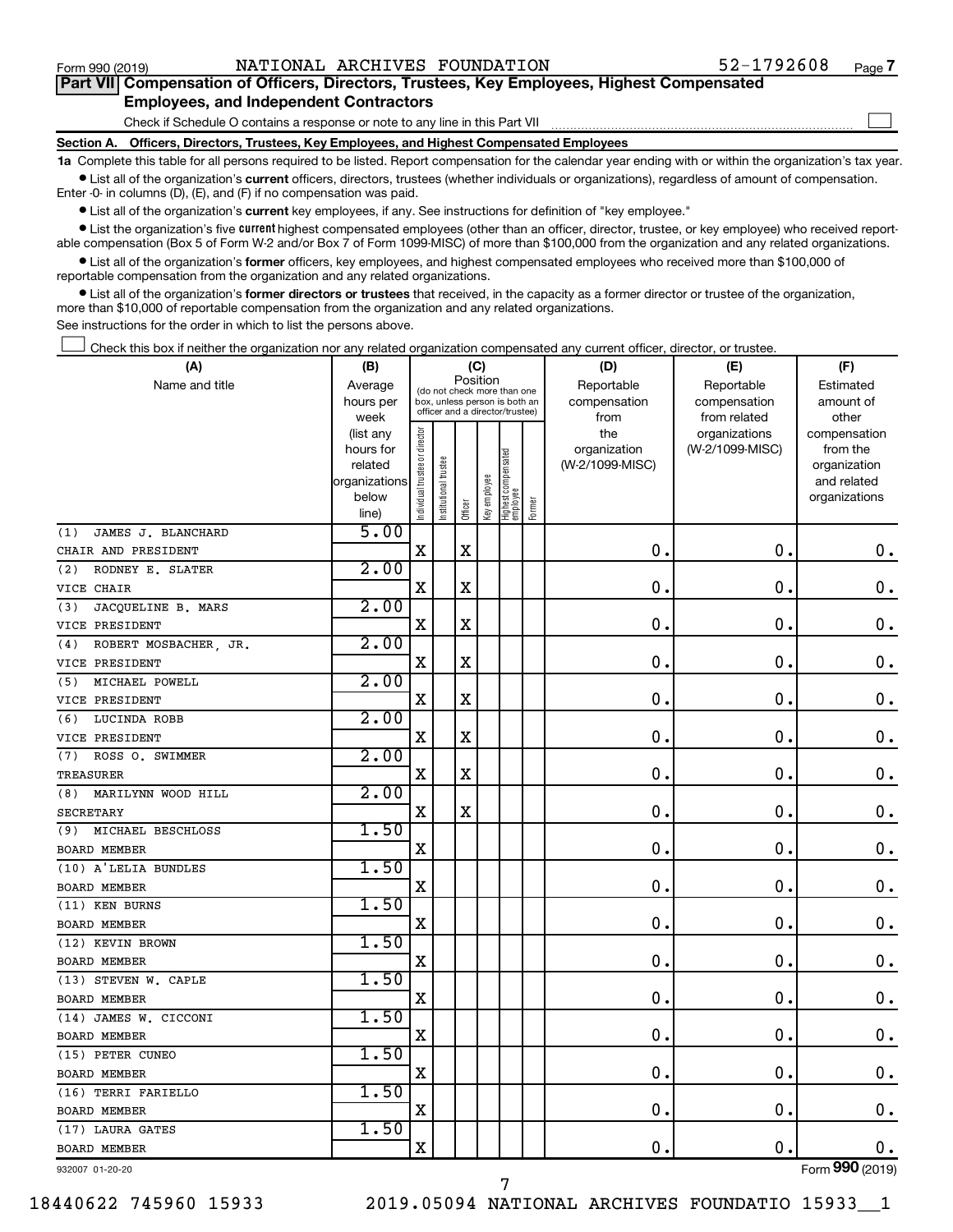Form 990 (2019) NATIONAL ARCHIVES FOUNDATION 52-1792608 Page 7

**Part VII Compensation of Officers, Directors, Trustees, Key Employees, Highest Compensated Employees, and Independent Contractors**

Check if Schedule O contains a response or note to any line in this Part VII

**Section A. Officers, Directors, Trustees, Key Employees, and Highest Compensated Employees**

**1a** Complete this table for all persons required to be listed. Report compensation for the calendar year ending with or within the organization's tax year.

- List all of the organization's **current** officers, directors, trustees (whether individuals or organizations), regardless of amount of compensation. Enter -0- in columns (D), (E), and (F) if no compensation was paid.
- List all of the organization's **current** key employees, if any. See instructions for definition of "key employee."
- List the organization's five **current** highest compensated employees (other than an officer, director, trustee, or key employee) who received reportable compensation (Box 5 of Form W-2 and/or Box 7 of Form 1099-MISC) of more than $100,000 from the organization and any related organizations.
- List all of the organization's **former** officers, key employees, and highest compensated employees who received more than $100,000 of reportable compensation from the organization and any related organizations.
- List all of the organization's **former directors or trustees** that received, in the capacity as a former director or trustee of the organization, more than $10,000 of reportable compensation from the organization and any related organizations.

See instructions for the order in which to list the persons above.

Check this box if neither the organization nor any related organization compensated any current officer, director, or trustee.

| (A) Name and title | (B) Average hours per week (list any hours for related organizations below line) | (C) Position: Individual trustee or director | Institutional trustee | Officer | Key employee | Highest compensated employee | Former | (D) Reportable compensation from the organization (W-2/1099-MISC) | (E) Reportable compensation from related organizations (W-2/1099-MISC) | (F) Estimated amount of other compensation from the organization and related organizations |
|---|---|---|---|---|---|---|---|---|---|---|
| (1) JAMES J. BLANCHARD<br>CHAIR AND PRESIDENT | 5.00 | X | | X | | | | 0. | 0. | 0. |
| (2) RODNEY E. SLATER<br>VICE CHAIR | 2.00 | X | | X | | | | 0. | 0. | 0. |
| (3) JACQUELINE B. MARS<br>VICE PRESIDENT | 2.00 | X | | X | | | | 0. | 0. | 0. |
| (4) ROBERT MOSBACHER, JR.<br>VICE PRESIDENT | 2.00 | X | | X | | | | 0. | 0. | 0. |
| (5) MICHAEL POWELL<br>VICE PRESIDENT | 2.00 | X | | X | | | | 0. | 0. | 0. |
| (6) LUCINDA ROBB<br>VICE PRESIDENT | 2.00 | X | | X | | | | 0. | 0. | 0. |
| (7) ROSS O. SWIMMER<br>TREASURER | 2.00 | X | | X | | | | 0. | 0. | 0. |
| (8) MARILYNN WOOD HILL<br>SECRETARY | 2.00 | X | | X | | | | 0. | 0. | 0. |
| (9) MICHAEL BESCHLOSS<br>BOARD MEMBER | 1.50 | X | | | | | | 0. | 0. | 0. |
| (10) A'LELIA BUNDLES<br>BOARD MEMBER | 1.50 | X | | | | | | 0. | 0. | 0. |
| (11) KEN BURNS<br>BOARD MEMBER | 1.50 | X | | | | | | 0. | 0. | 0. |
| (12) KEVIN BROWN<br>BOARD MEMBER | 1.50 | X | | | | | | 0. | 0. | 0. |
| (13) STEVEN W. CAPLE<br>BOARD MEMBER | 1.50 | X | | | | | | 0. | 0. | 0. |
| (14) JAMES W. CICCONI<br>BOARD MEMBER | 1.50 | X | | | | | | 0. | 0. | 0. |
| (15) PETER CUNEO<br>BOARD MEMBER | 1.50 | X | | | | | | 0. | 0. | 0. |
| (16) TERRI FARIELLO<br>BOARD MEMBER | 1.50 | X | | | | | | 0. | 0. | 0. |
| (17) LAURA GATES<br>BOARD MEMBER | 1.50 | X | | | | | | 0. | 0. | 0. |

932007 01-20-20 Form 990 (2019)

18440622 745960 15933 2019.05094 NATIONAL ARCHIVES FOUNDATIO 15933__1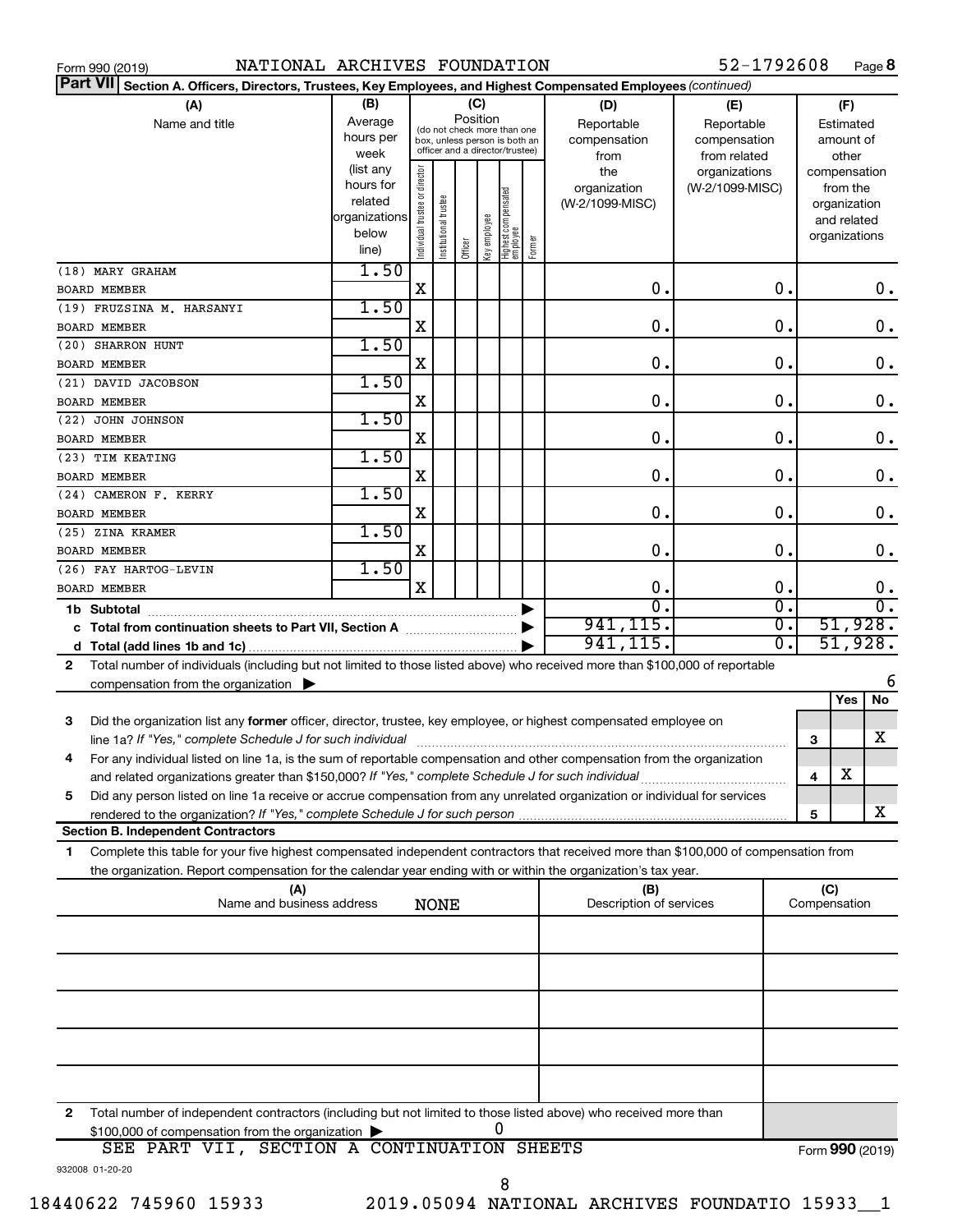Form 990 (2019) NATIONAL ARCHIVES FOUNDATION 52-1792608 Page **8**

**Part VII** **Section A. Officers, Directors, Trustees, Key Employees, and Highest Compensated Employees** *(continued)*

| (A) Name and title | (B) Average hours per week (list any hours for related organizations below line) | (C) Position: Individual trustee or director | Institutional trustee | Officer | Key employee | Highest compensated employee | Former | (D) Reportable compensation from the organization (W-2/1099-MISC) | (E) Reportable compensation from related organizations (W-2/1099-MISC) | (F) Estimated amount of other compensation from the organization and related organizations |
|---|---|---|---|---|---|---|---|---|---|---|
| (18) MARY GRAHAM<br>BOARD MEMBER | 1.50 | X | | | | | | 0. | 0. | 0. |
| (19) FRUZSINA M. HARSANYI<br>BOARD MEMBER | 1.50 | X | | | | | | 0. | 0. | 0. |
| (20) SHARRON HUNT<br>BOARD MEMBER | 1.50 | X | | | | | | 0. | 0. | 0. |
| (21) DAVID JACOBSON<br>BOARD MEMBER | 1.50 | X | | | | | | 0. | 0. | 0. |
| (22) JOHN JOHNSON<br>BOARD MEMBER | 1.50 | X | | | | | | 0. | 0. | 0. |
| (23) TIM KEATING<br>BOARD MEMBER | 1.50 | X | | | | | | 0. | 0. | 0. |
| (24) CAMERON F. KERRY<br>BOARD MEMBER | 1.50 | X | | | | | | 0. | 0. | 0. |
| (25) ZINA KRAMER<br>BOARD MEMBER | 1.50 | X | | | | | | 0. | 0. | 0. |
| (26) FAY HARTOG-LEVIN<br>BOARD MEMBER | 1.50 | X | | | | | | 0. | 0. | 0. |
| **1b Subtotal** | | | | | | | | 0. | 0. | 0. |
| **c Total from continuation sheets to Part VII, Section A** | | | | | | | | 941,115. | 0. | 51,928. |
| **d Total (add lines 1b and 1c)** | | | | | | | | 941,115. | 0. | 51,928. |

**2** Total number of individuals (including but not limited to those listed above) who received more than $100,000 of reportable compensation from the organization ▶ 6

| | | Yes | No |
|---|---|---|---|
| **3** Did the organization list any **former** officer, director, trustee, key employee, or highest compensated employee on line 1a? *If "Yes," complete Schedule J for such individual* | 3 | | X |
| **4** For any individual listed on line 1a, is the sum of reportable compensation and other compensation from the organization and related organizations greater than $150,000? *If "Yes," complete Schedule J for such individual* | 4 | X | |
| **5** Did any person listed on line 1a receive or accrue compensation from any unrelated organization or individual for services rendered to the organization? *If "Yes," complete Schedule J for such person* | 5 | | X |

**Section B. Independent Contractors**

**1** Complete this table for your five highest compensated independent contractors that received more than $100,000 of compensation from the organization. Report compensation for the calendar year ending with or within the organization's tax year.

| (A) Name and business address NONE | (B) Description of services | (C) Compensation |
|---|---|---|
| | | |
| | | |
| | | |
| | | |
| | | |

**2** Total number of independent contractors (including but not limited to those listed above) who received more than $100,000 of compensation from the organization ▶ 0

SEE PART VII, SECTION A CONTINUATION SHEETS

Form **990** (2019)

932008 01-20-20

18440622 745960 15933 2019.05094 NATIONAL ARCHIVES FOUNDATIO 15933__1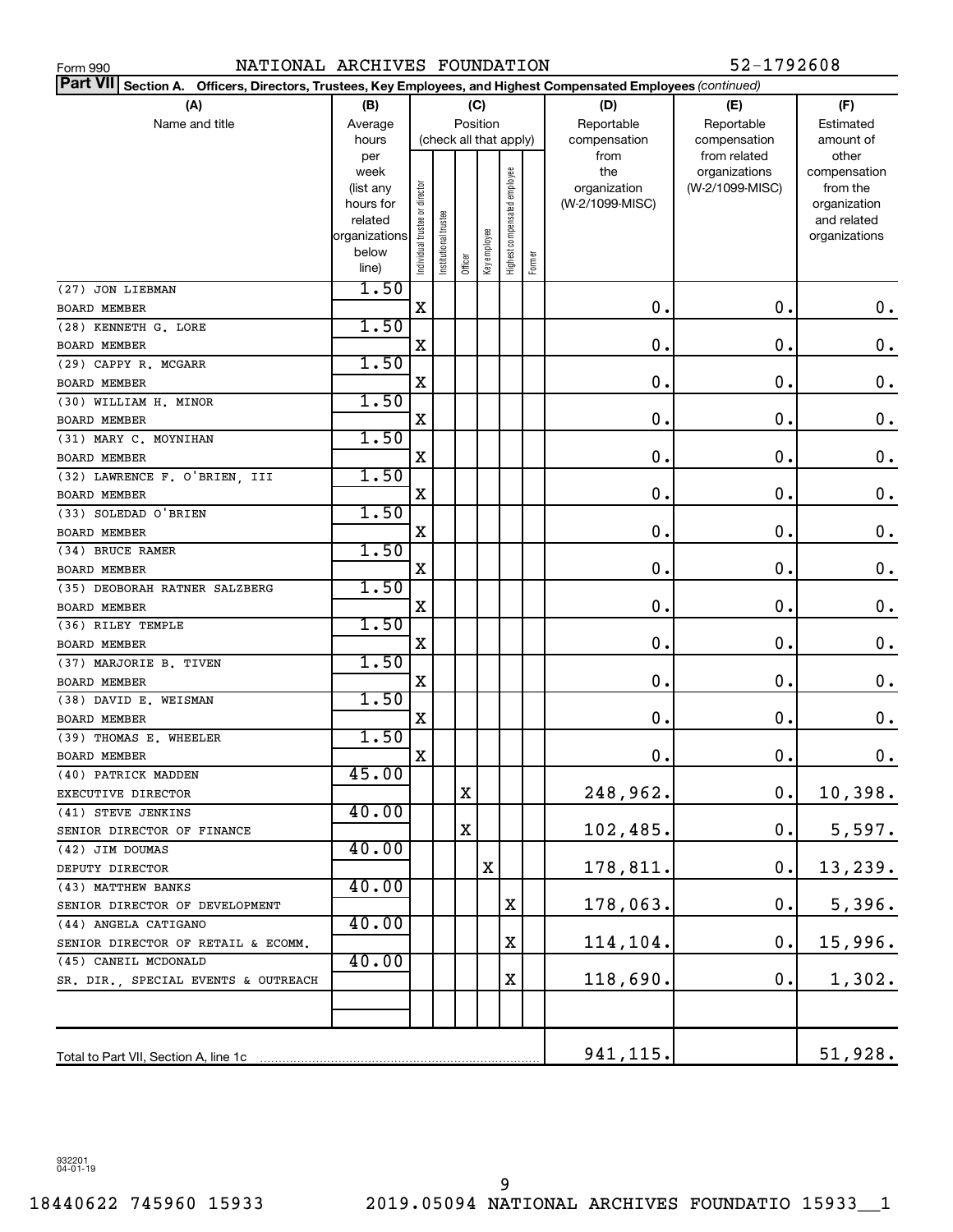Form 990 NATIONAL ARCHIVES FOUNDATION 52-1792608

**Part VII Section A. Officers, Directors, Trustees, Key Employees, and Highest Compensated Employees** *(continued)*

| (A) Name and title | (B) Average hours per week (list any hours for related organizations below line) | (C) Position: Individual trustee or director | Institutional trustee | Officer | Key employee | Highest compensated employee | Former | (D) Reportable compensation from the organization (W-2/1099-MISC) | (E) Reportable compensation from related organizations (W-2/1099-MISC) | (F) Estimated amount of other compensation from the organization and related organizations |
|---|---|---|---|---|---|---|---|---|---|---|
| (27) JON LIEBMAN<br>BOARD MEMBER | 1.50 | X | | | | | | 0. | 0. | 0. |
| (28) KENNETH G. LORE<br>BOARD MEMBER | 1.50 | X | | | | | | 0. | 0. | 0. |
| (29) CAPPY R. MCGARR<br>BOARD MEMBER | 1.50 | X | | | | | | 0. | 0. | 0. |
| (30) WILLIAM H. MINOR<br>BOARD MEMBER | 1.50 | X | | | | | | 0. | 0. | 0. |
| (31) MARY C. MOYNIHAN<br>BOARD MEMBER | 1.50 | X | | | | | | 0. | 0. | 0. |
| (32) LAWRENCE F. O'BRIEN, III<br>BOARD MEMBER | 1.50 | X | | | | | | 0. | 0. | 0. |
| (33) SOLEDAD O'BRIEN<br>BOARD MEMBER | 1.50 | X | | | | | | 0. | 0. | 0. |
| (34) BRUCE RAMER<br>BOARD MEMBER | 1.50 | X | | | | | | 0. | 0. | 0. |
| (35) DEOBORAH RATNER SALZBERG<br>BOARD MEMBER | 1.50 | X | | | | | | 0. | 0. | 0. |
| (36) RILEY TEMPLE<br>BOARD MEMBER | 1.50 | X | | | | | | 0. | 0. | 0. |
| (37) MARJORIE B. TIVEN<br>BOARD MEMBER | 1.50 | X | | | | | | 0. | 0. | 0. |
| (38) DAVID E. WEISMAN<br>BOARD MEMBER | 1.50 | X | | | | | | 0. | 0. | 0. |
| (39) THOMAS E. WHEELER<br>BOARD MEMBER | 1.50 | X | | | | | | 0. | 0. | 0. |
| (40) PATRICK MADDEN<br>EXECUTIVE DIRECTOR | 45.00 | | | X | | | | 248,962. | 0. | 10,398. |
| (41) STEVE JENKINS<br>SENIOR DIRECTOR OF FINANCE | 40.00 | | | X | | | | 102,485. | 0. | 5,597. |
| (42) JIM DOUMAS<br>DEPUTY DIRECTOR | 40.00 | | | | X | | | 178,811. | 0. | 13,239. |
| (43) MATTHEW BANKS<br>SENIOR DIRECTOR OF DEVELOPMENT | 40.00 | | | | | X | | 178,063. | 0. | 5,396. |
| (44) ANGELA CATIGANO<br>SENIOR DIRECTOR OF RETAIL & ECOMM. | 40.00 | | | | | X | | 114,104. | 0. | 15,996. |
| (45) CANEIL MCDONALD<br>SR. DIR., SPECIAL EVENTS & OUTREACH | 40.00 | | | | | X | | 118,690. | 0. | 1,302. |
| | | | | | | | | | | |
| Total to Part VII, Section A, line 1c | | | | | | | | 941,115. | | 51,928. |

932201 04-01-19

18440622 745960 15933 2019.05094 NATIONAL ARCHIVES FOUNDATIO 15933__1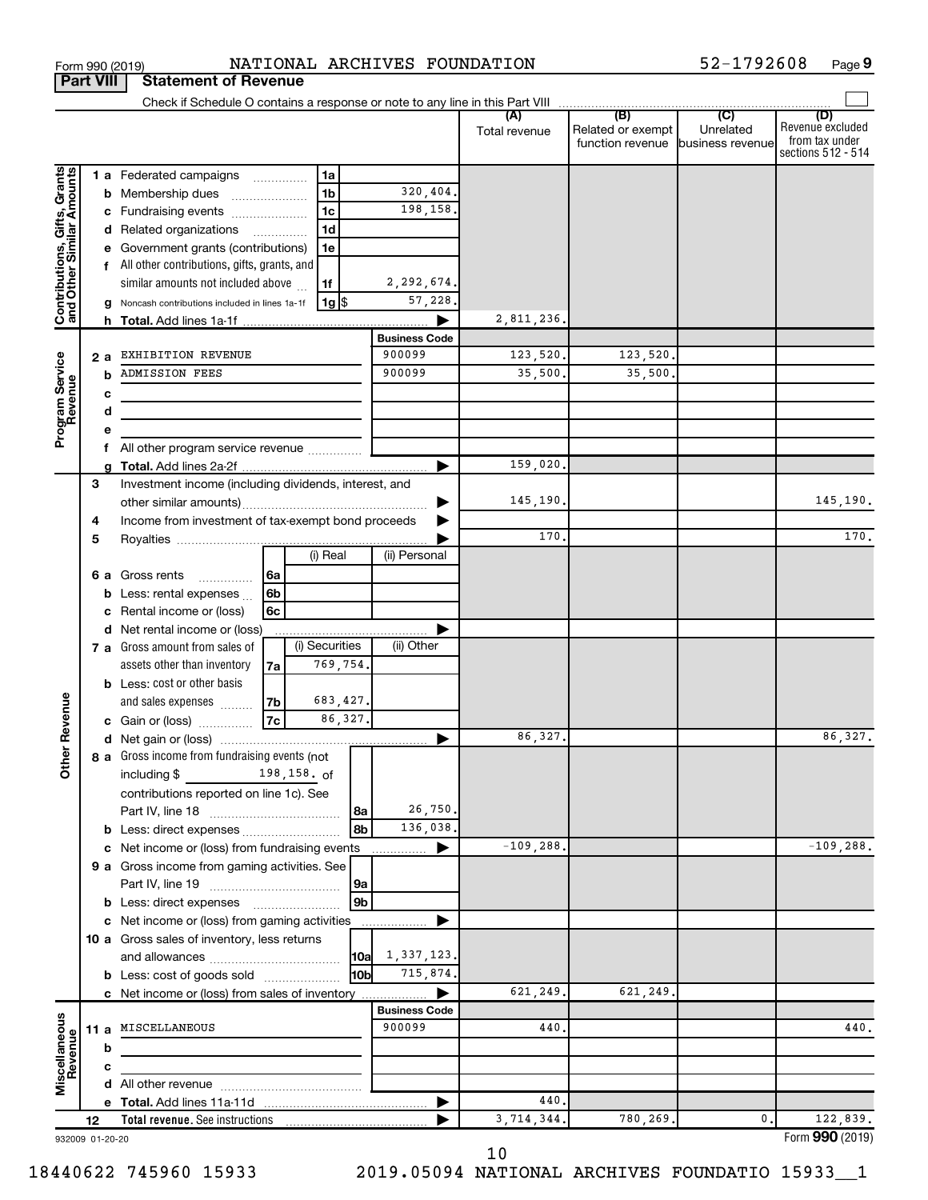Form 990 (2019) NATIONAL ARCHIVES FOUNDATION 52-1792608 Page 9

## Part VIII Statement of Revenue

Check if Schedule O contains a response or note to any line in this Part VIII

| | | | | (A) Total revenue | (B) Related or exempt function revenue | (C) Unrelated business revenue | (D) Revenue excluded from tax under sections 512 - 514 |
|---|---|---|---|---|---|---|---|
| **Contributions, Gifts, Grants and Other Similar Amounts** | 1 a Federated campaigns | 1a | | | | | |
| | b Membership dues | 1b | 320,404. | | | | |
| | c Fundraising events | 1c | 198,158. | | | | |
| | d Related organizations | 1d | | | | | |
| | e Government grants (contributions) | 1e | | | | | |
| | f All other contributions, gifts, grants, and similar amounts not included above | 1f | 2,292,674. | | | | |
| | g Noncash contributions included in lines 1a-1f | 1g $ | 57,228. | | | | |
| | h **Total.** Add lines 1a-1f | | | 2,811,236. | | | |
| **Program Service Revenue** | | | **Business Code** | | | | |
| | 2 a EXHIBITION REVENUE | | 900099 | 123,520. | 123,520. | | |
| | b ADMISSION FEES | | 900099 | 35,500. | 35,500. | | |
| | c | | | | | | |
| | d | | | | | | |
| | e | | | | | | |
| | f All other program service revenue | | | | | | |
| | g **Total.** Add lines 2a-2f | | | 159,020. | | | |
| **Other Revenue** | 3 Investment income (including dividends, interest, and other similar amounts) | | | 145,190. | | | 145,190. |
| | 4 Income from investment of tax-exempt bond proceeds | | | | | | |
| | 5 Royalties | | | 170. | | | 170. |
| | | (i) Real | (ii) Personal | | | | |
| | 6 a Gross rents (6a) | | | | | | |
| | b Less: rental expenses (6b) | | | | | | |
| | c Rental income or (loss) (6c) | | | | | | |
| | d Net rental income or (loss) | | | | | | |
| | | (i) Securities | (ii) Other | | | | |
| | 7 a Gross amount from sales of assets other than inventory (7a) | 769,754. | | | | | |
| | b Less: cost or other basis and sales expenses (7b) | 683,427. | | | | | |
| | c Gain or (loss) (7c) | 86,327. | | | | | |
| | d Net gain or (loss) | | | 86,327. | | | 86,327. |
| | 8 a Gross income from fundraising events (not including $ 198,158. of contributions reported on line 1c). See Part IV, line 18 | 8a | 26,750. | | | | |
| | b Less: direct expenses | 8b | 136,038. | | | | |
| | c Net income or (loss) from fundraising events | | | -109,288. | | | -109,288. |
| | 9 a Gross income from gaming activities. See Part IV, line 19 | 9a | | | | | |
| | b Less: direct expenses | 9b | | | | | |
| | c Net income or (loss) from gaming activities | | | | | | |
| | 10 a Gross sales of inventory, less returns and allowances | 10a | 1,337,123. | | | | |
| | b Less: cost of goods sold | 10b | 715,874. | | | | |
| | c Net income or (loss) from sales of inventory | | | 621,249. | 621,249. | | |
| **Miscellaneous Revenue** | | | **Business Code** | | | | |
| | 11 a MISCELLANEOUS | | 900099 | 440. | | | 440. |
| | b | | | | | | |
| | c | | | | | | |
| | d All other revenue | | | | | | |
| | e **Total.** Add lines 11a-11d | | | 440. | | | |
| | 12 **Total revenue.** See instructions | | | 3,714,344. | 780,269. | 0. | 122,839. |

932009 01-20-20

Form **990** (2019)

18440622 745960 15933 2019.05094 NATIONAL ARCHIVES FOUNDATIO 15933__1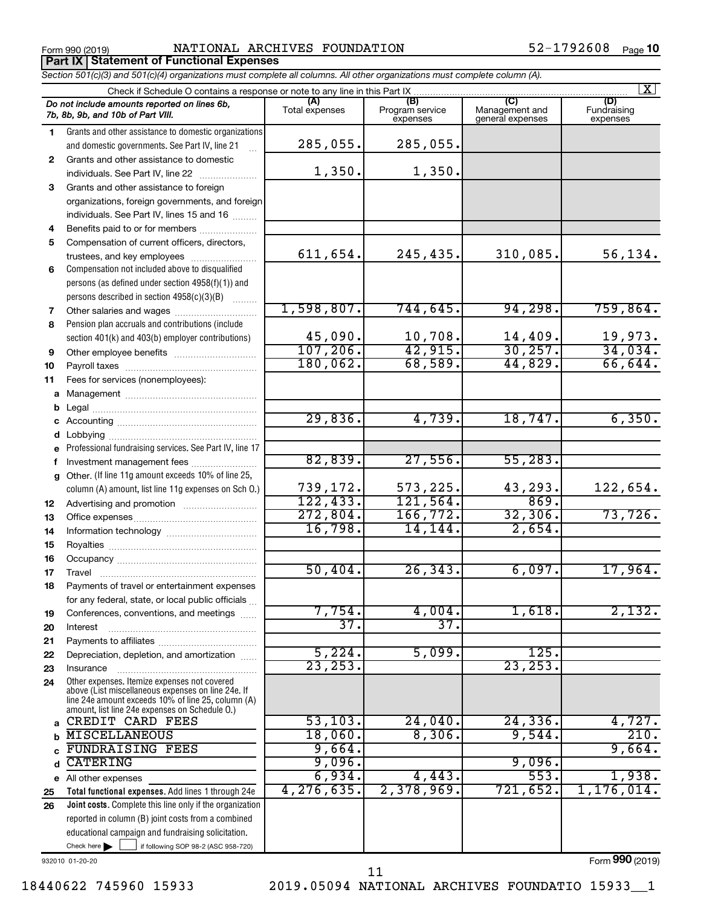Form 990 (2019) NATIONAL ARCHIVES FOUNDATION 52-1792608 Page **10**

## Part IX Statement of Functional Expenses

*Section 501(c)(3) and 501(c)(4) organizations must complete all columns. All other organizations must complete column (A).*

Check if Schedule O contains a response or note to any line in this Part IX [X]

| | *Do not include amounts reported on lines 6b, 7b, 8b, 9b, and 10b of Part VIII.* | (A) Total expenses | (B) Program service expenses | (C) Management and general expenses | (D) Fundraising expenses |
|---|---|---|---|---|---|
| 1 | Grants and other assistance to domestic organizations and domestic governments. See Part IV, line 21 | 285,055. | 285,055. | | |
| 2 | Grants and other assistance to domestic individuals. See Part IV, line 22 | 1,350. | 1,350. | | |
| 3 | Grants and other assistance to foreign organizations, foreign governments, and foreign individuals. See Part IV, lines 15 and 16 | | | | |
| 4 | Benefits paid to or for members | | | | |
| 5 | Compensation of current officers, directors, trustees, and key employees | 611,654. | 245,435. | 310,085. | 56,134. |
| 6 | Compensation not included above to disqualified persons (as defined under section 4958(f)(1)) and persons described in section 4958(c)(3)(B) | | | | |
| 7 | Other salaries and wages | 1,598,807. | 744,645. | 94,298. | 759,864. |
| 8 | Pension plan accruals and contributions (include section 401(k) and 403(b) employer contributions) | 45,090. | 10,708. | 14,409. | 19,973. |
| 9 | Other employee benefits | 107,206. | 42,915. | 30,257. | 34,034. |
| 10 | Payroll taxes | 180,062. | 68,589. | 44,829. | 66,644. |
| 11 | Fees for services (nonemployees): | | | | |
| a | Management | | | | |
| b | Legal | | | | |
| c | Accounting | 29,836. | 4,739. | 18,747. | 6,350. |
| d | Lobbying | | | | |
| e | Professional fundraising services. See Part IV, line 17 | | | | |
| f | Investment management fees | 82,839. | 27,556. | 55,283. | |
| g | Other. (If line 11g amount exceeds 10% of line 25, column (A) amount, list line 11g expenses on Sch O.) | 739,172. | 573,225. | 43,293. | 122,654. |
| 12 | Advertising and promotion | 122,433. | 121,564. | 869. | |
| 13 | Office expenses | 272,804. | 166,772. | 32,306. | 73,726. |
| 14 | Information technology | 16,798. | 14,144. | 2,654. | |
| 15 | Royalties | | | | |
| 16 | Occupancy | | | | |
| 17 | Travel | 50,404. | 26,343. | 6,097. | 17,964. |
| 18 | Payments of travel or entertainment expenses for any federal, state, or local public officials | | | | |
| 19 | Conferences, conventions, and meetings | 7,754. | 4,004. | 1,618. | 2,132. |
| 20 | Interest | 37. | 37. | | |
| 21 | Payments to affiliates | | | | |
| 22 | Depreciation, depletion, and amortization | 5,224. | 5,099. | 125. | |
| 23 | Insurance | 23,253. | | 23,253. | |
| 24 | Other expenses. Itemize expenses not covered above (List miscellaneous expenses on line 24e. If line 24e amount exceeds 10% of line 25, column (A) amount, list line 24e expenses on Schedule O.) | | | | |
| a | CREDIT CARD FEES | 53,103. | 24,040. | 24,336. | 4,727. |
| b | MISCELLANEOUS | 18,060. | 8,306. | 9,544. | 210. |
| c | FUNDRAISING FEES | 9,664. | | | 9,664. |
| d | CATERING | 9,096. | | 9,096. | |
| e | All other expenses | 6,934. | 4,443. | 553. | 1,938. |
| 25 | **Total functional expenses.** Add lines 1 through 24e | 4,276,635. | 2,378,969. | 721,652. | 1,176,014. |
| 26 | **Joint costs.** Complete this line only if the organization reported in column (B) joint costs from a combined educational campaign and fundraising solicitation. Check here [ ] if following SOP 98-2 (ASC 958-720) | | | | |

932010 01-20-20 Form **990** (2019)

18440622 745960 15933 2019.05094 NATIONAL ARCHIVES FOUNDATIO 15933__1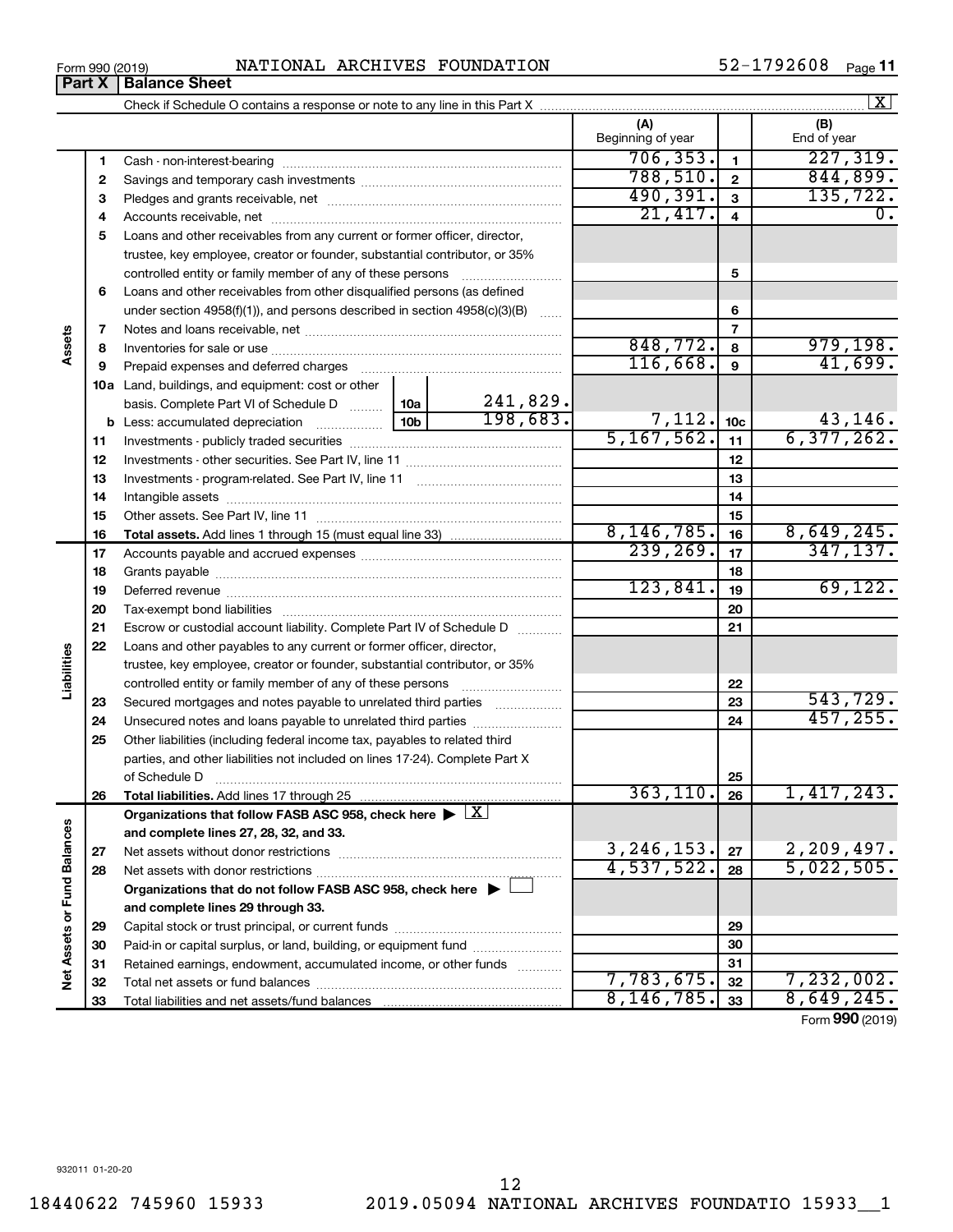Form 990 (2019) NATIONAL ARCHIVES FOUNDATION 52-1792608 Page 11

**Part X | Balance Sheet**

Check if Schedule O contains a response or note to any line in this Part X .......... [X]

| | | | (A) Beginning of year | | (B) End of year |
|---|---|---|---|---|---|
| Assets | 1 | Cash - non-interest-bearing | 706,353. | 1 | 227,319. |
| | 2 | Savings and temporary cash investments | 788,510. | 2 | 844,899. |
| | 3 | Pledges and grants receivable, net | 490,391. | 3 | 135,722. |
| | 4 | Accounts receivable, net | 21,417. | 4 | 0. |
| | 5 | Loans and other receivables from any current or former officer, director, trustee, key employee, creator or founder, substantial contributor, or 35% controlled entity or family member of any of these persons | | 5 | |
| | 6 | Loans and other receivables from other disqualified persons (as defined under section 4958(f)(1)), and persons described in section 4958(c)(3)(B) | | 6 | |
| | 7 | Notes and loans receivable, net | | 7 | |
| | 8 | Inventories for sale or use | 848,772. | 8 | 979,198. |
| | 9 | Prepaid expenses and deferred charges | 116,668. | 9 | 41,699. |
| | 10a | Land, buildings, and equipment: cost or other basis. Complete Part VI of Schedule D ... 10a 241,829. | | | |
| | b | Less: accumulated depreciation ... 10b 198,683. | 7,112. | 10c | 43,146. |
| | 11 | Investments - publicly traded securities | 5,167,562. | 11 | 6,377,262. |
| | 12 | Investments - other securities. See Part IV, line 11 | | 12 | |
| | 13 | Investments - program-related. See Part IV, line 11 | | 13 | |
| | 14 | Intangible assets | | 14 | |
| | 15 | Other assets. See Part IV, line 11 | | 15 | |
| | 16 | **Total assets.** Add lines 1 through 15 (must equal line 33) | 8,146,785. | 16 | 8,649,245. |
| Liabilities | 17 | Accounts payable and accrued expenses | 239,269. | 17 | 347,137. |
| | 18 | Grants payable | | 18 | |
| | 19 | Deferred revenue | 123,841. | 19 | 69,122. |
| | 20 | Tax-exempt bond liabilities | | 20 | |
| | 21 | Escrow or custodial account liability. Complete Part IV of Schedule D | | 21 | |
| | 22 | Loans and other payables to any current or former officer, director, trustee, key employee, creator or founder, substantial contributor, or 35% controlled entity or family member of any of these persons | | 22 | |
| | 23 | Secured mortgages and notes payable to unrelated third parties | | 23 | 543,729. |
| | 24 | Unsecured notes and loans payable to unrelated third parties | | 24 | 457,255. |
| | 25 | Other liabilities (including federal income tax, payables to related third parties, and other liabilities not included on lines 17-24). Complete Part X of Schedule D | | 25 | |
| | 26 | **Total liabilities.** Add lines 17 through 25 | 363,110. | 26 | 1,417,243. |
| Net Assets or Fund Balances | | **Organizations that follow FASB ASC 958, check here ▶ [X] and complete lines 27, 28, 32, and 33.** | | | |
| | 27 | Net assets without donor restrictions | 3,246,153. | 27 | 2,209,497. |
| | 28 | Net assets with donor restrictions | 4,537,522. | 28 | 5,022,505. |
| | | **Organizations that do not follow FASB ASC 958, check here ▶ [ ] and complete lines 29 through 33.** | | | |
| | 29 | Capital stock or trust principal, or current funds | | 29 | |
| | 30 | Paid-in or capital surplus, or land, building, or equipment fund | | 30 | |
| | 31 | Retained earnings, endowment, accumulated income, or other funds | | 31 | |
| | 32 | Total net assets or fund balances | 7,783,675. | 32 | 7,232,002. |
| | 33 | Total liabilities and net assets/fund balances | 8,146,785. | 33 | 8,649,245. |

Form **990** (2019)

932011 01-20-20

18440622 745960 15933 2019.05094 NATIONAL ARCHIVES FOUNDATIO 15933__1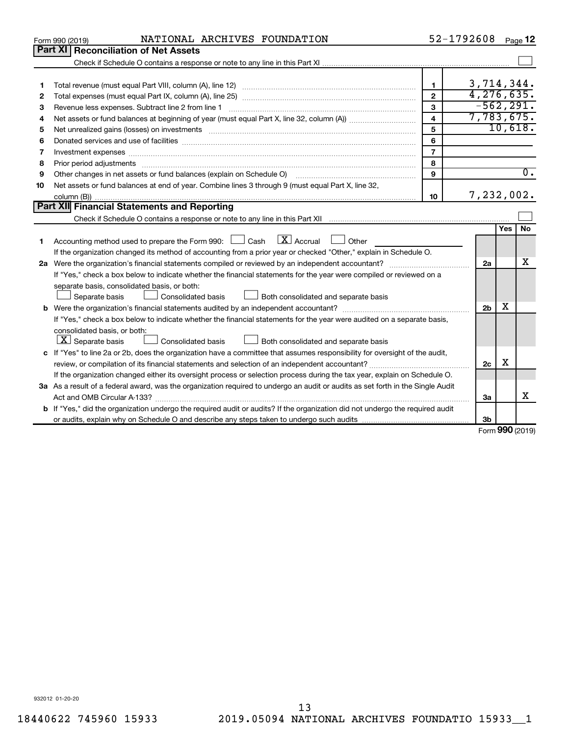Form 990 (2019) NATIONAL ARCHIVES FOUNDATION 52-1792608 Page 12

## Part XI Reconciliation of Net Assets

Check if Schedule O contains a response or note to any line in this Part XI ☐

| | | | |
|---|---|---|---|
| 1 | Total revenue (must equal Part VIII, column (A), line 12) | 1 | 3,714,344. |
| 2 | Total expenses (must equal Part IX, column (A), line 25) | 2 | 4,276,635. |
| 3 | Revenue less expenses. Subtract line 2 from line 1 | 3 | -562,291. |
| 4 | Net assets or fund balances at beginning of year (must equal Part X, line 32, column (A)) | 4 | 7,783,675. |
| 5 | Net unrealized gains (losses) on investments | 5 | 10,618. |
| 6 | Donated services and use of facilities | 6 | |
| 7 | Investment expenses | 7 | |
| 8 | Prior period adjustments | 8 | |
| 9 | Other changes in net assets or fund balances (explain on Schedule O) | 9 | 0. |
| 10 | Net assets or fund balances at end of year. Combine lines 3 through 9 (must equal Part X, line 32, column (B)) | 10 | 7,232,002. |

## Part XII Financial Statements and Reporting

Check if Schedule O contains a response or note to any line in this Part XII ☐

| | | | Yes | No |
|---|---|---|---|---|
| 1 | Accounting method used to prepare the Form 990: ☐ Cash ☒ Accrual ☐ Other<br>If the organization changed its method of accounting from a prior year or checked "Other," explain in Schedule O. | | | |
| 2a | Were the organization's financial statements compiled or reviewed by an independent accountant?<br>If "Yes," check a box below to indicate whether the financial statements for the year were compiled or reviewed on a separate basis, consolidated basis, or both:<br>☐ Separate basis ☐ Consolidated basis ☐ Both consolidated and separate basis | 2a | | X |
| b | Were the organization's financial statements audited by an independent accountant?<br>If "Yes," check a box below to indicate whether the financial statements for the year were audited on a separate basis, consolidated basis, or both:<br>☒ Separate basis ☐ Consolidated basis ☐ Both consolidated and separate basis | 2b | X | |
| c | If "Yes" to line 2a or 2b, does the organization have a committee that assumes responsibility for oversight of the audit, review, or compilation of its financial statements and selection of an independent accountant?<br>If the organization changed either its oversight process or selection process during the tax year, explain on Schedule O. | 2c | X | |
| 3a | As a result of a federal award, was the organization required to undergo an audit or audits as set forth in the Single Audit Act and OMB Circular A-133? | 3a | | X |
| b | If "Yes," did the organization undergo the required audit or audits? If the organization did not undergo the required audit or audits, explain why on Schedule O and describe any steps taken to undergo such audits | 3b | | |

Form 990 (2019)

932012 01-20-20

18440622 745960 15933 2019.05094 NATIONAL ARCHIVES FOUNDATIO 15933__1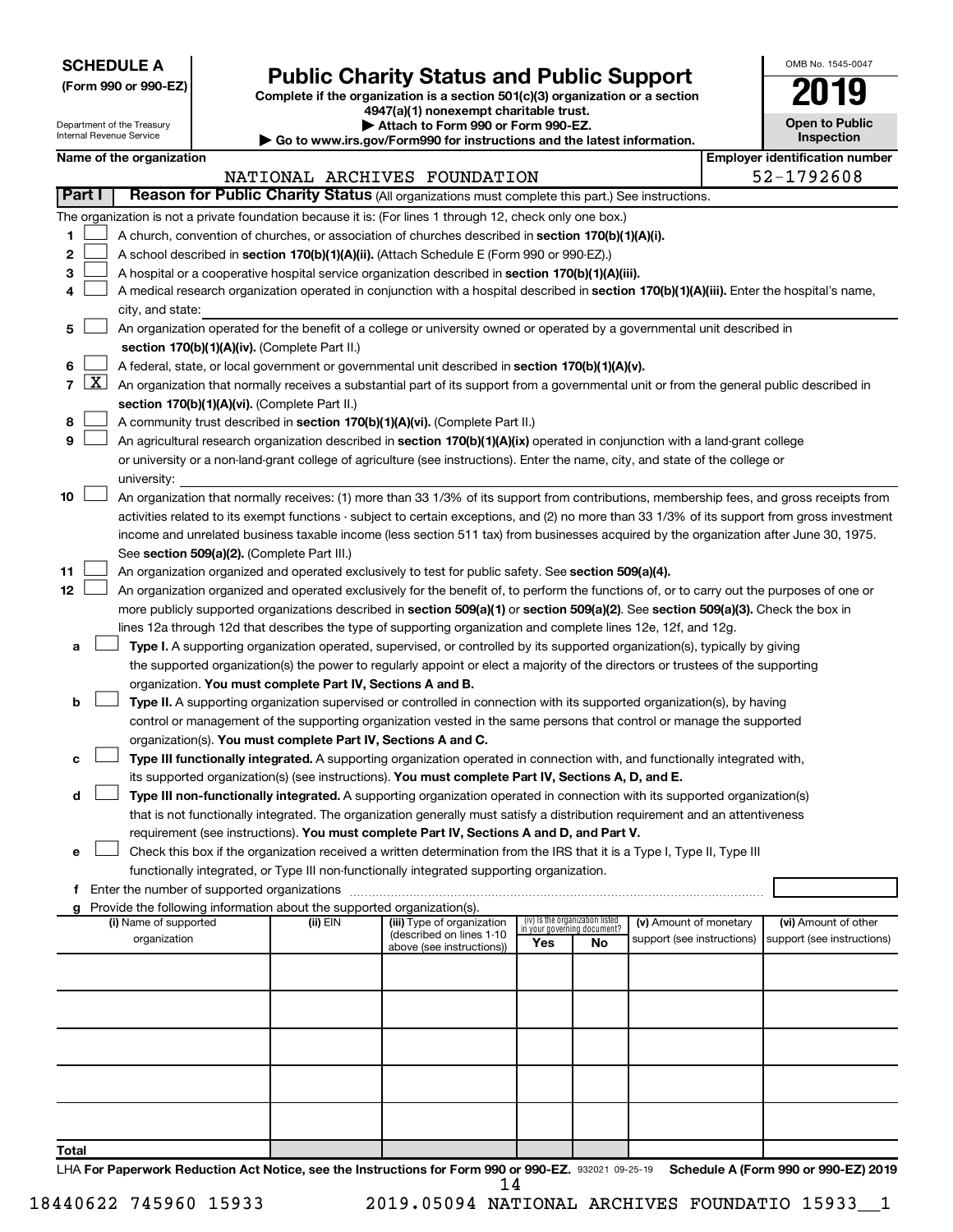**SCHEDULE A**
**(Form 990 or 990-EZ)**

Department of the Treasury
Internal Revenue Service

# Public Charity Status and Public Support

**Complete if the organization is a section 501(c)(3) organization or a section 4947(a)(1) nonexempt charitable trust.**
**▶ Attach to Form 990 or Form 990-EZ.**
**▶ Go to www.irs.gov/Form990 for instructions and the latest information.**

OMB No. 1545-0047
**2019**
**Open to Public Inspection**

**Name of the organization:** NATIONAL ARCHIVES FOUNDATION
**Employer identification number:** 52-1792608

## Part I Reason for Public Charity Status (All organizations must complete this part.) See instructions.

The organization is not a private foundation because it is: (For lines 1 through 12, check only one box.)

1. [ ] A church, convention of churches, or association of churches described in **section 170(b)(1)(A)(i).**
2. [ ] A school described in **section 170(b)(1)(A)(ii).** (Attach Schedule E (Form 990 or 990-EZ).)
3. [ ] A hospital or a cooperative hospital service organization described in **section 170(b)(1)(A)(iii).**
4. [ ] A medical research organization operated in conjunction with a hospital described in **section 170(b)(1)(A)(iii).** Enter the hospital's name, city, and state:
5. [ ] An organization operated for the benefit of a college or university owned or operated by a governmental unit described in **section 170(b)(1)(A)(iv).** (Complete Part II.)
6. [ ] A federal, state, or local government or governmental unit described in **section 170(b)(1)(A)(v).**
7. [X] An organization that normally receives a substantial part of its support from a governmental unit or from the general public described in **section 170(b)(1)(A)(vi).** (Complete Part II.)
8. [ ] A community trust described in **section 170(b)(1)(A)(vi).** (Complete Part II.)
9. [ ] An agricultural research organization described in **section 170(b)(1)(A)(ix)** operated in conjunction with a land-grant college or university or a non-land-grant college of agriculture (see instructions). Enter the name, city, and state of the college or university:
10. [ ] An organization that normally receives: (1) more than 33 1/3% of its support from contributions, membership fees, and gross receipts from activities related to its exempt functions - subject to certain exceptions, and (2) no more than 33 1/3% of its support from gross investment income and unrelated business taxable income (less section 511 tax) from businesses acquired by the organization after June 30, 1975. See **section 509(a)(2).** (Complete Part III.)
11. [ ] An organization organized and operated exclusively to test for public safety. See **section 509(a)(4).**
12. [ ] An organization organized and operated exclusively for the benefit of, to perform the functions of, or to carry out the purposes of one or more publicly supported organizations described in **section 509(a)(1)** or **section 509(a)(2)**. See **section 509(a)(3).** Check the box in lines 12a through 12d that describes the type of supporting organization and complete lines 12e, 12f, and 12g.
   - **a** [ ] **Type I.** A supporting organization operated, supervised, or controlled by its supported organization(s), typically by giving the supported organization(s) the power to regularly appoint or elect a majority of the directors or trustees of the supporting organization. **You must complete Part IV, Sections A and B.**
   - **b** [ ] **Type II.** A supporting organization supervised or controlled in connection with its supported organization(s), by having control or management of the supporting organization vested in the same persons that control or manage the supported organization(s). **You must complete Part IV, Sections A and C.**
   - **c** [ ] **Type III functionally integrated.** A supporting organization operated in connection with, and functionally integrated with, its supported organization(s) (see instructions). **You must complete Part IV, Sections A, D, and E.**
   - **d** [ ] **Type III non-functionally integrated.** A supporting organization operated in connection with its supported organization(s) that is not functionally integrated. The organization generally must satisfy a distribution requirement and an attentiveness requirement (see instructions). **You must complete Part IV, Sections A and D, and Part V.**
   - **e** [ ] Check this box if the organization received a written determination from the IRS that it is a Type I, Type II, Type III functionally integrated, or Type III non-functionally integrated supporting organization.
   - **f** Enter the number of supported organizations
   - **g** Provide the following information about the supported organization(s).

| (i) Name of supported organization | (ii) EIN | (iii) Type of organization (described on lines 1-10 above (see instructions)) | (iv) Is the organization listed in your governing document? Yes | No | (v) Amount of monetary support (see instructions) | (vi) Amount of other support (see instructions) |
|---|---|---|---|---|---|---|
| | | | | | | |
| | | | | | | |
| | | | | | | |
| | | | | | | |
| | | | | | | |
| **Total** | | | | | | |

LHA **For Paperwork Reduction Act Notice, see the Instructions for Form 990 or 990-EZ.** 932021 09-25-19 **Schedule A (Form 990 or 990-EZ) 2019**

18440622 745960 15933 2019.05094 NATIONAL ARCHIVES FOUNDATIO 15933__1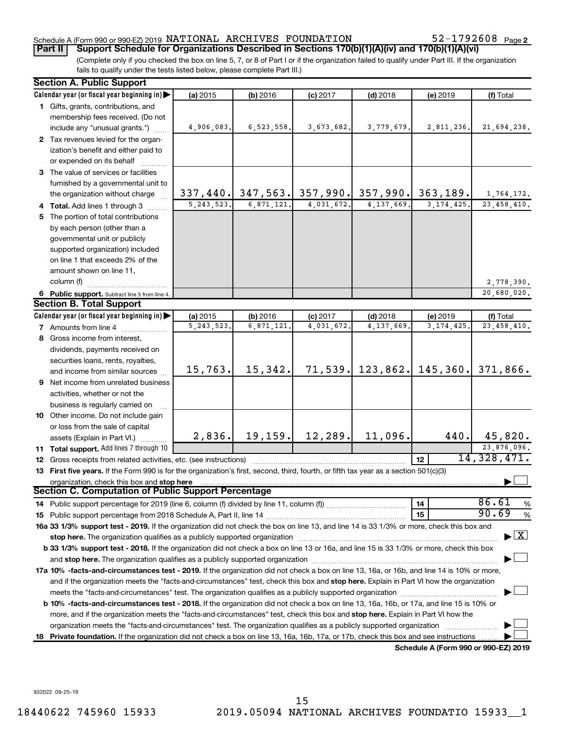Schedule A (Form 990 or 990-EZ) 2019 NATIONAL ARCHIVES FOUNDATION 52-1792608 Page 2

**Part II** **Support Schedule for Organizations Described in Sections 170(b)(1)(A)(iv) and 170(b)(1)(A)(vi)**

(Complete only if you checked the box on line 5, 7, or 8 of Part I or if the organization failed to qualify under Part III. If the organization fails to qualify under the tests listed below, please complete Part III.)

## Section A. Public Support

| Calendar year (or fiscal year beginning in) | (a) 2015 | (b) 2016 | (c) 2017 | (d) 2018 | (e) 2019 | (f) Total |
|---|---|---|---|---|---|---|
| 1 Gifts, grants, contributions, and membership fees received. (Do not include any "unusual grants.") | 4,906,083. | 6,523,558. | 3,673,682. | 3,779,679. | 2,811,236. | 21,694,238. |
| 2 Tax revenues levied for the organization's benefit and either paid to or expended on its behalf | | | | | | |
| 3 The value of services or facilities furnished by a governmental unit to the organization without charge | 337,440. | 347,563. | 357,990. | 357,990. | 363,189. | 1,764,172. |
| 4 **Total.** Add lines 1 through 3 | 5,243,523. | 6,871,121. | 4,031,672. | 4,137,669. | 3,174,425. | 23,458,410. |
| 5 The portion of total contributions by each person (other than a governmental unit or publicly supported organization) included on line 1 that exceeds 2% of the amount shown on line 11, column (f) | | | | | | 2,778,390. |
| 6 **Public support.** Subtract line 5 from line 4. | | | | | | 20,680,020. |

## Section B. Total Support

| Calendar year (or fiscal year beginning in) | (a) 2015 | (b) 2016 | (c) 2017 | (d) 2018 | (e) 2019 | (f) Total |
|---|---|---|---|---|---|---|
| 7 Amounts from line 4 | 5,243,523. | 6,871,121. | 4,031,672. | 4,137,669. | 3,174,425. | 23,458,410. |
| 8 Gross income from interest, dividends, payments received on securities loans, rents, royalties, and income from similar sources | 15,763. | 15,342. | 71,539. | 123,862. | 145,360. | 371,866. |
| 9 Net income from unrelated business activities, whether or not the business is regularly carried on | | | | | | |
| 10 Other income. Do not include gain or loss from the sale of capital assets (Explain in Part VI.) | 2,836. | 19,159. | 12,289. | 11,096. | 440. | 45,820. |
| 11 **Total support.** Add lines 7 through 10 | | | | | | 23,876,096. |

12 Gross receipts from related activities, etc. (see instructions) | 12 | 14,328,471.

13 **First five years.** If the Form 990 is for the organization's first, second, third, fourth, or fifth tax year as a section 501(c)(3) organization, check this box and **stop here** ☐

## Section C. Computation of Public Support Percentage

14 Public support percentage for 2019 (line 6, column (f) divided by line 11, column (f)) | 14 | 86.61 %

15 Public support percentage from 2018 Schedule A, Part II, line 14 | 15 | 90.69 %

**16a 33 1/3% support test - 2019.** If the organization did not check the box on line 13, and line 14 is 33 1/3% or more, check this box and **stop here.** The organization qualifies as a publicly supported organization ☒

**b 33 1/3% support test - 2018.** If the organization did not check a box on line 13 or 16a, and line 15 is 33 1/3% or more, check this box and **stop here.** The organization qualifies as a publicly supported organization ☐

**17a 10% -facts-and-circumstances test - 2019.** If the organization did not check a box on line 13, 16a, or 16b, and line 14 is 10% or more, and if the organization meets the "facts-and-circumstances" test, check this box and **stop here.** Explain in Part VI how the organization meets the "facts-and-circumstances" test. The organization qualifies as a publicly supported organization ☐

**b 10% -facts-and-circumstances test - 2018.** If the organization did not check a box on line 13, 16a, 16b, or 17a, and line 15 is 10% or more, and if the organization meets the "facts-and-circumstances" test, check this box and **stop here.** Explain in Part VI how the organization meets the "facts-and-circumstances" test. The organization qualifies as a publicly supported organization ☐

**18 Private foundation.** If the organization did not check a box on line 13, 16a, 16b, 17a, or 17b, check this box and see instructions ☐

**Schedule A (Form 990 or 990-EZ) 2019**

932022 09-25-19

18440622 745960 15933 2019.05094 NATIONAL ARCHIVES FOUNDATIO 15933__1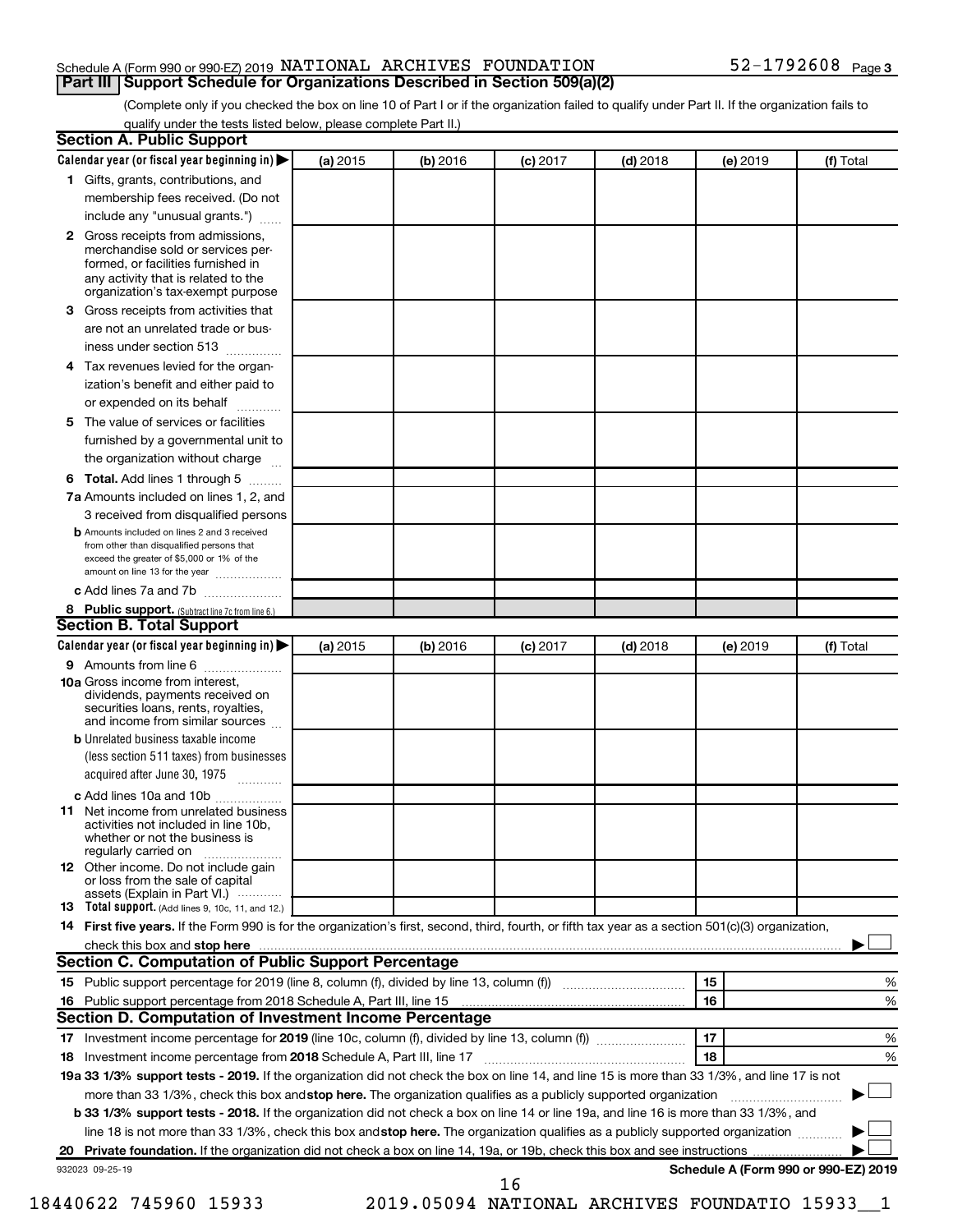Schedule A (Form 990 or 990-EZ) 2019 NATIONAL ARCHIVES FOUNDATION 52-1792608 Page 3

## Part III Support Schedule for Organizations Described in Section 509(a)(2)

(Complete only if you checked the box on line 10 of Part I or if the organization failed to qualify under Part II. If the organization fails to qualify under the tests listed below, please complete Part II.)

### Section A. Public Support

| Calendar year (or fiscal year beginning in) ▶ | (a) 2015 | (b) 2016 | (c) 2017 | (d) 2018 | (e) 2019 | (f) Total |
|---|---|---|---|---|---|---|
| **1** Gifts, grants, contributions, and membership fees received. (Do not include any "unusual grants.") | | | | | | |
| **2** Gross receipts from admissions, merchandise sold or services performed, or facilities furnished in any activity that is related to the organization's tax-exempt purpose | | | | | | |
| **3** Gross receipts from activities that are not an unrelated trade or business under section 513 | | | | | | |
| **4** Tax revenues levied for the organization's benefit and either paid to or expended on its behalf | | | | | | |
| **5** The value of services or facilities furnished by a governmental unit to the organization without charge | | | | | | |
| **6 Total.** Add lines 1 through 5 | | | | | | |
| **7a** Amounts included on lines 1, 2, and 3 received from disqualified persons | | | | | | |
| **b** Amounts included on lines 2 and 3 received from other than disqualified persons that exceed the greater of $5,000 or 1% of the amount on line 13 for the year | | | | | | |
| **c** Add lines 7a and 7b | | | | | | |
| **8 Public support.** (Subtract line 7c from line 6.) | | | | | | |

### Section B. Total Support

| Calendar year (or fiscal year beginning in) ▶ | (a) 2015 | (b) 2016 | (c) 2017 | (d) 2018 | (e) 2019 | (f) Total |
|---|---|---|---|---|---|---|
| **9** Amounts from line 6 | | | | | | |
| **10a** Gross income from interest, dividends, payments received on securities loans, rents, royalties, and income from similar sources | | | | | | |
| **b** Unrelated business taxable income (less section 511 taxes) from businesses acquired after June 30, 1975 | | | | | | |
| **c** Add lines 10a and 10b | | | | | | |
| **11** Net income from unrelated business activities not included in line 10b, whether or not the business is regularly carried on | | | | | | |
| **12** Other income. Do not include gain or loss from the sale of capital assets (Explain in Part VI.) | | | | | | |
| **13 Total support.** (Add lines 9, 10c, 11, and 12.) | | | | | | |

**14 First five years.** If the Form 990 is for the organization's first, second, third, fourth, or fifth tax year as a section 501(c)(3) organization, check this box and **stop here** ▶ ☐

### Section C. Computation of Public Support Percentage

| | | | |
|---|---|---|---|
| **15** Public support percentage for 2019 (line 8, column (f), divided by line 13, column (f)) | 15 | | % |
| **16** Public support percentage from 2018 Schedule A, Part III, line 15 | 16 | | % |

### Section D. Computation of Investment Income Percentage

| | | | |
|---|---|---|---|
| **17** Investment income percentage for **2019** (line 10c, column (f), divided by line 13, column (f)) | 17 | | % |
| **18** Investment income percentage from **2018** Schedule A, Part III, line 17 | 18 | | % |

**19a 33 1/3% support tests - 2019.** If the organization did not check the box on line 14, and line 15 is more than 33 1/3%, and line 17 is not more than 33 1/3%, check this box and **stop here.** The organization qualifies as a publicly supported organization ▶ ☐

**b 33 1/3% support tests - 2018.** If the organization did not check a box on line 14 or line 19a, and line 16 is more than 33 1/3%, and line 18 is not more than 33 1/3%, check this box and **stop here.** The organization qualifies as a publicly supported organization ▶ ☐

**20 Private foundation.** If the organization did not check a box on line 14, 19a, or 19b, check this box and see instructions ▶ ☐

932023 09-25-19 **Schedule A (Form 990 or 990-EZ) 2019**

18440622 745960 15933 2019.05094 NATIONAL ARCHIVES FOUNDATIO 15933__1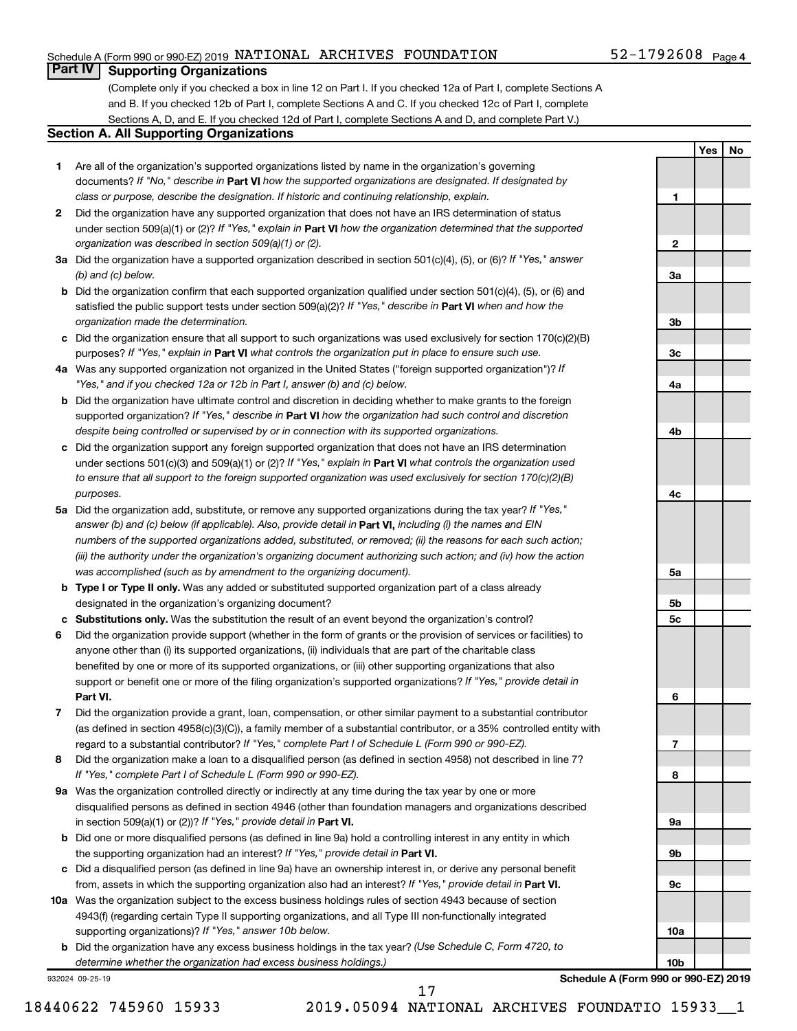Schedule A (Form 990 or 990-EZ) 2019 NATIONAL ARCHIVES FOUNDATION 52-1792608 Page 4

## Part IV Supporting Organizations

(Complete only if you checked a box in line 12 on Part I. If you checked 12a of Part I, complete Sections A and B. If you checked 12b of Part I, complete Sections A and C. If you checked 12c of Part I, complete Sections A, D, and E. If you checked 12d of Part I, complete Sections A and D, and complete Part V.)

### Section A. All Supporting Organizations

| | | | Yes | No |
|---|---|---|---|---|
| **1** | Are all of the organization's supported organizations listed by name in the organization's governing documents? *If "No," describe in* **Part VI** *how the supported organizations are designated. If designated by class or purpose, describe the designation. If historic and continuing relationship, explain.* | 1 | | |
| **2** | Did the organization have any supported organization that does not have an IRS determination of status under section 509(a)(1) or (2)? *If "Yes," explain in* **Part VI** *how the organization determined that the supported organization was described in section 509(a)(1) or (2).* | 2 | | |
| **3a** | Did the organization have a supported organization described in section 501(c)(4), (5), or (6)? *If "Yes," answer (b) and (c) below.* | 3a | | |
| **b** | Did the organization confirm that each supported organization qualified under section 501(c)(4), (5), or (6) and satisfied the public support tests under section 509(a)(2)? *If "Yes," describe in* **Part VI** *when and how the organization made the determination.* | 3b | | |
| **c** | Did the organization ensure that all support to such organizations was used exclusively for section 170(c)(2)(B) purposes? *If "Yes," explain in* **Part VI** *what controls the organization put in place to ensure such use.* | 3c | | |
| **4a** | Was any supported organization not organized in the United States ("foreign supported organization")? *If "Yes," and if you checked 12a or 12b in Part I, answer (b) and (c) below.* | 4a | | |
| **b** | Did the organization have ultimate control and discretion in deciding whether to make grants to the foreign supported organization? *If "Yes," describe in* **Part VI** *how the organization had such control and discretion despite being controlled or supervised by or in connection with its supported organizations.* | 4b | | |
| **c** | Did the organization support any foreign supported organization that does not have an IRS determination under sections 501(c)(3) and 509(a)(1) or (2)? *If "Yes," explain in* **Part VI** *what controls the organization used to ensure that all support to the foreign supported organization was used exclusively for section 170(c)(2)(B) purposes.* | 4c | | |
| **5a** | Did the organization add, substitute, or remove any supported organizations during the tax year? *If "Yes," answer (b) and (c) below (if applicable). Also, provide detail in* **Part VI,** *including (i) the names and EIN numbers of the supported organizations added, substituted, or removed; (ii) the reasons for each such action; (iii) the authority under the organization's organizing document authorizing such action; and (iv) how the action was accomplished (such as by amendment to the organizing document).* | 5a | | |
| **b** | **Type I or Type II only.** Was any added or substituted supported organization part of a class already designated in the organization's organizing document? | 5b | | |
| **c** | **Substitutions only.** Was the substitution the result of an event beyond the organization's control? | 5c | | |
| **6** | Did the organization provide support (whether in the form of grants or the provision of services or facilities) to anyone other than (i) its supported organizations, (ii) individuals that are part of the charitable class benefited by one or more of its supported organizations, or (iii) other supporting organizations that also support or benefit one or more of the filing organization's supported organizations? *If "Yes," provide detail in* **Part VI.** | 6 | | |
| **7** | Did the organization provide a grant, loan, compensation, or other similar payment to a substantial contributor (as defined in section 4958(c)(3)(C)), a family member of a substantial contributor, or a 35% controlled entity with regard to a substantial contributor? *If "Yes," complete Part I of Schedule L (Form 990 or 990-EZ).* | 7 | | |
| **8** | Did the organization make a loan to a disqualified person (as defined in section 4958) not described in line 7? *If "Yes," complete Part I of Schedule L (Form 990 or 990-EZ).* | 8 | | |
| **9a** | Was the organization controlled directly or indirectly at any time during the tax year by one or more disqualified persons as defined in section 4946 (other than foundation managers and organizations described in section 509(a)(1) or (2))? *If "Yes," provide detail in* **Part VI.** | 9a | | |
| **b** | Did one or more disqualified persons (as defined in line 9a) hold a controlling interest in any entity in which the supporting organization had an interest? *If "Yes," provide detail in* **Part VI.** | 9b | | |
| **c** | Did a disqualified person (as defined in line 9a) have an ownership interest in, or derive any personal benefit from, assets in which the supporting organization also had an interest? *If "Yes," provide detail in* **Part VI.** | 9c | | |
| **10a** | Was the organization subject to the excess business holdings rules of section 4943 because of section 4943(f) (regarding certain Type II supporting organizations, and all Type III non-functionally integrated supporting organizations)? *If "Yes," answer 10b below.* | 10a | | |
| **b** | Did the organization have any excess business holdings in the tax year? *(Use Schedule C, Form 4720, to determine whether the organization had excess business holdings.)* | 10b | | |

932024 09-25-19 **Schedule A (Form 990 or 990-EZ) 2019**

18440622 745960 15933 2019.05094 NATIONAL ARCHIVES FOUNDATIO 15933__1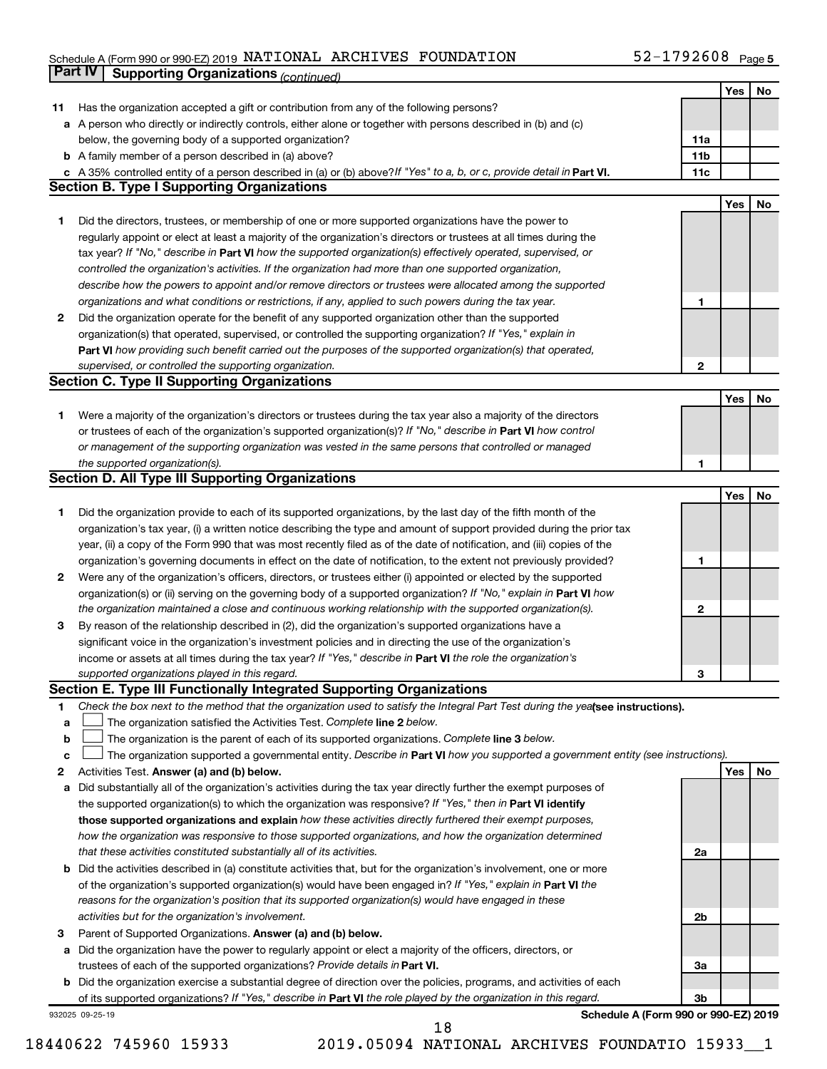Schedule A (Form 990 or 990-EZ) 2019 NATIONAL ARCHIVES FOUNDATION 52-1792608 Page 5

## Part IV Supporting Organizations *(continued)*

| | | | Yes | No |
|---|---|---|---|---|
| **11** | Has the organization accepted a gift or contribution from any of the following persons? | | | |
| **a** | A person who directly or indirectly controls, either alone or together with persons described in (b) and (c) below, the governing body of a supported organization? | **11a** | | |
| **b** | A family member of a person described in (a) above? | **11b** | | |
| **c** | A 35% controlled entity of a person described in (a) or (b) above? *If "Yes" to a, b, or c, provide detail in* **Part VI.** | **11c** | | |

### Section B. Type I Supporting Organizations

| | | | Yes | No |
|---|---|---|---|---|
| **1** | Did the directors, trustees, or membership of one or more supported organizations have the power to regularly appoint or elect at least a majority of the organization's directors or trustees at all times during the tax year? *If "No," describe in* **Part VI** *how the supported organization(s) effectively operated, supervised, or controlled the organization's activities. If the organization had more than one supported organization, describe how the powers to appoint and/or remove directors or trustees were allocated among the supported organizations and what conditions or restrictions, if any, applied to such powers during the tax year.* | **1** | | |
| **2** | Did the organization operate for the benefit of any supported organization other than the supported organization(s) that operated, supervised, or controlled the supporting organization? *If "Yes," explain in* **Part VI** *how providing such benefit carried out the purposes of the supported organization(s) that operated, supervised, or controlled the supporting organization.* | **2** | | |

### Section C. Type II Supporting Organizations

| | | | Yes | No |
|---|---|---|---|---|
| **1** | Were a majority of the organization's directors or trustees during the tax year also a majority of the directors or trustees of each of the organization's supported organization(s)? *If "No," describe in* **Part VI** *how control or management of the supporting organization was vested in the same persons that controlled or managed the supported organization(s).* | **1** | | |

### Section D. All Type III Supporting Organizations

| | | | Yes | No |
|---|---|---|---|---|
| **1** | Did the organization provide to each of its supported organizations, by the last day of the fifth month of the organization's tax year, (i) a written notice describing the type and amount of support provided during the prior tax year, (ii) a copy of the Form 990 that was most recently filed as of the date of notification, and (iii) copies of the organization's governing documents in effect on the date of notification, to the extent not previously provided? | **1** | | |
| **2** | Were any of the organization's officers, directors, or trustees either (i) appointed or elected by the supported organization(s) or (ii) serving on the governing body of a supported organization? *If "No," explain in* **Part VI** *how the organization maintained a close and continuous working relationship with the supported organization(s).* | **2** | | |
| **3** | By reason of the relationship described in (2), did the organization's supported organizations have a significant voice in the organization's investment policies and in directing the use of the organization's income or assets at all times during the tax year? *If "Yes," describe in* **Part VI** *the role the organization's supported organizations played in this regard.* | **3** | | |

### Section E. Type III Functionally Integrated Supporting Organizations

**1** *Check the box next to the method that the organization used to satisfy the Integral Part Test during the year* **(see instructions).**

- **a** ☐ The organization satisfied the Activities Test. *Complete* **line 2** *below.*
- **b** ☐ The organization is the parent of each of its supported organizations. *Complete* **line 3** *below.*
- **c** ☐ The organization supported a governmental entity. *Describe in* **Part VI** *how you supported a government entity (see instructions).*

| | | | Yes | No |
|---|---|---|---|---|
| **2** | Activities Test. **Answer (a) and (b) below.** | | | |
| **a** | Did substantially all of the organization's activities during the tax year directly further the exempt purposes of the supported organization(s) to which the organization was responsive? *If "Yes," then in* **Part VI identify those supported organizations and explain** *how these activities directly furthered their exempt purposes, how the organization was responsive to those supported organizations, and how the organization determined that these activities constituted substantially all of its activities.* | **2a** | | |
| **b** | Did the activities described in (a) constitute activities that, but for the organization's involvement, one or more of the organization's supported organization(s) would have been engaged in? *If "Yes," explain in* **Part VI** *the reasons for the organization's position that its supported organization(s) would have engaged in these activities but for the organization's involvement.* | **2b** | | |
| **3** | Parent of Supported Organizations. **Answer (a) and (b) below.** | | | |
| **a** | Did the organization have the power to regularly appoint or elect a majority of the officers, directors, or trustees of each of the supported organizations? *Provide details in* **Part VI.** | **3a** | | |
| **b** | Did the organization exercise a substantial degree of direction over the policies, programs, and activities of each of its supported organizations? *If "Yes," describe in* **Part VI** *the role played by the organization in this regard.* | **3b** | | |

932025 09-25-19 **Schedule A (Form 990 or 990-EZ) 2019**

18440622 745960 15933 2019.05094 NATIONAL ARCHIVES FOUNDATIO 15933__1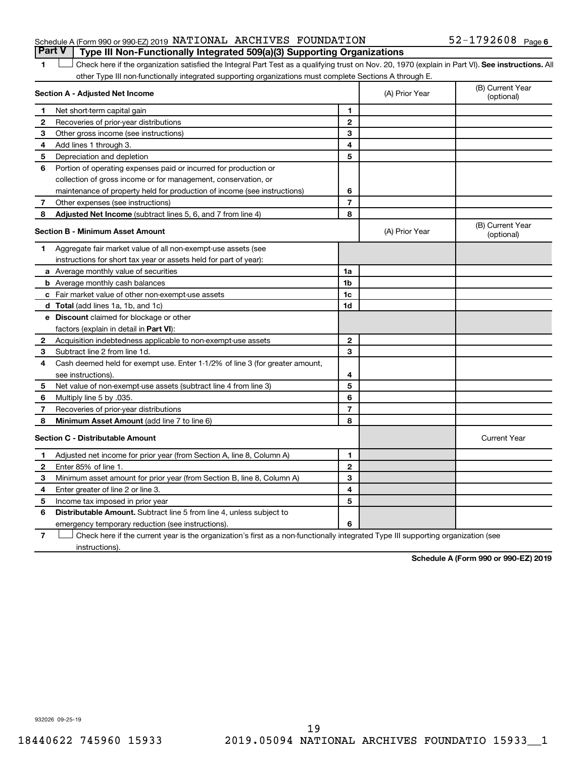Schedule A (Form 990 or 990-EZ) 2019 NATIONAL ARCHIVES FOUNDATION 52-1792608 Page 6

## Part V Type III Non-Functionally Integrated 509(a)(3) Supporting Organizations

1 ☐ Check here if the organization satisfied the Integral Part Test as a qualifying trust on Nov. 20, 1970 (explain in Part VI). **See instructions.** All other Type III non-functionally integrated supporting organizations must complete Sections A through E.

| Section A - Adjusted Net Income | | | (A) Prior Year | (B) Current Year (optional) |
|---|---|---|---|---|
| 1 | Net short-term capital gain | 1 | | |
| 2 | Recoveries of prior-year distributions | 2 | | |
| 3 | Other gross income (see instructions) | 3 | | |
| 4 | Add lines 1 through 3. | 4 | | |
| 5 | Depreciation and depletion | 5 | | |
| 6 | Portion of operating expenses paid or incurred for production or collection of gross income or for management, conservation, or maintenance of property held for production of income (see instructions) | 6 | | |
| 7 | Other expenses (see instructions) | 7 | | |
| 8 | **Adjusted Net Income** (subtract lines 5, 6, and 7 from line 4) | 8 | | |

| Section B - Minimum Asset Amount | | | (A) Prior Year | (B) Current Year (optional) |
|---|---|---|---|---|
| 1 | Aggregate fair market value of all non-exempt-use assets (see instructions for short tax year or assets held for part of year): | | | |
| a | Average monthly value of securities | 1a | | |
| b | Average monthly cash balances | 1b | | |
| c | Fair market value of other non-exempt-use assets | 1c | | |
| d | **Total** (add lines 1a, 1b, and 1c) | 1d | | |
| e | **Discount** claimed for blockage or other factors (explain in detail in **Part VI**): | | | |
| 2 | Acquisition indebtedness applicable to non-exempt-use assets | 2 | | |
| 3 | Subtract line 2 from line 1d. | 3 | | |
| 4 | Cash deemed held for exempt use. Enter 1-1/2% of line 3 (for greater amount, see instructions). | 4 | | |
| 5 | Net value of non-exempt-use assets (subtract line 4 from line 3) | 5 | | |
| 6 | Multiply line 5 by .035. | 6 | | |
| 7 | Recoveries of prior-year distributions | 7 | | |
| 8 | **Minimum Asset Amount** (add line 7 to line 6) | 8 | | |

| Section C - Distributable Amount | | | | Current Year |
|---|---|---|---|---|
| 1 | Adjusted net income for prior year (from Section A, line 8, Column A) | 1 | | |
| 2 | Enter 85% of line 1. | 2 | | |
| 3 | Minimum asset amount for prior year (from Section B, line 8, Column A) | 3 | | |
| 4 | Enter greater of line 2 or line 3. | 4 | | |
| 5 | Income tax imposed in prior year | 5 | | |
| 6 | **Distributable Amount.** Subtract line 5 from line 4, unless subject to emergency temporary reduction (see instructions). | 6 | | |

7 ☐ Check here if the current year is the organization's first as a non-functionally integrated Type III supporting organization (see instructions).

**Schedule A (Form 990 or 990-EZ) 2019**

932026 09-25-19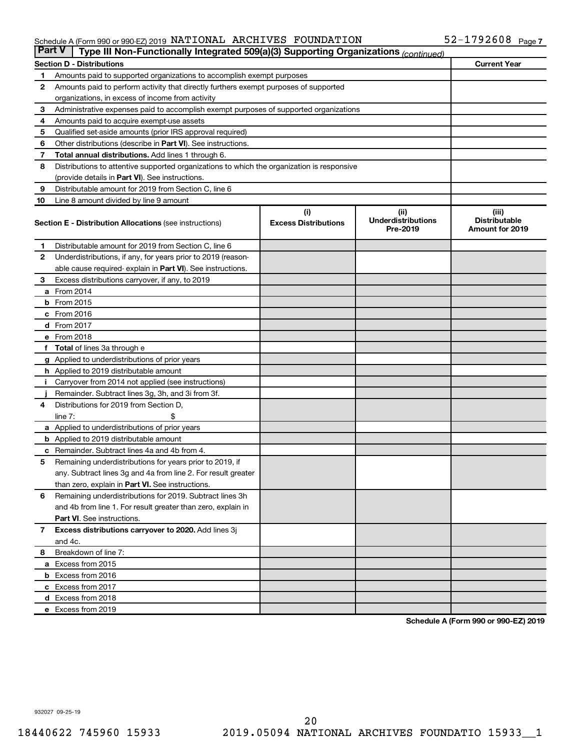Schedule A (Form 990 or 990-EZ) 2019 NATIONAL ARCHIVES FOUNDATION 52-1792608 Page 7

**Part V | Type III Non-Functionally Integrated 509(a)(3) Supporting Organizations** *(continued)*

| **Section D - Distributions** | | **Current Year** |
|---|---|---|
| **1** | Amounts paid to supported organizations to accomplish exempt purposes | |
| **2** | Amounts paid to perform activity that directly furthers exempt purposes of supported organizations, in excess of income from activity | |
| **3** | Administrative expenses paid to accomplish exempt purposes of supported organizations | |
| **4** | Amounts paid to acquire exempt-use assets | |
| **5** | Qualified set-aside amounts (prior IRS approval required) | |
| **6** | Other distributions (describe in **Part VI**). See instructions. | |
| **7** | **Total annual distributions.** Add lines 1 through 6. | |
| **8** | Distributions to attentive supported organizations to which the organization is responsive (provide details in **Part VI**). See instructions. | |
| **9** | Distributable amount for 2019 from Section C, line 6 | |
| **10** | Line 8 amount divided by line 9 amount | |

| | **Section E - Distribution Allocations** (see instructions) | **(i) Excess Distributions** | **(ii) Underdistributions Pre-2019** | **(iii) Distributable Amount for 2019** |
|---|---|---|---|---|
| **1** | Distributable amount for 2019 from Section C, line 6 | | | |
| **2** | Underdistributions, if any, for years prior to 2019 (reasonable cause required- explain in **Part VI**). See instructions. | | | |
| **3** | Excess distributions carryover, if any, to 2019 | | | |
| **a** | From 2014 | | | |
| **b** | From 2015 | | | |
| **c** | From 2016 | | | |
| **d** | From 2017 | | | |
| **e** | From 2018 | | | |
| **f** | **Total** of lines 3a through e | | | |
| **g** | Applied to underdistributions of prior years | | | |
| **h** | Applied to 2019 distributable amount | | | |
| **i** | Carryover from 2014 not applied (see instructions) | | | |
| **j** | Remainder. Subtract lines 3g, 3h, and 3i from 3f. | | | |
| **4** | Distributions for 2019 from Section D, line 7: $ | | | |
| **a** | Applied to underdistributions of prior years | | | |
| **b** | Applied to 2019 distributable amount | | | |
| **c** | Remainder. Subtract lines 4a and 4b from 4. | | | |
| **5** | Remaining underdistributions for years prior to 2019, if any. Subtract lines 3g and 4a from line 2. For result greater than zero, explain in **Part VI.** See instructions. | | | |
| **6** | Remaining underdistributions for 2019. Subtract lines 3h and 4b from line 1. For result greater than zero, explain in **Part VI**. See instructions. | | | |
| **7** | **Excess distributions carryover to 2020.** Add lines 3j and 4c. | | | |
| **8** | Breakdown of line 7: | | | |
| **a** | Excess from 2015 | | | |
| **b** | Excess from 2016 | | | |
| **c** | Excess from 2017 | | | |
| **d** | Excess from 2018 | | | |
| **e** | Excess from 2019 | | | |

**Schedule A (Form 990 or 990-EZ) 2019**

932027 09-25-19

18440622 745960 15933 2019.05094 NATIONAL ARCHIVES FOUNDATIO 15933__1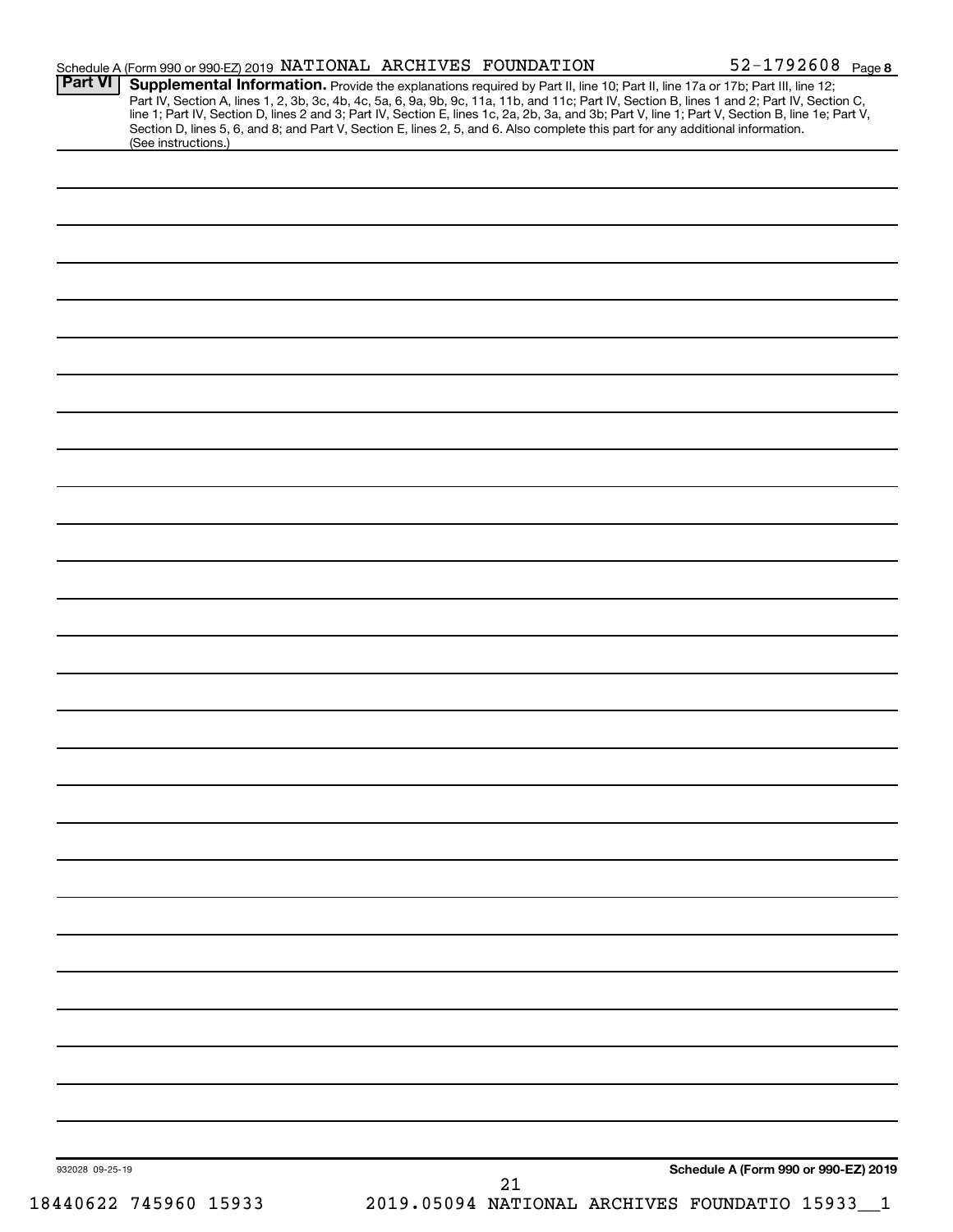Schedule A (Form 990 or 990-EZ) 2019 NATIONAL ARCHIVES FOUNDATION 52-1792608 Page 8

**Part VI** **Supplemental Information.** Provide the explanations required by Part II, line 10; Part II, line 17a or 17b; Part III, line 12; Part IV, Section A, lines 1, 2, 3b, 3c, 4b, 4c, 5a, 6, 9a, 9b, 9c, 11a, 11b, and 11c; Part IV, Section B, lines 1 and 2; Part IV, Section C, line 1; Part IV, Section D, lines 2 and 3; Part IV, Section E, lines 1c, 2a, 2b, 3a, and 3b; Part V, line 1; Part V, Section B, line 1e; Part V, Section D, lines 5, 6, and 8; and Part V, Section E, lines 2, 5, and 6. Also complete this part for any additional information. (See instructions.)

932028 09-25-19

**Schedule A (Form 990 or 990-EZ) 2019**

18440622 745960 15933 2019.05094 NATIONAL ARCHIVES FOUNDATIO 15933__1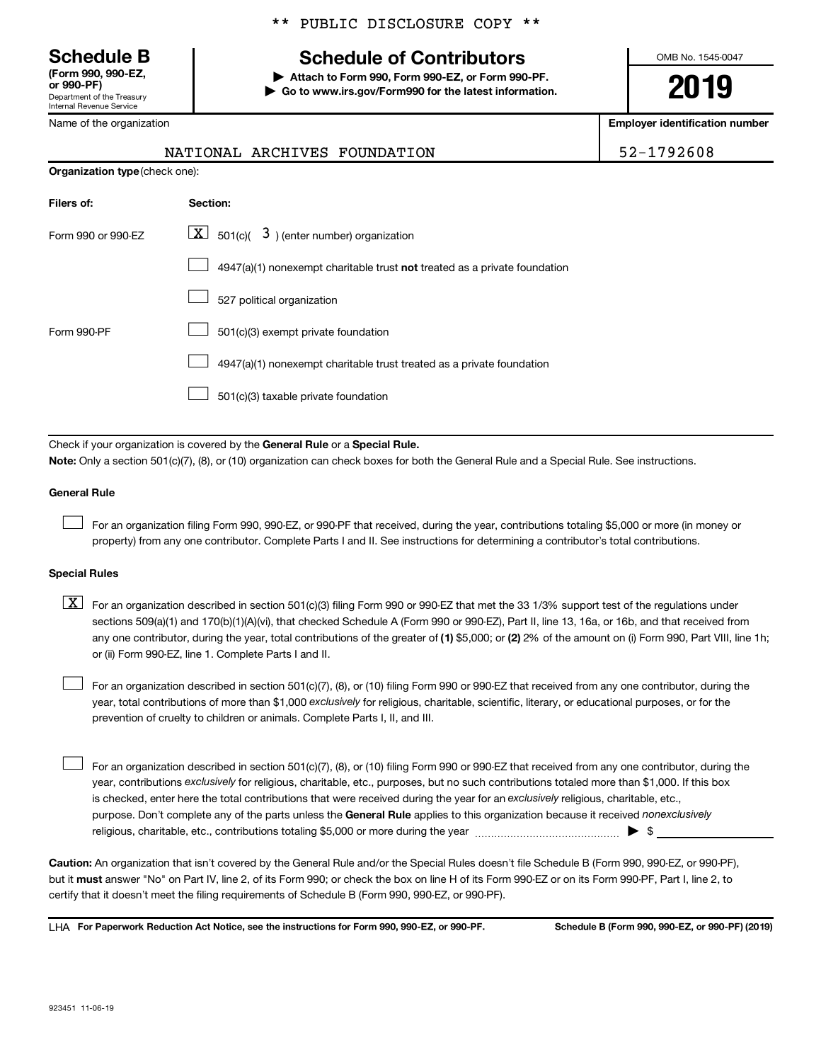** PUBLIC DISCLOSURE COPY **

**Schedule B**
**(Form 990, 990-EZ, or 990-PF)**
Department of the Treasury
Internal Revenue Service

# Schedule of Contributors

▶ **Attach to Form 990, Form 990-EZ, or Form 990-PF.**
▶ **Go to www.irs.gov/Form990 for the latest information.**

OMB No. 1545-0047

**2019**

Name of the organization: NATIONAL ARCHIVES FOUNDATION

**Employer identification number**: 52-1792608

**Organization type** (check one):

| Filers of: | Section: |
|---|---|
| Form 990 or 990-EZ | [X] 501(c)( 3 ) (enter number) organization |
| | [ ] 4947(a)(1) nonexempt charitable trust **not** treated as a private foundation |
| | [ ] 527 political organization |
| Form 990-PF | [ ] 501(c)(3) exempt private foundation |
| | [ ] 4947(a)(1) nonexempt charitable trust treated as a private foundation |
| | [ ] 501(c)(3) taxable private foundation |

Check if your organization is covered by the **General Rule** or a **Special Rule.**

**Note:** Only a section 501(c)(7), (8), or (10) organization can check boxes for both the General Rule and a Special Rule. See instructions.

**General Rule**

[ ] For an organization filing Form 990, 990-EZ, or 990-PF that received, during the year, contributions totaling $5,000 or more (in money or property) from any one contributor. Complete Parts I and II. See instructions for determining a contributor's total contributions.

**Special Rules**

[X] For an organization described in section 501(c)(3) filing Form 990 or 990-EZ that met the 33 1/3% support test of the regulations under sections 509(a)(1) and 170(b)(1)(A)(vi), that checked Schedule A (Form 990 or 990-EZ), Part II, line 13, 16a, or 16b, and that received from any one contributor, during the year, total contributions of the greater of **(1)** $5,000; or **(2)** 2% of the amount on (i) Form 990, Part VIII, line 1h; or (ii) Form 990-EZ, line 1. Complete Parts I and II.

[ ] For an organization described in section 501(c)(7), (8), or (10) filing Form 990 or 990-EZ that received from any one contributor, during the year, total contributions of more than $1,000 *exclusively* for religious, charitable, scientific, literary, or educational purposes, or for the prevention of cruelty to children or animals. Complete Parts I, II, and III.

[ ] For an organization described in section 501(c)(7), (8), or (10) filing Form 990 or 990-EZ that received from any one contributor, during the year, contributions *exclusively* for religious, charitable, etc., purposes, but no such contributions totaled more than $1,000. If this box is checked, enter here the total contributions that were received during the year for an *exclusively* religious, charitable, etc., purpose. Don't complete any of the parts unless the **General Rule** applies to this organization because it received *nonexclusively* religious, charitable, etc., contributions totaling $5,000 or more during the year ▶ $ ____________

**Caution:** An organization that isn't covered by the General Rule and/or the Special Rules doesn't file Schedule B (Form 990, 990-EZ, or 990-PF), but it **must** answer "No" on Part IV, line 2, of its Form 990; or check the box on line H of its Form 990-EZ or on its Form 990-PF, Part I, line 2, to certify that it doesn't meet the filing requirements of Schedule B (Form 990, 990-EZ, or 990-PF).

LHA **For Paperwork Reduction Act Notice, see the instructions for Form 990, 990-EZ, or 990-PF.** **Schedule B (Form 990, 990-EZ, or 990-PF) (2019)**

923451 11-06-19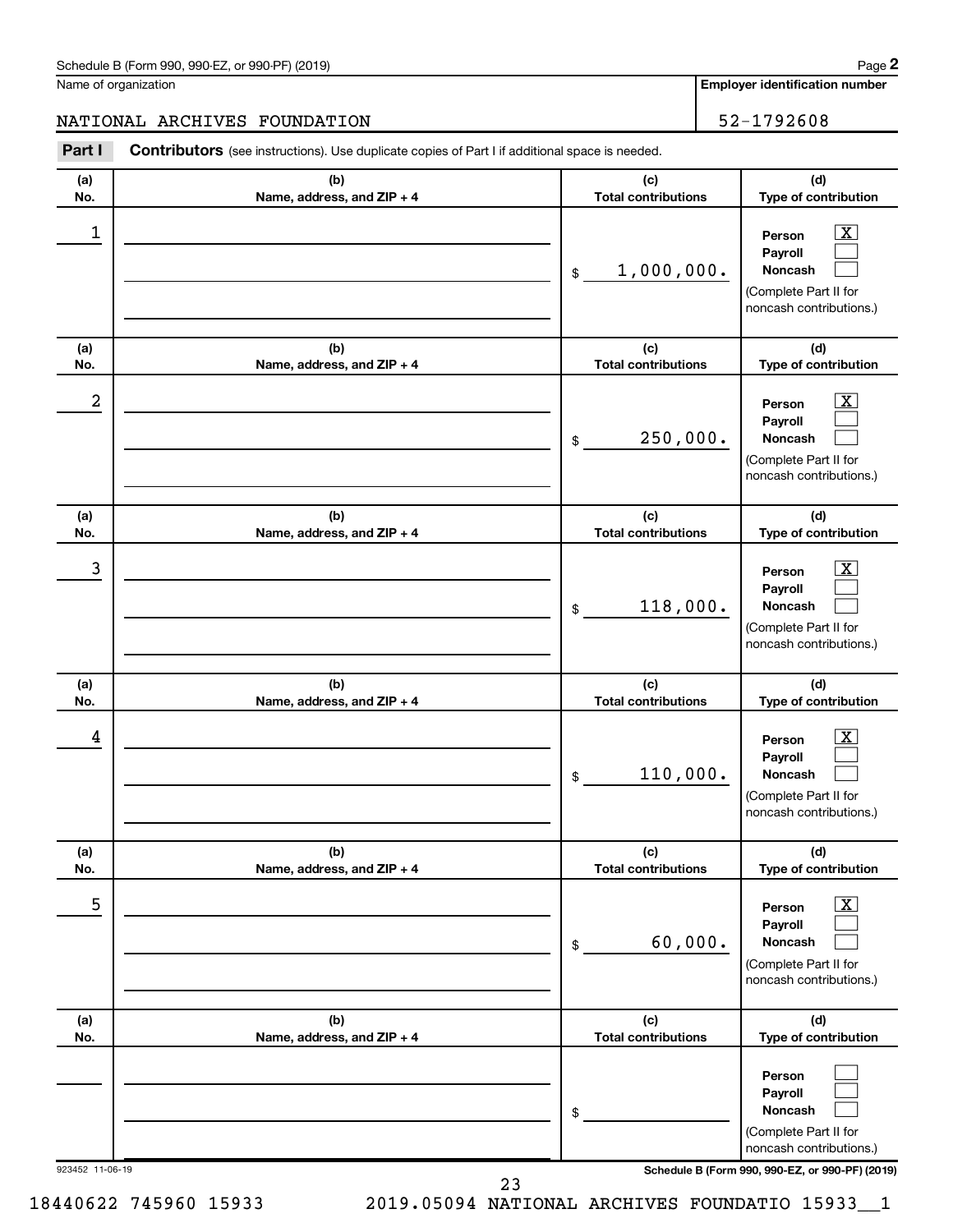Schedule B (Form 990, 990-EZ, or 990-PF) (2019) Page **2**

Name of organization: NATIONAL ARCHIVES FOUNDATION

**Employer identification number**: 52-1792608

**Part I** **Contributors** (see instructions). Use duplicate copies of Part I if additional space is needed.

| (a) No. | (b) Name, address, and ZIP + 4 | (c) Total contributions | (d) Type of contribution |
|---|---|---|---|
| 1 | | $ 1,000,000. | Person [X] Payroll [ ] Noncash [ ] (Complete Part II for noncash contributions.) |
| 2 | | $ 250,000. | Person [X] Payroll [ ] Noncash [ ] (Complete Part II for noncash contributions.) |
| 3 | | $ 118,000. | Person [X] Payroll [ ] Noncash [ ] (Complete Part II for noncash contributions.) |
| 4 | | $ 110,000. | Person [X] Payroll [ ] Noncash [ ] (Complete Part II for noncash contributions.) |
| 5 | | $ 60,000. | Person [X] Payroll [ ] Noncash [ ] (Complete Part II for noncash contributions.) |
| | | $ | Person [ ] Payroll [ ] Noncash [ ] (Complete Part II for noncash contributions.) |

923452 11-06-19

**Schedule B (Form 990, 990-EZ, or 990-PF) (2019)**

18440622 745960 15933 2019.05094 NATIONAL ARCHIVES FOUNDATIO 15933__1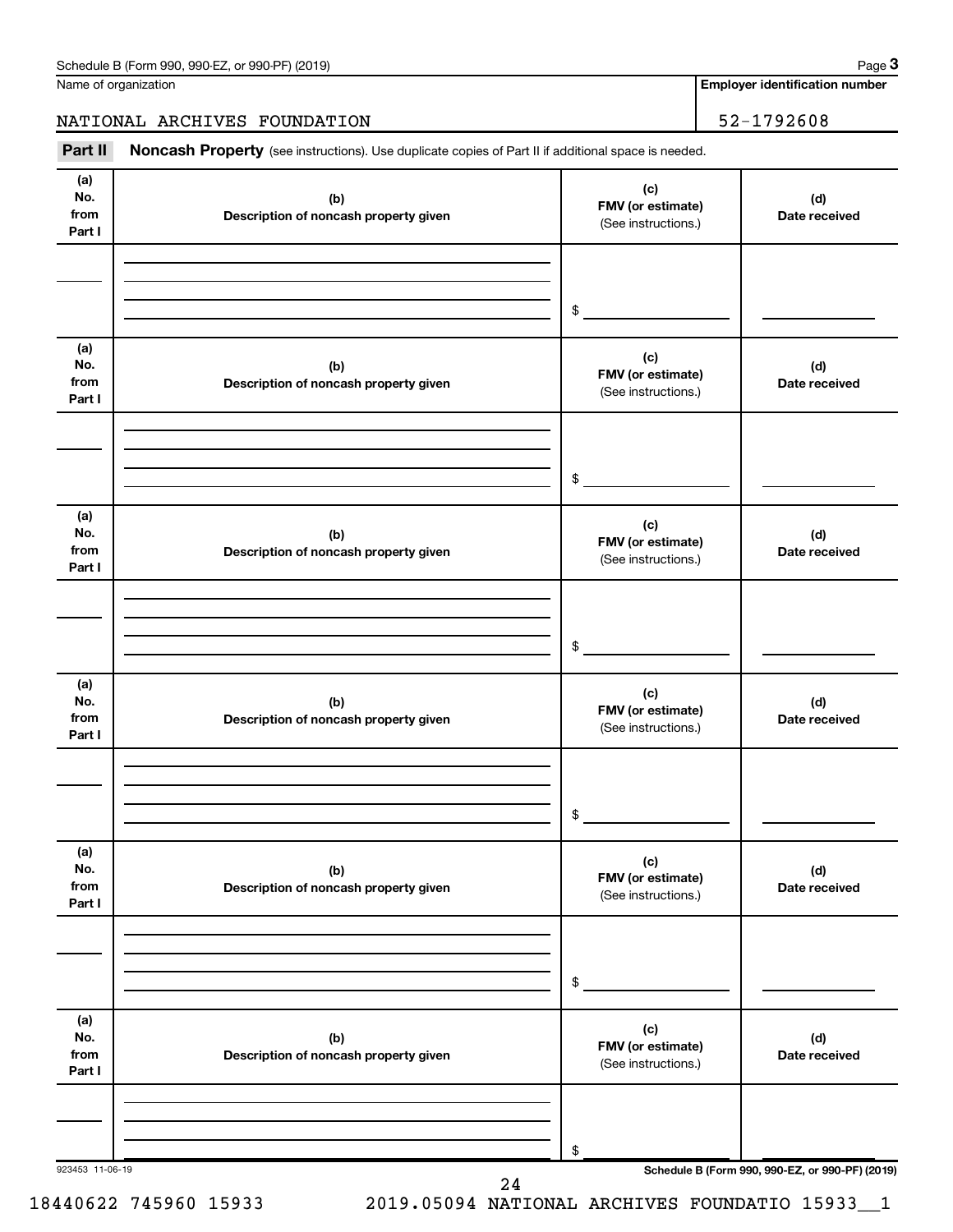Schedule B (Form 990, 990-EZ, or 990-PF) (2019) Page **3**

Name of organization: NATIONAL ARCHIVES FOUNDATION

**Employer identification number:** 52-1792608

**Part II** **Noncash Property** (see instructions). Use duplicate copies of Part II if additional space is needed.

| (a) No. from Part I | (b) Description of noncash property given | (c) FMV (or estimate) (See instructions.) | (d) Date received |
|---|---|---|---|
| | | $ | |

| (a) No. from Part I | (b) Description of noncash property given | (c) FMV (or estimate) (See instructions.) | (d) Date received |
|---|---|---|---|
| | | $ | |

| (a) No. from Part I | (b) Description of noncash property given | (c) FMV (or estimate) (See instructions.) | (d) Date received |
|---|---|---|---|
| | | $ | |

| (a) No. from Part I | (b) Description of noncash property given | (c) FMV (or estimate) (See instructions.) | (d) Date received |
|---|---|---|---|
| | | $ | |

| (a) No. from Part I | (b) Description of noncash property given | (c) FMV (or estimate) (See instructions.) | (d) Date received |
|---|---|---|---|
| | | $ | |

| (a) No. from Part I | (b) Description of noncash property given | (c) FMV (or estimate) (See instructions.) | (d) Date received |
|---|---|---|---|
| | | $ | |

923453 11-06-19

**Schedule B (Form 990, 990-EZ, or 990-PF) (2019)**

18440622 745960 15933 2019.05094 NATIONAL ARCHIVES FOUNDATIO 15933__1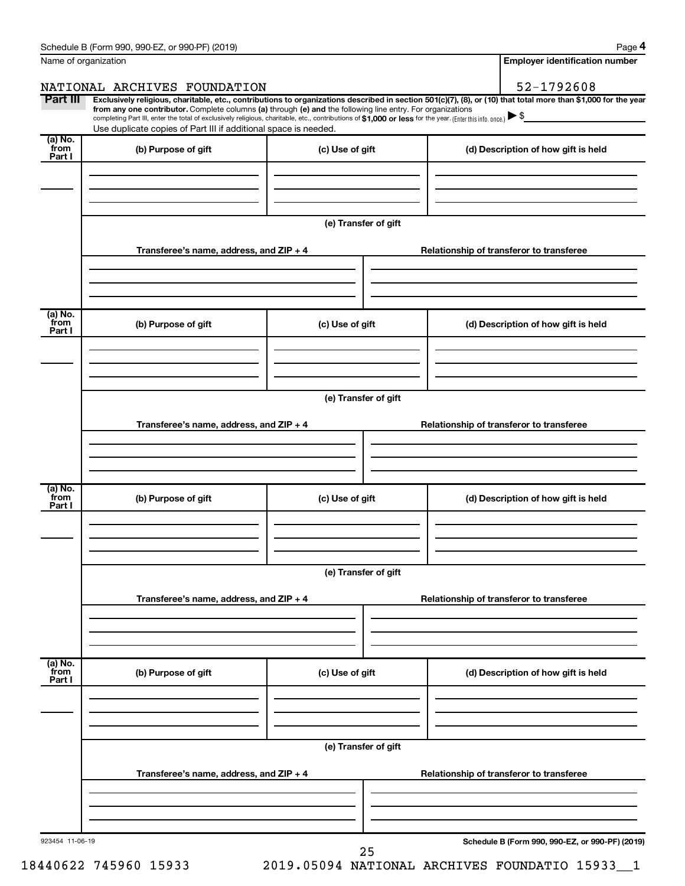Name of organization

NATIONAL ARCHIVES FOUNDATION

**Employer identification number**

52-1792608

**Part III** **Exclusively religious, charitable, etc., contributions to organizations described in section 501(c)(7), (8), or (10) that total more than $1,000 for the year from any one contributor.** Complete columns **(a)** through **(e)** and the following line entry. For organizations completing Part III, enter the total of exclusively religious, charitable, etc., contributions of **$1,000 or less** for the year. (Enter this info. once.) ▶ $

Use duplicate copies of Part III if additional space is needed.

| (a) No. from Part I | (b) Purpose of gift | (c) Use of gift | (d) Description of how gift is held |
|---|---|---|---|
| | | | |

**(e) Transfer of gift**

| Transferee's name, address, and ZIP + 4 | Relationship of transferor to transferee |
|---|---|
| | |

| (a) No. from Part I | (b) Purpose of gift | (c) Use of gift | (d) Description of how gift is held |
|---|---|---|---|
| | | | |

**(e) Transfer of gift**

| Transferee's name, address, and ZIP + 4 | Relationship of transferor to transferee |
|---|---|
| | |

| (a) No. from Part I | (b) Purpose of gift | (c) Use of gift | (d) Description of how gift is held |
|---|---|---|---|
| | | | |

**(e) Transfer of gift**

| Transferee's name, address, and ZIP + 4 | Relationship of transferor to transferee |
|---|---|
| | |

| (a) No. from Part I | (b) Purpose of gift | (c) Use of gift | (d) Description of how gift is held |
|---|---|---|---|
| | | | |

**(e) Transfer of gift**

| Transferee's name, address, and ZIP + 4 | Relationship of transferor to transferee |
|---|---|
| | |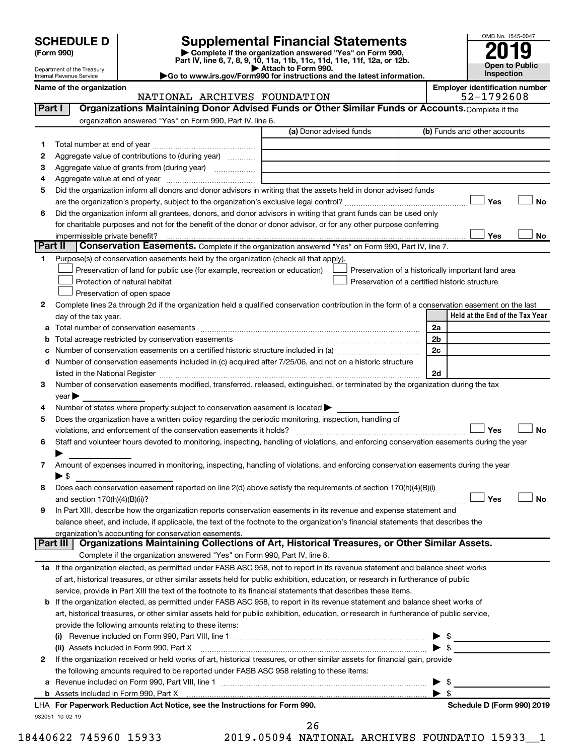# SCHEDULE D (Form 990)

Department of the Treasury
Internal Revenue Service

## Supplemental Financial Statements

▶ Complete if the organization answered "Yes" on Form 990, Part IV, line 6, 7, 8, 9, 10, 11a, 11b, 11c, 11d, 11e, 11f, 12a, or 12b.
▶ Attach to Form 990.
▶Go to www.irs.gov/Form990 for instructions and the latest information.

OMB No. 1545-0047

**2019**

**Open to Public Inspection**

**Name of the organization:** NATIONAL ARCHIVES FOUNDATION

**Employer identification number:** 52-1792608

### Part I — Organizations Maintaining Donor Advised Funds or Other Similar Funds or Accounts.
Complete if the organization answered "Yes" on Form 990, Part IV, line 6.

| | | (a) Donor advised funds | (b) Funds and other accounts |
|---|---|---|---|
| 1 | Total number at end of year | | |
| 2 | Aggregate value of contributions to (during year) | | |
| 3 | Aggregate value of grants from (during year) | | |
| 4 | Aggregate value at end of year | | |

5 Did the organization inform all donors and donor advisors in writing that the assets held in donor advised funds are the organization's property, subject to the organization's exclusive legal control? ☐ Yes ☐ No

6 Did the organization inform all grantees, donors, and donor advisors in writing that grant funds can be used only for charitable purposes and not for the benefit of the donor or donor advisor, or for any other purpose conferring impermissible private benefit? ☐ Yes ☐ No

### Part II — Conservation Easements.
Complete if the organization answered "Yes" on Form 990, Part IV, line 7.

1 Purpose(s) of conservation easements held by the organization (check all that apply).

- ☐ Preservation of land for public use (for example, recreation or education)
- ☐ Protection of natural habitat
- ☐ Preservation of open space
- ☐ Preservation of a historically important land area
- ☐ Preservation of a certified historic structure

2 Complete lines 2a through 2d if the organization held a qualified conservation contribution in the form of a conservation easement on the last day of the tax year.

| | | | Held at the End of the Tax Year |
|---|---|---|---|
| a | Total number of conservation easements | 2a | |
| b | Total acreage restricted by conservation easements | 2b | |
| c | Number of conservation easements on a certified historic structure included in (a) | 2c | |
| d | Number of conservation easements included in (c) acquired after 7/25/06, and not on a historic structure listed in the National Register | 2d | |

3 Number of conservation easements modified, transferred, released, extinguished, or terminated by the organization during the tax year ▶

4 Number of states where property subject to conservation easement is located ▶

5 Does the organization have a written policy regarding the periodic monitoring, inspection, handling of violations, and enforcement of the conservation easements it holds? ☐ Yes ☐ No

6 Staff and volunteer hours devoted to monitoring, inspecting, handling of violations, and enforcing conservation easements during the year ▶

7 Amount of expenses incurred in monitoring, inspecting, handling of violations, and enforcing conservation easements during the year ▶ $

8 Does each conservation easement reported on line 2(d) above satisfy the requirements of section 170(h)(4)(B)(i) and section 170(h)(4)(B)(ii)? ☐ Yes ☐ No

9 In Part XIII, describe how the organization reports conservation easements in its revenue and expense statement and balance sheet, and include, if applicable, the text of the footnote to the organization's financial statements that describes the organization's accounting for conservation easements.

### Part III — Organizations Maintaining Collections of Art, Historical Treasures, or Other Similar Assets.
Complete if the organization answered "Yes" on Form 990, Part IV, line 8.

1a If the organization elected, as permitted under FASB ASC 958, not to report in its revenue statement and balance sheet works of art, historical treasures, or other similar assets held for public exhibition, education, or research in furtherance of public service, provide in Part XIII the text of the footnote to its financial statements that describes these items.

b If the organization elected, as permitted under FASB ASC 958, to report in its revenue statement and balance sheet works of art, historical treasures, or other similar assets held for public exhibition, education, or research in furtherance of public service, provide the following amounts relating to these items:

(i) Revenue included on Form 990, Part VIII, line 1 ▶ $

(ii) Assets included in Form 990, Part X ▶ $

2 If the organization received or held works of art, historical treasures, or other similar assets for financial gain, provide the following amounts required to be reported under FASB ASC 958 relating to these items:

a Revenue included on Form 990, Part VIII, line 1 ▶ $

b Assets included in Form 990, Part X ▶ $

**LHA For Paperwork Reduction Act Notice, see the Instructions for Form 990.** **Schedule D (Form 990) 2019**

932051 10-02-19

18440622 745960 15933 2019.05094 NATIONAL ARCHIVES FOUNDATIO 15933__1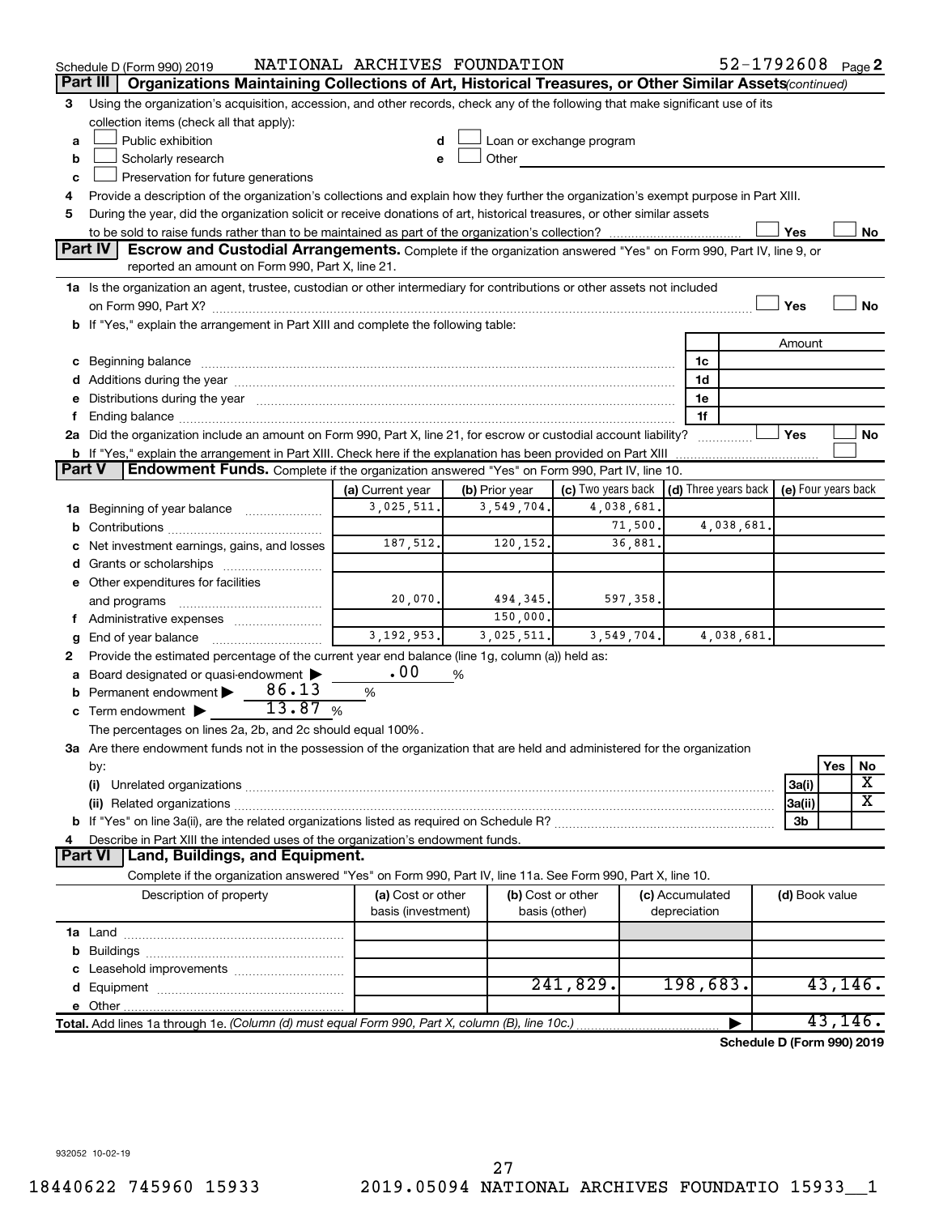Schedule D (Form 990) 2019 NATIONAL ARCHIVES FOUNDATION 52-1792608 Page 2

## Part III Organizations Maintaining Collections of Art, Historical Treasures, or Other Similar Assets *(continued)*

3 Using the organization's acquisition, accession, and other records, check any of the following that make significant use of its collection items (check all that apply):

- a ☐ Public exhibition
- b ☐ Scholarly research
- c ☐ Preservation for future generations
- d ☐ Loan or exchange program
- e ☐ Other

4 Provide a description of the organization's collections and explain how they further the organization's exempt purpose in Part XIII.

5 During the year, did the organization solicit or receive donations of art, historical treasures, or other similar assets to be sold to raise funds rather than to be maintained as part of the organization's collection? ☐ Yes ☐ No

## Part IV Escrow and Custodial Arrangements.

Complete if the organization answered "Yes" on Form 990, Part IV, line 9, or reported an amount on Form 990, Part X, line 21.

1a Is the organization an agent, trustee, custodian or other intermediary for contributions or other assets not included on Form 990, Part X? ☐ Yes ☐ No

b If "Yes," explain the arrangement in Part XIII and complete the following table:

| | | Amount |
|---|---|---|
| c Beginning balance | 1c | |
| d Additions during the year | 1d | |
| e Distributions during the year | 1e | |
| f Ending balance | 1f | |

2a Did the organization include an amount on Form 990, Part X, line 21, for escrow or custodial account liability? ☐ Yes ☐ No

b If "Yes," explain the arrangement in Part XIII. Check here if the explanation has been provided on Part XIII ☐

## Part V Endowment Funds.

Complete if the organization answered "Yes" on Form 990, Part IV, line 10.

| | (a) Current year | (b) Prior year | (c) Two years back | (d) Three years back | (e) Four years back |
|---|---|---|---|---|---|
| 1a Beginning of year balance | 3,025,511. | 3,549,704. | 4,038,681. | | |
| b Contributions | | | 71,500. | 4,038,681. | |
| c Net investment earnings, gains, and losses | 187,512. | 120,152. | 36,881. | | |
| d Grants or scholarships | | | | | |
| e Other expenditures for facilities and programs | 20,070. | 494,345. | 597,358. | | |
| f Administrative expenses | | 150,000. | | | |
| g End of year balance | 3,192,953. | 3,025,511. | 3,549,704. | 4,038,681. | |

2 Provide the estimated percentage of the current year end balance (line 1g, column (a)) held as:

- a Board designated or quasi-endowment ▶ .00 %
- b Permanent endowment ▶ 86.13 %
- c Term endowment ▶ 13.87 %

The percentages on lines 2a, 2b, and 2c should equal 100%.

3a Are there endowment funds not in the possession of the organization that are held and administered for the organization by:

| | | Yes | No |
|---|---|---|---|
| (i) Unrelated organizations | 3a(i) | | X |
| (ii) Related organizations | 3a(ii) | | X |
| b If "Yes" on line 3a(ii), are the related organizations listed as required on Schedule R? | 3b | | |

4 Describe in Part XIII the intended uses of the organization's endowment funds.

## Part VI Land, Buildings, and Equipment.

Complete if the organization answered "Yes" on Form 990, Part IV, line 11a. See Form 990, Part X, line 10.

| Description of property | (a) Cost or other basis (investment) | (b) Cost or other basis (other) | (c) Accumulated depreciation | (d) Book value |
|---|---|---|---|---|
| 1a Land | | | | |
| b Buildings | | | | |
| c Leasehold improvements | | | | |
| d Equipment | | 241,829. | 198,683. | 43,146. |
| e Other | | | | |
| **Total.** Add lines 1a through 1e. *(Column (d) must equal Form 990, Part X, column (B), line 10c.)* | | | ▶ | 43,146. |

**Schedule D (Form 990) 2019**

932052 10-02-19

18440622 745960 15933 2019.05094 NATIONAL ARCHIVES FOUNDATIO 15933__1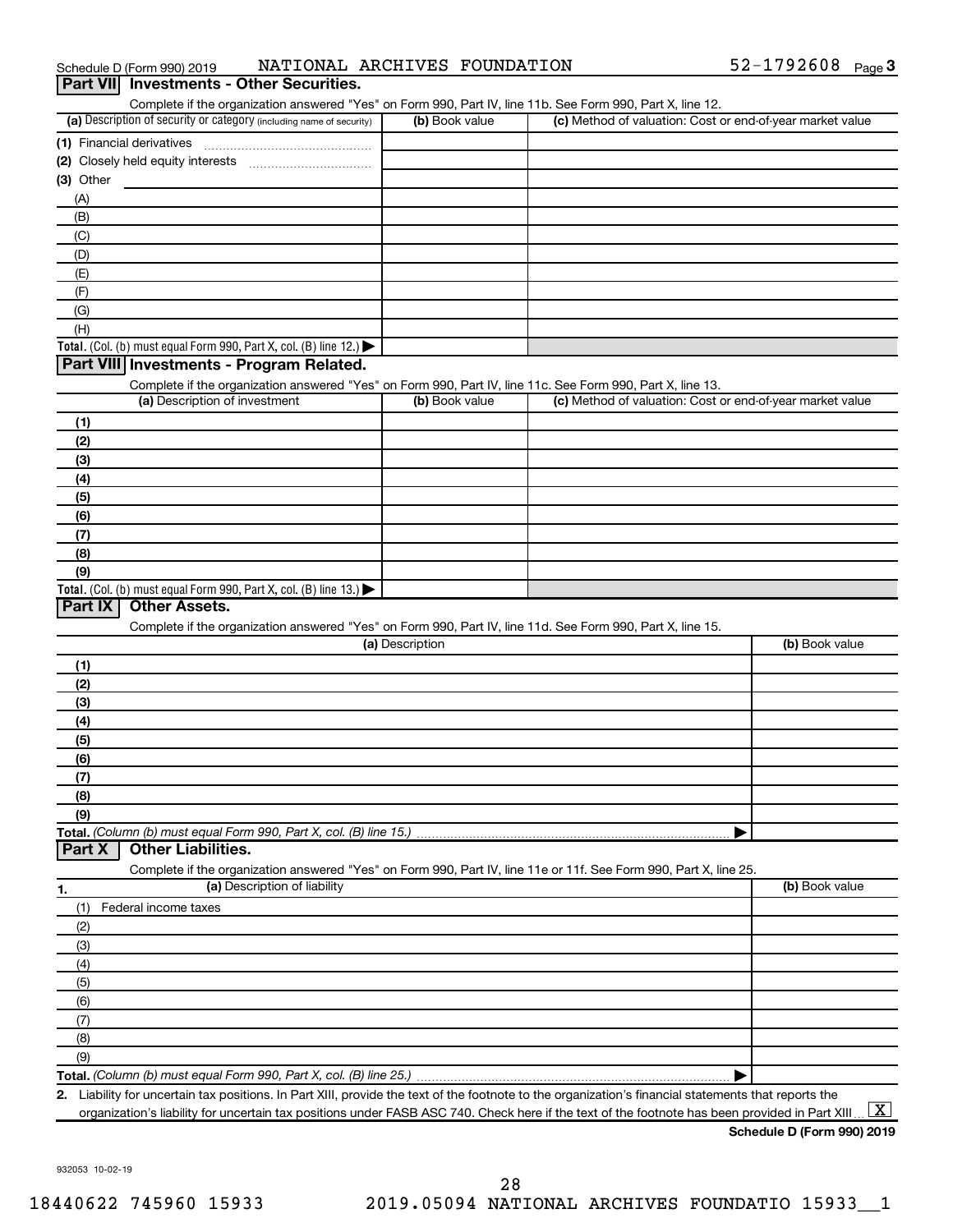Schedule D (Form 990) 2019 NATIONAL ARCHIVES FOUNDATION 52-1792608 Page 3

## Part VII Investments - Other Securities.

Complete if the organization answered "Yes" on Form 990, Part IV, line 11b. See Form 990, Part X, line 12.

| (a) Description of security or category (including name of security) | (b) Book value | (c) Method of valuation: Cost or end-of-year market value |
|---|---|---|
| (1) Financial derivatives | | |
| (2) Closely held equity interests | | |
| (3) Other | | |
| (A) | | |
| (B) | | |
| (C) | | |
| (D) | | |
| (E) | | |
| (F) | | |
| (G) | | |
| (H) | | |
| **Total.** (Col. (b) must equal Form 990, Part X, col. (B) line 12.) ▶ | | |

## Part VIII Investments - Program Related.

Complete if the organization answered "Yes" on Form 990, Part IV, line 11c. See Form 990, Part X, line 13.

| (a) Description of investment | (b) Book value | (c) Method of valuation: Cost or end-of-year market value |
|---|---|---|
| (1) | | |
| (2) | | |
| (3) | | |
| (4) | | |
| (5) | | |
| (6) | | |
| (7) | | |
| (8) | | |
| (9) | | |
| **Total.** (Col. (b) must equal Form 990, Part X, col. (B) line 13.) ▶ | | |

## Part IX Other Assets.

Complete if the organization answered "Yes" on Form 990, Part IV, line 11d. See Form 990, Part X, line 15.

| (a) Description | (b) Book value |
|---|---|
| (1) | |
| (2) | |
| (3) | |
| (4) | |
| (5) | |
| (6) | |
| (7) | |
| (8) | |
| (9) | |
| **Total.** *(Column (b) must equal Form 990, Part X, col. (B) line 15.)* ▶ | |

## Part X Other Liabilities.

Complete if the organization answered "Yes" on Form 990, Part IV, line 11e or 11f. See Form 990, Part X, line 25.

| 1. (a) Description of liability | (b) Book value |
|---|---|
| (1) Federal income taxes | |
| (2) | |
| (3) | |
| (4) | |
| (5) | |
| (6) | |
| (7) | |
| (8) | |
| (9) | |
| **Total.** *(Column (b) must equal Form 990, Part X, col. (B) line 25.)* ▶ | |

**2.** Liability for uncertain tax positions. In Part XIII, provide the text of the footnote to the organization's financial statements that reports the organization's liability for uncertain tax positions under FASB ASC 740. Check here if the text of the footnote has been provided in Part XIII ... [X]

**Schedule D (Form 990) 2019**

932053 10-02-19

18440622 745960 15933 2019.05094 NATIONAL ARCHIVES FOUNDATIO 15933__1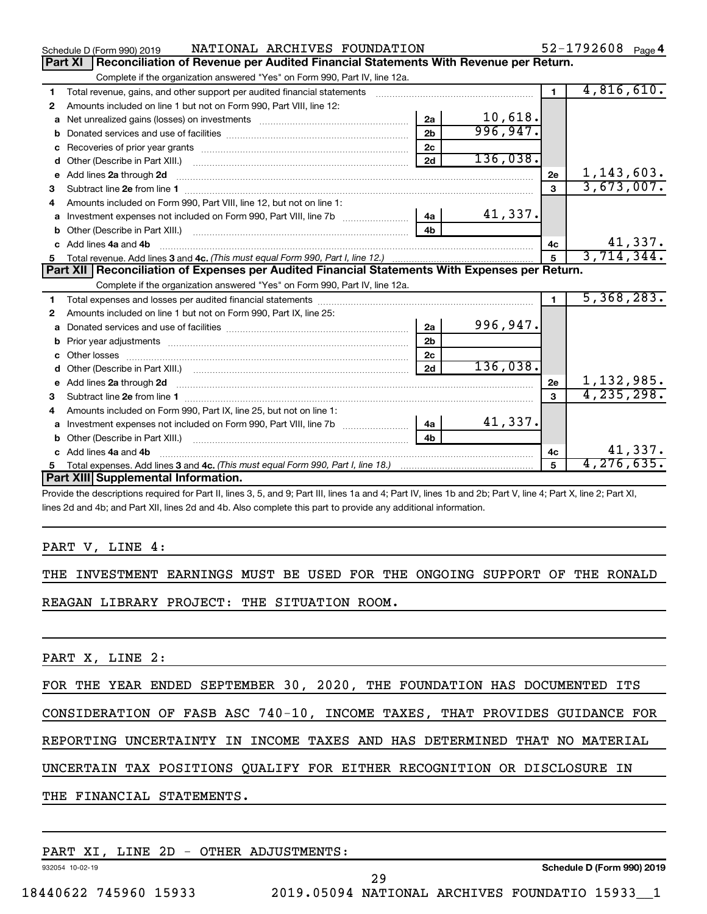Schedule D (Form 990) 2019 NATIONAL ARCHIVES FOUNDATION 52-1792608 Page 4

## Part XI Reconciliation of Revenue per Audited Financial Statements With Revenue per Return.

Complete if the organization answered "Yes" on Form 990, Part IV, line 12a.

| | | | | | |
|---|---|---|---|---|---|
| 1 | Total revenue, gains, and other support per audited financial statements | | | 1 | 4,816,610. |
| 2 | Amounts included on line 1 but not on Form 990, Part VIII, line 12: | | | | |
| a | Net unrealized gains (losses) on investments | 2a | 10,618. | | |
| b | Donated services and use of facilities | 2b | 996,947. | | |
| c | Recoveries of prior year grants | 2c | | | |
| d | Other (Describe in Part XIII.) | 2d | 136,038. | | |
| e | Add lines 2a through 2d | | | 2e | 1,143,603. |
| 3 | Subtract line 2e from line 1 | | | 3 | 3,673,007. |
| 4 | Amounts included on Form 990, Part VIII, line 12, but not on line 1: | | | | |
| a | Investment expenses not included on Form 990, Part VIII, line 7b | 4a | 41,337. | | |
| b | Other (Describe in Part XIII.) | 4b | | | |
| c | Add lines 4a and 4b | | | 4c | 41,337. |
| 5 | Total revenue. Add lines 3 and 4c. *(This must equal Form 990, Part I, line 12.)* | | | 5 | 3,714,344. |

## Part XII Reconciliation of Expenses per Audited Financial Statements With Expenses per Return.

Complete if the organization answered "Yes" on Form 990, Part IV, line 12a.

| | | | | | |
|---|---|---|---|---|---|
| 1 | Total expenses and losses per audited financial statements | | | 1 | 5,368,283. |
| 2 | Amounts included on line 1 but not on Form 990, Part IX, line 25: | | | | |
| a | Donated services and use of facilities | 2a | 996,947. | | |
| b | Prior year adjustments | 2b | | | |
| c | Other losses | 2c | | | |
| d | Other (Describe in Part XIII.) | 2d | 136,038. | | |
| e | Add lines 2a through 2d | | | 2e | 1,132,985. |
| 3 | Subtract line 2e from line 1 | | | 3 | 4,235,298. |
| 4 | Amounts included on Form 990, Part IX, line 25, but not on line 1: | | | | |
| a | Investment expenses not included on Form 990, Part VIII, line 7b | 4a | 41,337. | | |
| b | Other (Describe in Part XIII.) | 4b | | | |
| c | Add lines 4a and 4b | | | 4c | 41,337. |
| 5 | Total expenses. Add lines 3 and 4c. *(This must equal Form 990, Part I, line 18.)* | | | 5 | 4,276,635. |

## Part XIII Supplemental Information.

Provide the descriptions required for Part II, lines 3, 5, and 9; Part III, lines 1a and 4; Part IV, lines 1b and 2b; Part V, line 4; Part X, line 2; Part XI, lines 2d and 4b; and Part XII, lines 2d and 4b. Also complete this part to provide any additional information.

PART V, LINE 4:

THE INVESTMENT EARNINGS MUST BE USED FOR THE ONGOING SUPPORT OF THE RONALD REAGAN LIBRARY PROJECT: THE SITUATION ROOM.

PART X, LINE 2:

FOR THE YEAR ENDED SEPTEMBER 30, 2020, THE FOUNDATION HAS DOCUMENTED ITS CONSIDERATION OF FASB ASC 740-10, INCOME TAXES, THAT PROVIDES GUIDANCE FOR REPORTING UNCERTAINTY IN INCOME TAXES AND HAS DETERMINED THAT NO MATERIAL UNCERTAIN TAX POSITIONS QUALIFY FOR EITHER RECOGNITION OR DISCLOSURE IN THE FINANCIAL STATEMENTS.

PART XI, LINE 2D - OTHER ADJUSTMENTS:

932054 10-02-19 Schedule D (Form 990) 2019

18440622 745960 15933 2019.05094 NATIONAL ARCHIVES FOUNDATIO 15933__1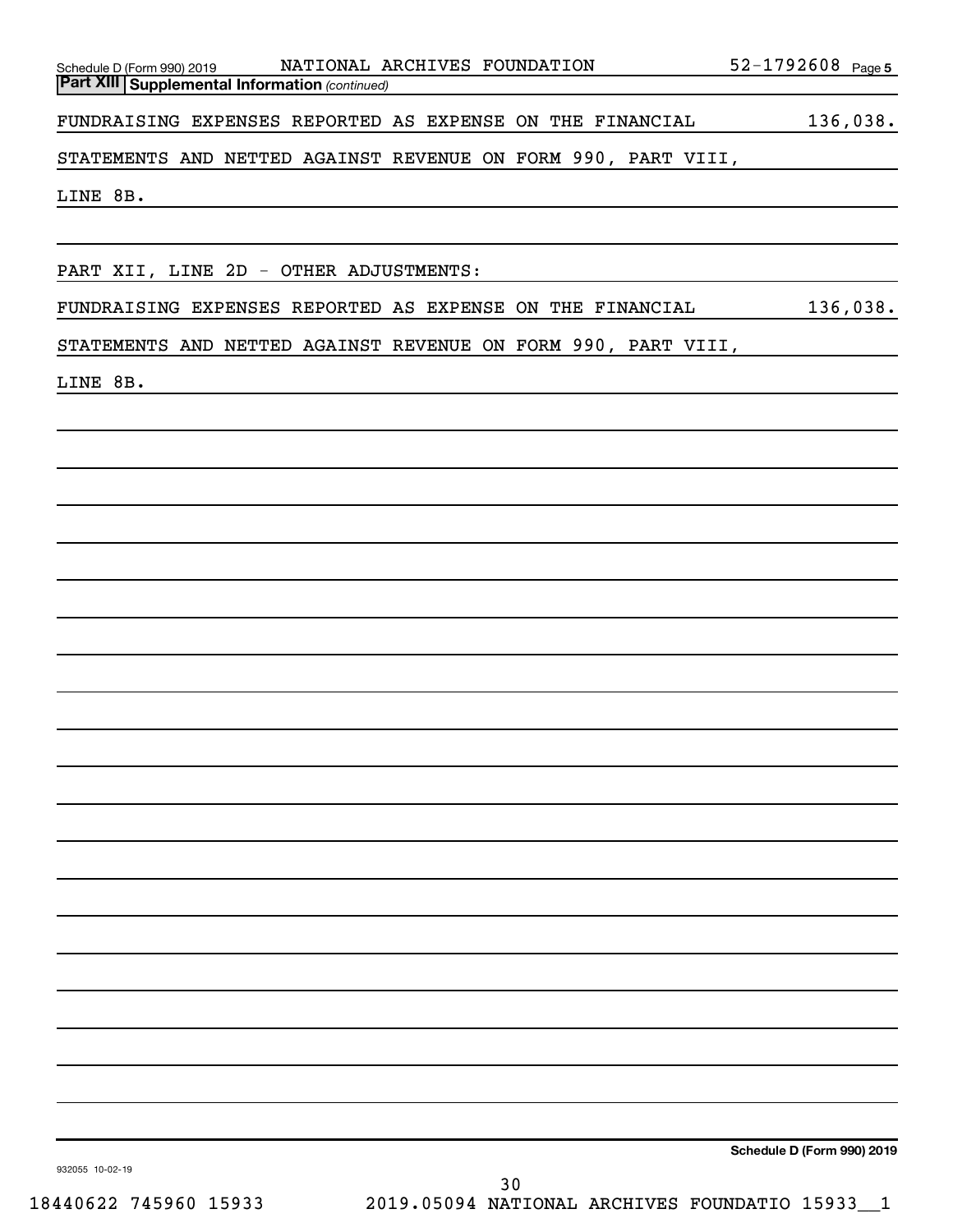Schedule D (Form 990) 2019 NATIONAL ARCHIVES FOUNDATION 52-1792608 Page 5

**Part XIII Supplemental Information** *(continued)*

| | |
|---|---|
| FUNDRAISING EXPENSES REPORTED AS EXPENSE ON THE FINANCIAL STATEMENTS AND NETTED AGAINST REVENUE ON FORM 990, PART VIII, LINE 8B. | 136,038. |

PART XII, LINE 2D - OTHER ADJUSTMENTS:

| | |
|---|---|
| FUNDRAISING EXPENSES REPORTED AS EXPENSE ON THE FINANCIAL STATEMENTS AND NETTED AGAINST REVENUE ON FORM 990, PART VIII, LINE 8B. | 136,038. |

**Schedule D (Form 990) 2019**

932055 10-02-19

18440622 745960 15933 2019.05094 NATIONAL ARCHIVES FOUNDATIO 15933__1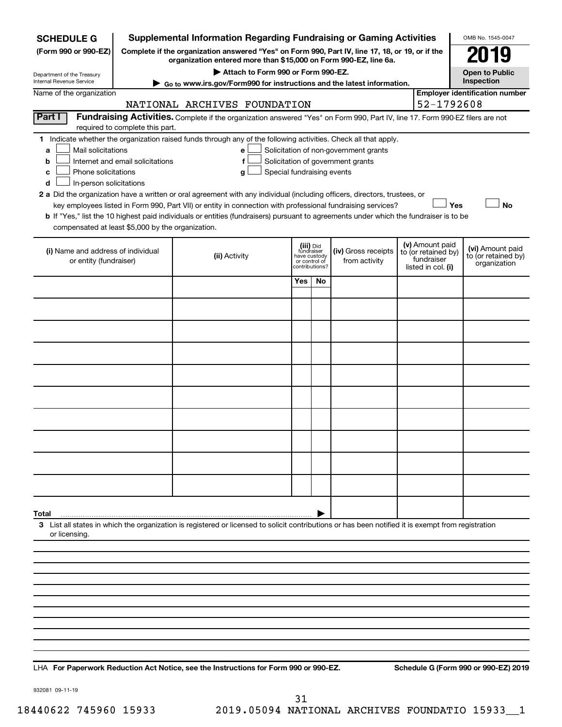**SCHEDULE G**
**(Form 990 or 990-EZ)**

Department of the Treasury
Internal Revenue Service

# Supplemental Information Regarding Fundraising or Gaming Activities

**Complete if the organization answered "Yes" on Form 990, Part IV, line 17, 18, or 19, or if the organization entered more than $15,000 on Form 990-EZ, line 6a.**

**▶ Attach to Form 990 or Form 990-EZ.**

**▶ Go to www.irs.gov/Form990 for instructions and the latest information.**

OMB No. 1545-0047

**2019**

**Open to Public Inspection**

Name of the organization: NATIONAL ARCHIVES FOUNDATION

**Employer identification number:** 52-1792608

**Part I** **Fundraising Activities.** Complete if the organization answered "Yes" on Form 990, Part IV, line 17. Form 990-EZ filers are not required to complete this part.

**1** Indicate whether the organization raised funds through any of the following activities. Check all that apply.

- **a** ☐ Mail solicitations
- **b** ☐ Internet and email solicitations
- **c** ☐ Phone solicitations
- **d** ☐ In-person solicitations
- **e** ☐ Solicitation of non-government grants
- **f** ☐ Solicitation of government grants
- **g** ☐ Special fundraising events

**2 a** Did the organization have a written or oral agreement with any individual (including officers, directors, trustees, or key employees listed in Form 990, Part VII) or entity in connection with professional fundraising services? ☐ Yes ☐ No

**b** If "Yes," list the 10 highest paid individuals or entities (fundraisers) pursuant to agreements under which the fundraiser is to be compensated at least $5,000 by the organization.

| (i) Name and address of individual or entity (fundraiser) | (ii) Activity | (iii) Did fundraiser have custody or control of contributions? Yes | No | (iv) Gross receipts from activity | (v) Amount paid to (or retained by) fundraiser listed in col. (i) | (vi) Amount paid to (or retained by) organization |
|---|---|---|---|---|---|---|
| | | | | | | |
| | | | | | | |
| | | | | | | |
| | | | | | | |
| | | | | | | |
| | | | | | | |
| | | | | | | |
| | | | | | | |
| | | | | | | |
| | | | | | | |
| **Total** ▶ | | | | | | |

**3** List all states in which the organization is registered or licensed to solicit contributions or has been notified it is exempt from registration or licensing.

LHA **For Paperwork Reduction Act Notice, see the Instructions for Form 990 or 990-EZ.** **Schedule G (Form 990 or 990-EZ) 2019**

932081 09-11-19

18440622 745960 15933 2019.05094 NATIONAL ARCHIVES FOUNDATIO 15933__1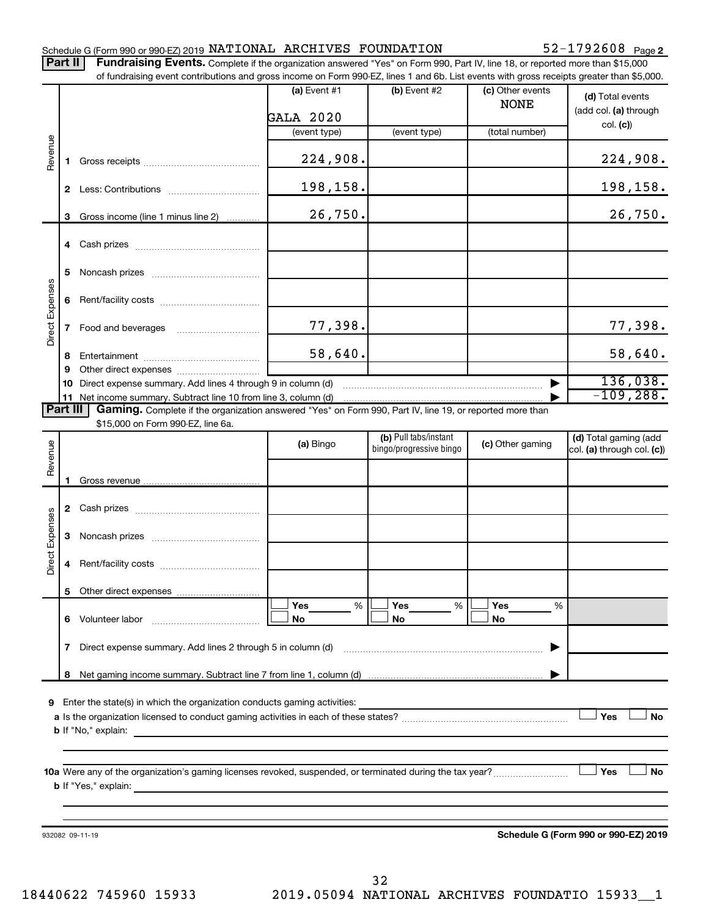Schedule G (Form 990 or 990-EZ) 2019 NATIONAL ARCHIVES FOUNDATION 52-1792608 Page 2

**Part II** **Fundraising Events.** Complete if the organization answered "Yes" on Form 990, Part IV, line 18, or reported more than $15,000 of fundraising event contributions and gross income on Form 990-EZ, lines 1 and 6b. List events with gross receipts greater than $5,000.

| | | (a) Event #1 GALA 2020 (event type) | (b) Event #2 (event type) | (c) Other events NONE (total number) | (d) Total events (add col. (a) through col. (c)) |
|---|---|---|---|---|---|
| Revenue | 1 Gross receipts | 224,908. | | | 224,908. |
| | 2 Less: Contributions | 198,158. | | | 198,158. |
| | 3 Gross income (line 1 minus line 2) | 26,750. | | | 26,750. |
| Direct Expenses | 4 Cash prizes | | | | |
| | 5 Noncash prizes | | | | |
| | 6 Rent/facility costs | | | | |
| | 7 Food and beverages | 77,398. | | | 77,398. |
| | 8 Entertainment | 58,640. | | | 58,640. |
| | 9 Other direct expenses | | | | |
| | 10 Direct expense summary. Add lines 4 through 9 in column (d) | | | | 136,038. |
| | 11 Net income summary. Subtract line 10 from line 3, column (d) | | | | -109,288. |

**Part III** **Gaming.** Complete if the organization answered "Yes" on Form 990, Part IV, line 19, or reported more than $15,000 on Form 990-EZ, line 6a.

| | | (a) Bingo | (b) Pull tabs/instant bingo/progressive bingo | (c) Other gaming | (d) Total gaming (add col. (a) through col. (c)) |
|---|---|---|---|---|---|
| Revenue | 1 Gross revenue | | | | |
| Direct Expenses | 2 Cash prizes | | | | |
| | 3 Noncash prizes | | | | |
| | 4 Rent/facility costs | | | | |
| | 5 Other direct expenses | | | | |
| | 6 Volunteer labor | ☐ Yes ___ % ☐ No | ☐ Yes ___ % ☐ No | ☐ Yes ___ % ☐ No | |
| | 7 Direct expense summary. Add lines 2 through 5 in column (d) | | | | |
| | 8 Net gaming income summary. Subtract line 7 from line 1, column (d) | | | | |

9 Enter the state(s) in which the organization conducts gaming activities:

a Is the organization licensed to conduct gaming activities in each of these states? ☐ Yes ☐ No

b If "No," explain:

10a Were any of the organization's gaming licenses revoked, suspended, or terminated during the tax year? ☐ Yes ☐ No

b If "Yes," explain:

932082 09-11-19

**Schedule G (Form 990 or 990-EZ) 2019**

18440622 745960 15933 2019.05094 NATIONAL ARCHIVES FOUNDATIO 15933__1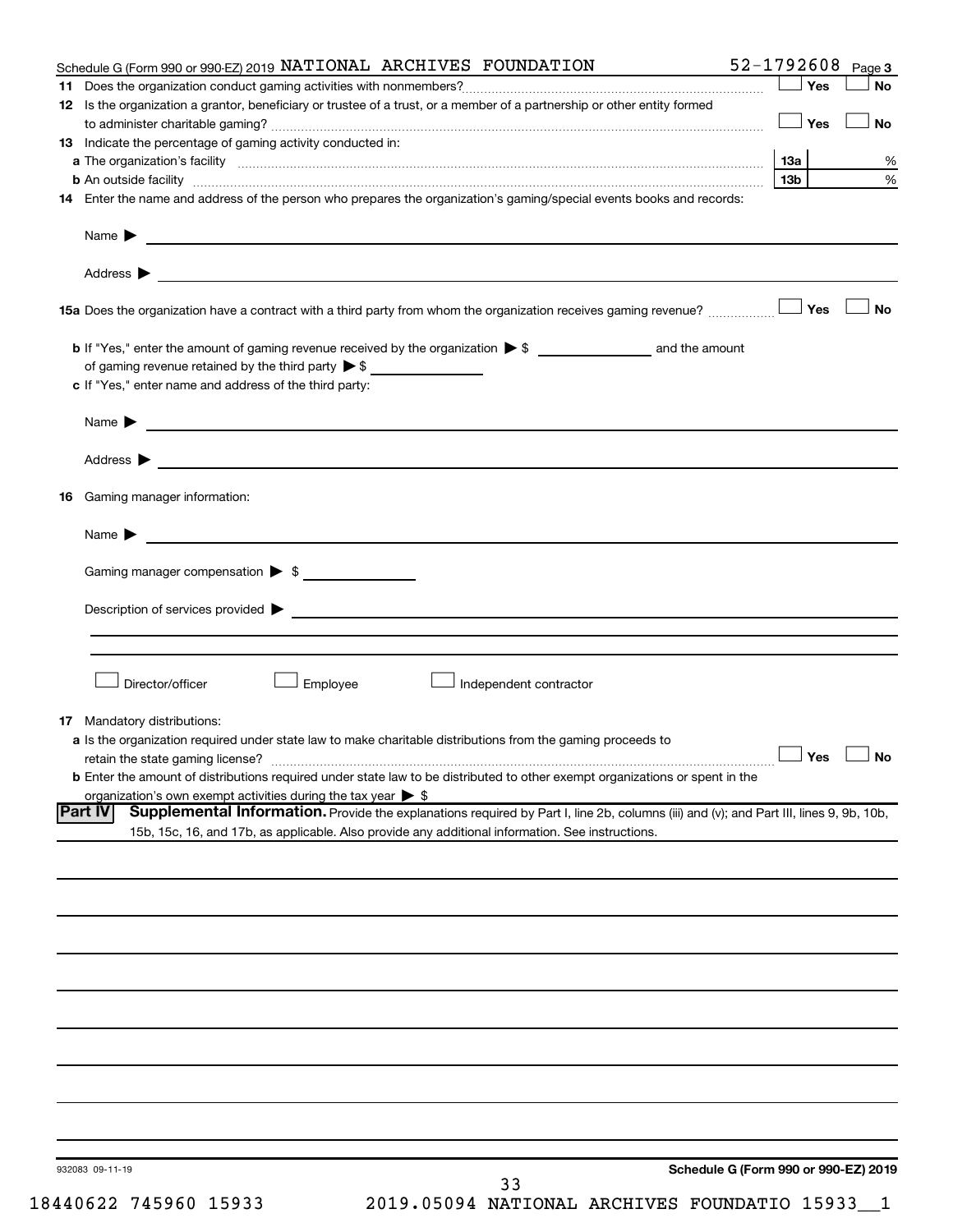Schedule G (Form 990 or 990-EZ) 2019 NATIONAL ARCHIVES FOUNDATION 52-1792608 Page 3

**11** Does the organization conduct gaming activities with nonmembers? ☐ Yes ☐ No

**12** Is the organization a grantor, beneficiary or trustee of a trust, or a member of a partnership or other entity formed to administer charitable gaming? ☐ Yes ☐ No

**13** Indicate the percentage of gaming activity conducted in:

**a** The organization's facility **13a** %

**b** An outside facility **13b** %

**14** Enter the name and address of the person who prepares the organization's gaming/special events books and records:

Name ▶

Address ▶

**15a** Does the organization have a contract with a third party from whom the organization receives gaming revenue? ☐ Yes ☐ No

**b** If "Yes," enter the amount of gaming revenue received by the organization ▶ $ ______ and the amount of gaming revenue retained by the third party ▶ $ ______

**c** If "Yes," enter name and address of the third party:

Name ▶

Address ▶

**16** Gaming manager information:

Name ▶

Gaming manager compensation ▶ $

Description of services provided ▶

☐ Director/officer ☐ Employee ☐ Independent contractor

**17** Mandatory distributions:

**a** Is the organization required under state law to make charitable distributions from the gaming proceeds to retain the state gaming license? ☐ Yes ☐ No

**b** Enter the amount of distributions required under state law to be distributed to other exempt organizations or spent in the organization's own exempt activities during the tax year ▶ $

**Part IV** **Supplemental Information.** Provide the explanations required by Part I, line 2b, columns (iii) and (v); and Part III, lines 9, 9b, 10b, 15b, 15c, 16, and 17b, as applicable. Also provide any additional information. See instructions.

932083 09-11-19

**Schedule G (Form 990 or 990-EZ) 2019**

18440622 745960 15933 2019.05094 NATIONAL ARCHIVES FOUNDATIO 15933__1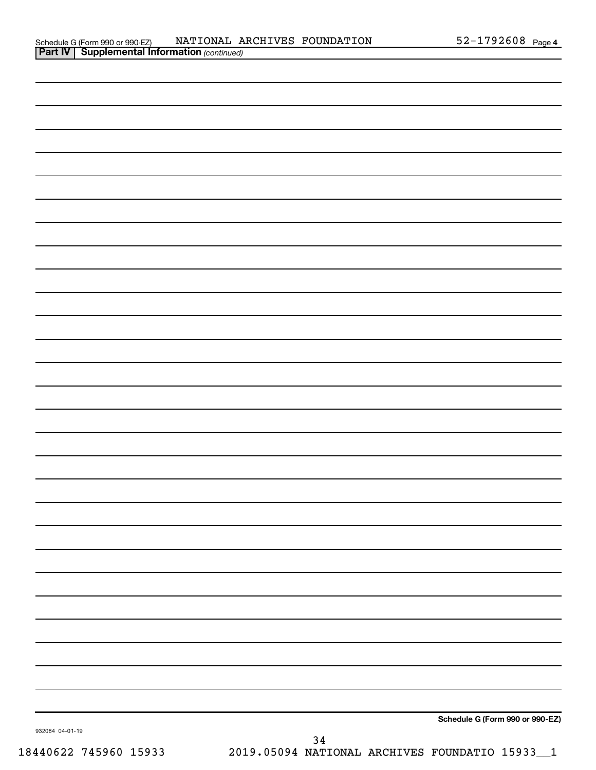Schedule G (Form 990 or 990-EZ) NATIONAL ARCHIVES FOUNDATION 52-1792608 Page 4

**Part IV | Supplemental Information** *(continued)*

**Schedule G (Form 990 or 990-EZ)**

932084 04-01-19

18440622 745960 15933 2019.05094 NATIONAL ARCHIVES FOUNDATIO 15933__1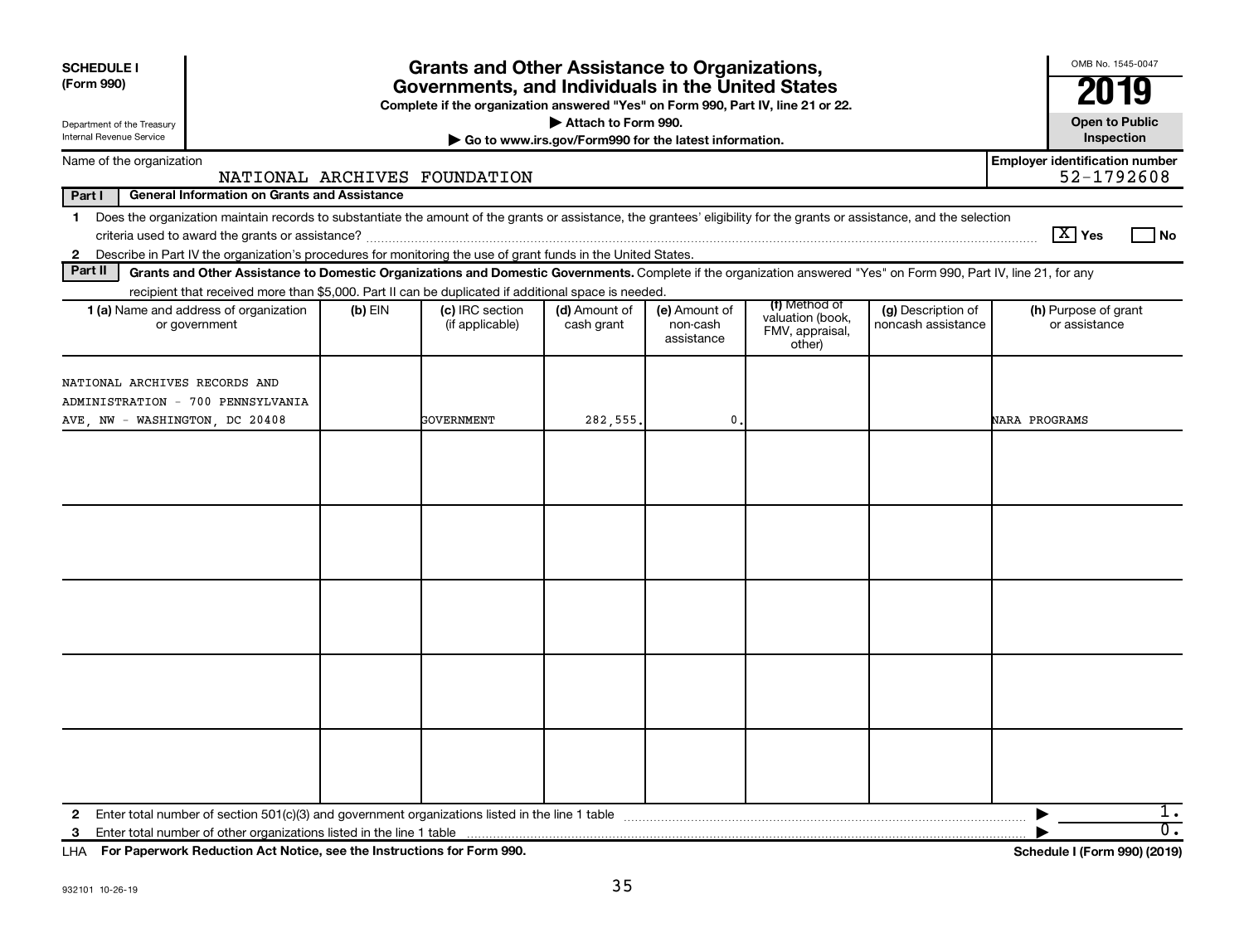**SCHEDULE I**
**(Form 990)**

Department of the Treasury
Internal Revenue Service

# Grants and Other Assistance to Organizations, Governments, and Individuals in the United States

**Complete if the organization answered "Yes" on Form 990, Part IV, line 21 or 22.**
**▶ Attach to Form 990.**
**▶ Go to www.irs.gov/Form990 for the latest information.**

OMB No. 1545-0047

**2019**

**Open to Public Inspection**

Name of the organization: NATIONAL ARCHIVES FOUNDATION

**Employer identification number** 52-1792608

**Part I General Information on Grants and Assistance**

1 Does the organization maintain records to substantiate the amount of the grants or assistance, the grantees' eligibility for the grants or assistance, and the selection criteria used to award the grants or assistance? [X] Yes [ ] No

2 Describe in Part IV the organization's procedures for monitoring the use of grant funds in the United States.

**Part II Grants and Other Assistance to Domestic Organizations and Domestic Governments.** Complete if the organization answered "Yes" on Form 990, Part IV, line 21, for any recipient that received more than $5,000. Part II can be duplicated if additional space is needed.

| 1 (a) Name and address of organization or government | (b) EIN | (c) IRC section (if applicable) | (d) Amount of cash grant | (e) Amount of non-cash assistance | (f) Method of valuation (book, FMV, appraisal, other) | (g) Description of noncash assistance | (h) Purpose of grant or assistance |
|---|---|---|---|---|---|---|---|
| NATIONAL ARCHIVES RECORDS AND ADMINISTRATION - 700 PENNSYLVANIA AVE, NW - WASHINGTON, DC 20408 | | GOVERNMENT | 282,555. | 0. | | | NARA PROGRAMS |
| | | | | | | | |
| | | | | | | | |
| | | | | | | | |
| | | | | | | | |
| | | | | | | | |

2 Enter total number of section 501(c)(3) and government organizations listed in the line 1 table ▶ 1.

3 Enter total number of other organizations listed in the line 1 table ▶ 0.

LHA **For Paperwork Reduction Act Notice, see the Instructions for Form 990.** **Schedule I (Form 990) (2019)**

932101 10-26-19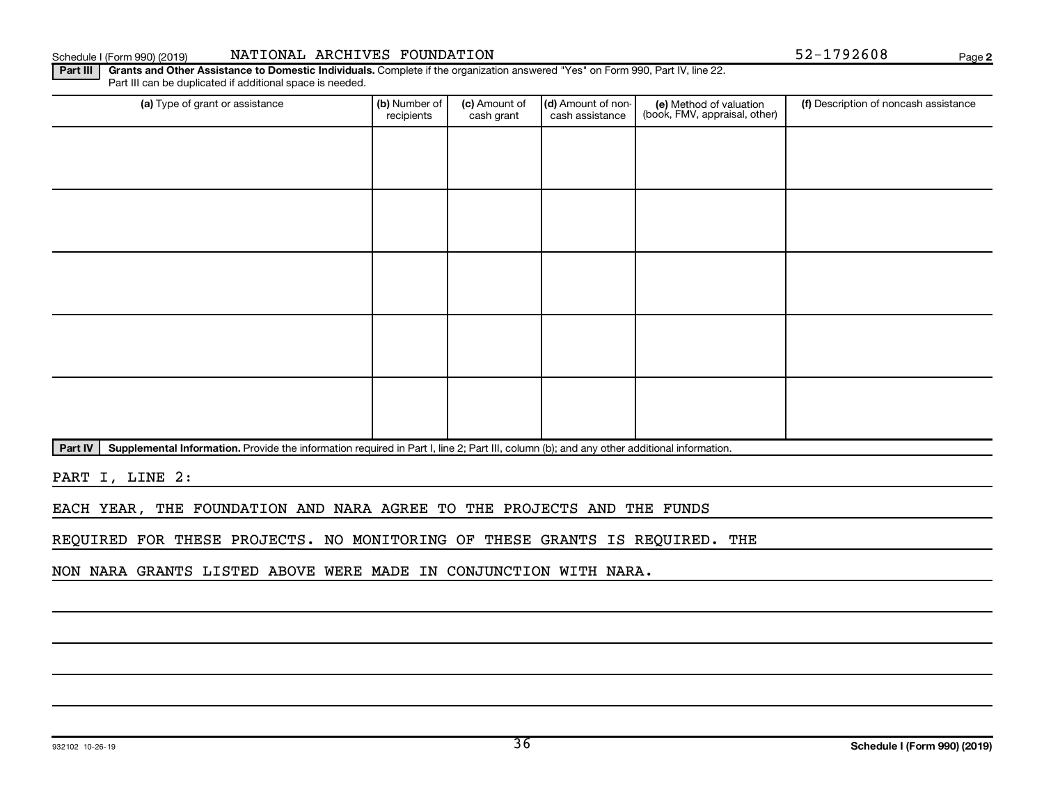Schedule I (Form 990) (2019) NATIONAL ARCHIVES FOUNDATION 52-1792608 Page 2

**Part III** **Grants and Other Assistance to Domestic Individuals.** Complete if the organization answered "Yes" on Form 990, Part IV, line 22. Part III can be duplicated if additional space is needed.

| (a) Type of grant or assistance | (b) Number of recipients | (c) Amount of cash grant | (d) Amount of non-cash assistance | (e) Method of valuation (book, FMV, appraisal, other) | (f) Description of noncash assistance |
|---|---|---|---|---|---|
| | | | | | |
| | | | | | |
| | | | | | |
| | | | | | |
| | | | | | |

**Part IV** **Supplemental Information.** Provide the information required in Part I, line 2; Part III, column (b); and any other additional information.

PART I, LINE 2:

EACH YEAR, THE FOUNDATION AND NARA AGREE TO THE PROJECTS AND THE FUNDS REQUIRED FOR THESE PROJECTS. NO MONITORING OF THESE GRANTS IS REQUIRED. THE NON NARA GRANTS LISTED ABOVE WERE MADE IN CONJUNCTION WITH NARA.

932102 10-26-19 **Schedule I (Form 990) (2019)**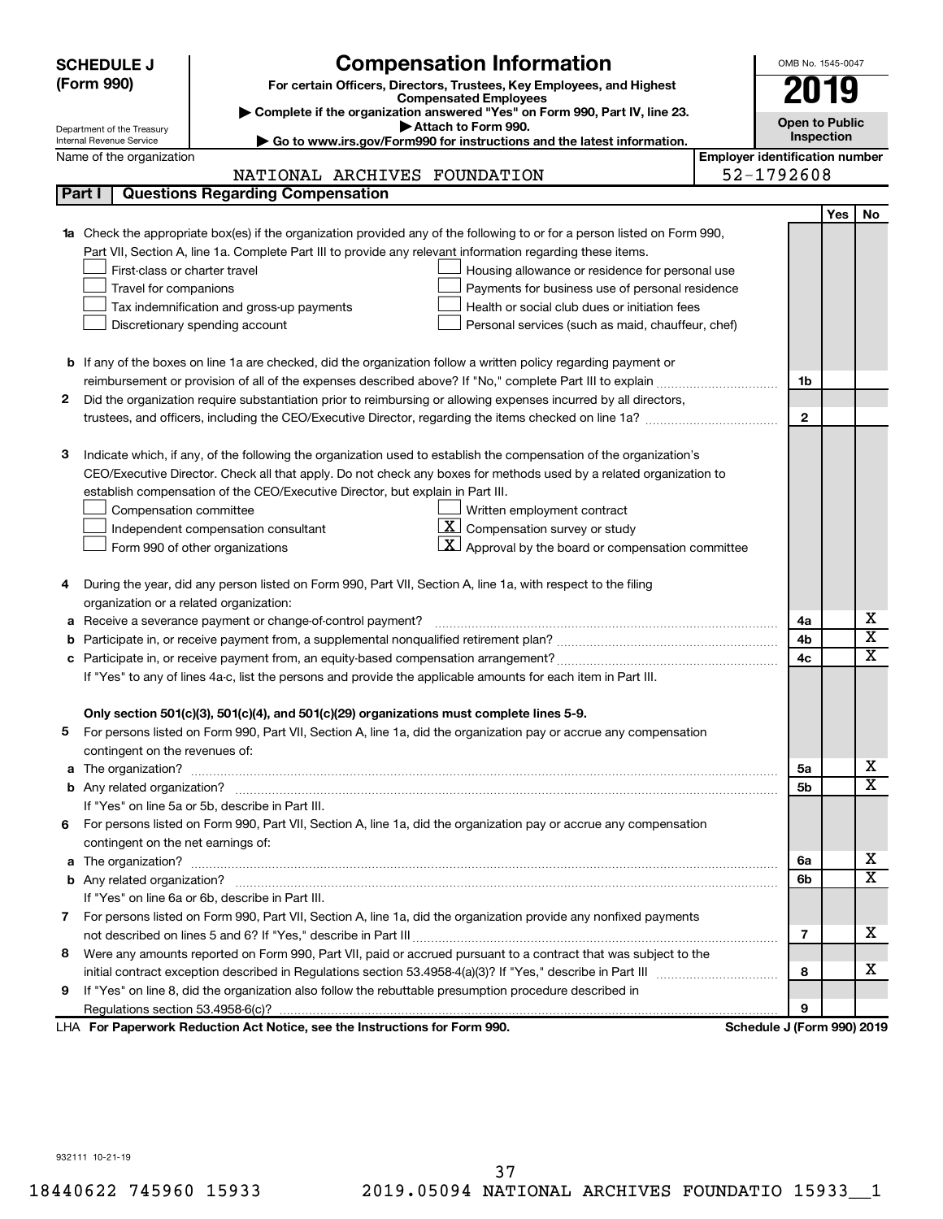**SCHEDULE J (Form 990)**

# Compensation Information

**For certain Officers, Directors, Trustees, Key Employees, and Highest Compensated Employees**

▶ Complete if the organization answered "Yes" on Form 990, Part IV, line 23.
▶ Attach to Form 990.
▶ Go to www.irs.gov/Form990 for instructions and the latest information.

Department of the Treasury
Internal Revenue Service

OMB No. 1545-0047

**2019**

**Open to Public Inspection**

Name of the organization: NATIONAL ARCHIVES FOUNDATION

Employer identification number: 52-1792608

## Part I Questions Regarding Compensation

| | | Line | Yes | No |
|---|---|---|---|---|
| **1a** | Check the appropriate box(es) if the organization provided any of the following to or for a person listed on Form 990, Part VII, Section A, line 1a. Complete Part III to provide any relevant information regarding these items.<br>☐ First-class or charter travel ☐ Housing allowance or residence for personal use<br>☐ Travel for companions ☐ Payments for business use of personal residence<br>☐ Tax indemnification and gross-up payments ☐ Health or social club dues or initiation fees<br>☐ Discretionary spending account ☐ Personal services (such as maid, chauffeur, chef) | | | |
| **b** | If any of the boxes on line 1a are checked, did the organization follow a written policy regarding payment or reimbursement or provision of all of the expenses described above? If "No," complete Part III to explain | 1b | | |
| **2** | Did the organization require substantiation prior to reimbursing or allowing expenses incurred by all directors, trustees, and officers, including the CEO/Executive Director, regarding the items checked on line 1a? | 2 | | |
| **3** | Indicate which, if any, of the following the organization used to establish the compensation of the organization's CEO/Executive Director. Check all that apply. Do not check any boxes for methods used by a related organization to establish compensation of the CEO/Executive Director, but explain in Part III.<br>☐ Compensation committee ☐ Written employment contract<br>☐ Independent compensation consultant ☒ Compensation survey or study<br>☐ Form 990 of other organizations ☒ Approval by the board or compensation committee | | | |
| **4** | During the year, did any person listed on Form 990, Part VII, Section A, line 1a, with respect to the filing organization or a related organization: | | | |
| **a** | Receive a severance payment or change-of-control payment? | 4a | | X |
| **b** | Participate in, or receive payment from, a supplemental nonqualified retirement plan? | 4b | | X |
| **c** | Participate in, or receive payment from, an equity-based compensation arrangement? | 4c | | X |
| | If "Yes" to any of lines 4a-c, list the persons and provide the applicable amounts for each item in Part III. | | | |
| | **Only section 501(c)(3), 501(c)(4), and 501(c)(29) organizations must complete lines 5-9.** | | | |
| **5** | For persons listed on Form 990, Part VII, Section A, line 1a, did the organization pay or accrue any compensation contingent on the revenues of: | | | |
| **a** | The organization? | 5a | | X |
| **b** | Any related organization? | 5b | | X |
| | If "Yes" on line 5a or 5b, describe in Part III. | | | |
| **6** | For persons listed on Form 990, Part VII, Section A, line 1a, did the organization pay or accrue any compensation contingent on the net earnings of: | | | |
| **a** | The organization? | 6a | | X |
| **b** | Any related organization? | 6b | | X |
| | If "Yes" on line 6a or 6b, describe in Part III. | | | |
| **7** | For persons listed on Form 990, Part VII, Section A, line 1a, did the organization provide any nonfixed payments not described on lines 5 and 6? If "Yes," describe in Part III | 7 | | X |
| **8** | Were any amounts reported on Form 990, Part VII, paid or accrued pursuant to a contract that was subject to the initial contract exception described in Regulations section 53.4958-4(a)(3)? If "Yes," describe in Part III | 8 | | X |
| **9** | If "Yes" on line 8, did the organization also follow the rebuttable presumption procedure described in Regulations section 53.4958-6(c)? | 9 | | |

LHA **For Paperwork Reduction Act Notice, see the Instructions for Form 990.** **Schedule J (Form 990) 2019**

932111 10-21-19

18440622 745960 15933 2019.05094 NATIONAL ARCHIVES FOUNDATIO 15933__1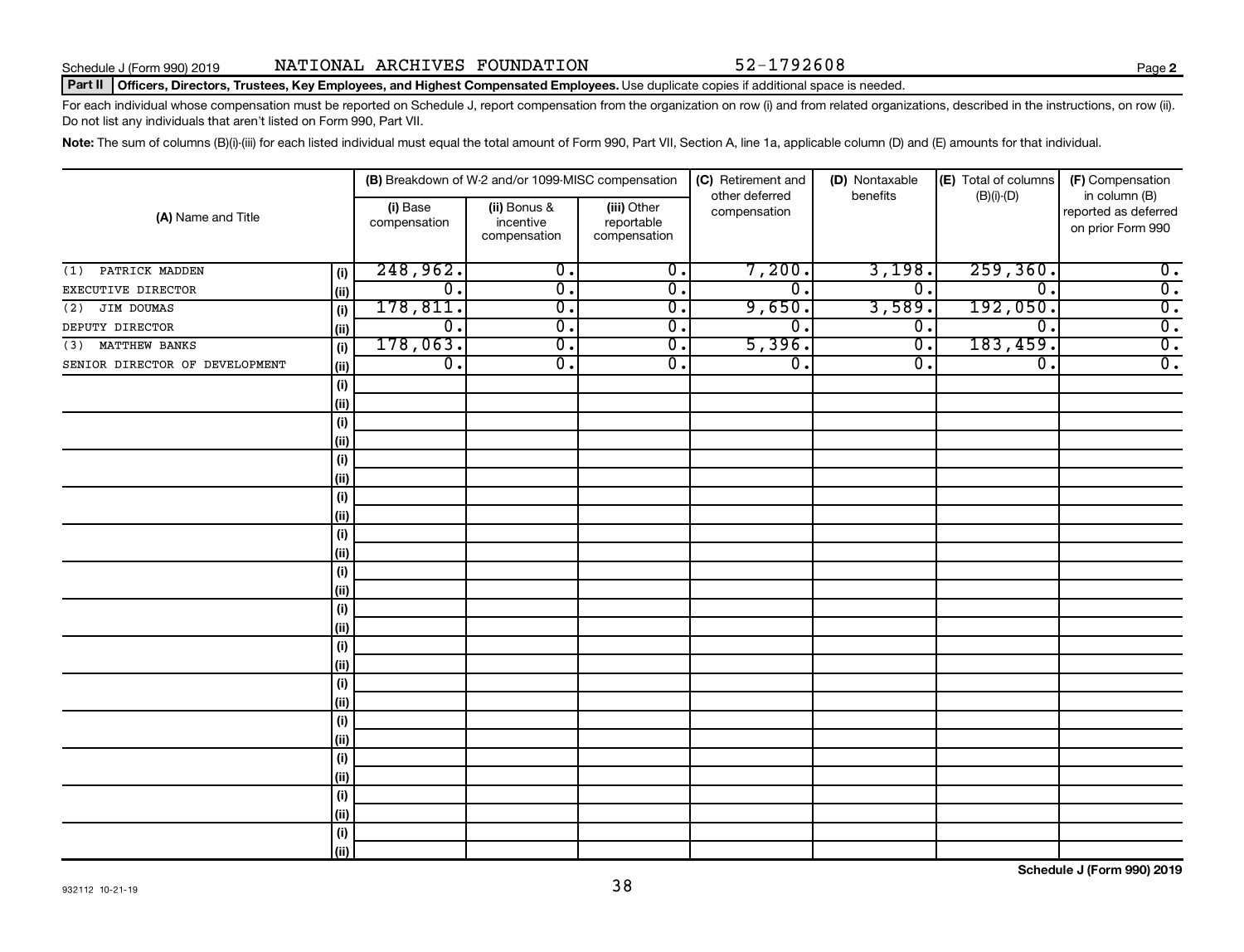Schedule J (Form 990) 2019 NATIONAL ARCHIVES FOUNDATION 52-1792608 Page **2**

**Part II | Officers, Directors, Trustees, Key Employees, and Highest Compensated Employees.** Use duplicate copies if additional space is needed.

For each individual whose compensation must be reported on Schedule J, report compensation from the organization on row (i) and from related organizations, described in the instructions, on row (ii). Do not list any individuals that aren't listed on Form 990, Part VII.

**Note:** The sum of columns (B)(i)-(iii) for each listed individual must equal the total amount of Form 990, Part VII, Section A, line 1a, applicable column (D) and (E) amounts for that individual.

| (A) Name and Title | | (B) Breakdown of W-2 and/or 1099-MISC compensation | | | (C) Retirement and other deferred compensation | (D) Nontaxable benefits | (E) Total of columns (B)(i)-(D) | (F) Compensation in column (B) reported as deferred on prior Form 990 |
|---|---|---|---|---|---|---|---|---|
| | | (i) Base compensation | (ii) Bonus & incentive compensation | (iii) Other reportable compensation | | | | |
| (1) PATRICK MADDEN | (i) | 248,962. | 0. | 0. | 7,200. | 3,198. | 259,360. | 0. |
| EXECUTIVE DIRECTOR | (ii) | 0. | 0. | 0. | 0. | 0. | 0. | 0. |
| (2) JIM DOUMAS | (i) | 178,811. | 0. | 0. | 9,650. | 3,589. | 192,050. | 0. |
| DEPUTY DIRECTOR | (ii) | 0. | 0. | 0. | 0. | 0. | 0. | 0. |
| (3) MATTHEW BANKS | (i) | 178,063. | 0. | 0. | 5,396. | 0. | 183,459. | 0. |
| SENIOR DIRECTOR OF DEVELOPMENT | (ii) | 0. | 0. | 0. | 0. | 0. | 0. | 0. |

Schedule J (Form 990) 2019

932112 10-21-19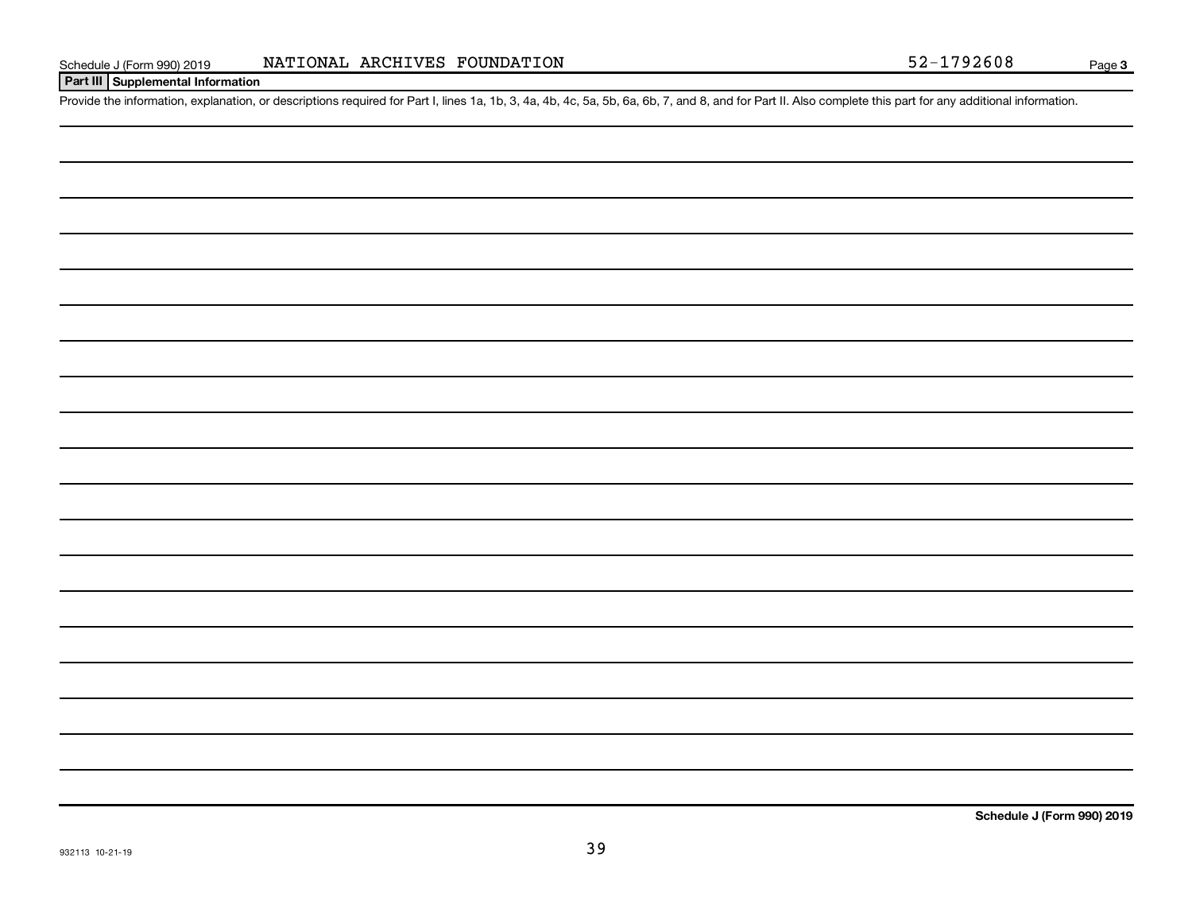Schedule J (Form 990) 2019 NATIONAL ARCHIVES FOUNDATION 52-1792608 Page 3

## Part III Supplemental Information

Provide the information, explanation, or descriptions required for Part I, lines 1a, 1b, 3, 4a, 4b, 4c, 5a, 5b, 6a, 6b, 7, and 8, and for Part II. Also complete this part for any additional information.

**Schedule J (Form 990) 2019**

932113 10-21-19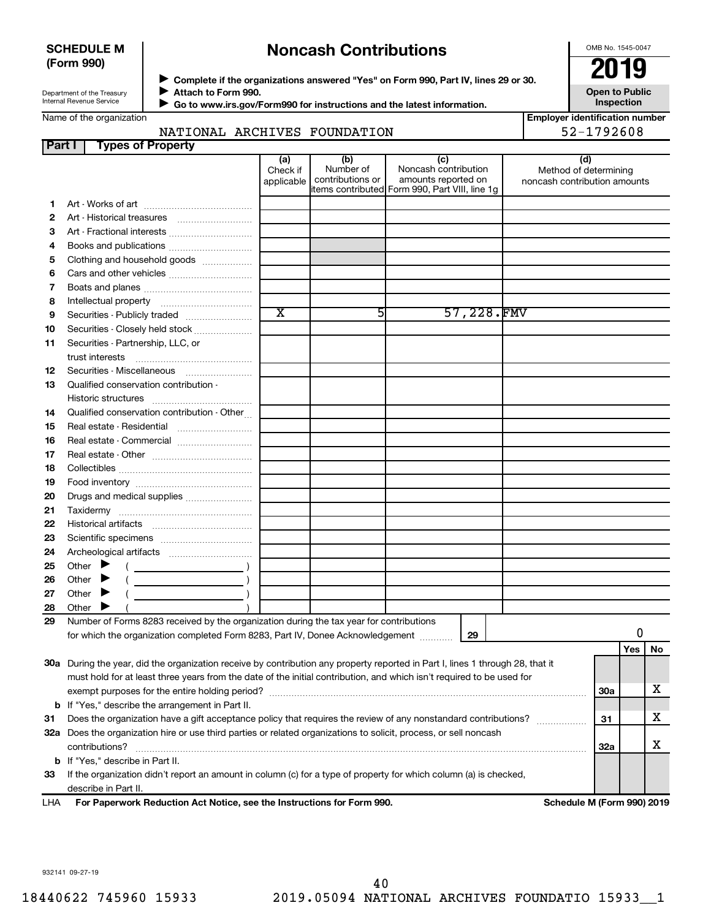**SCHEDULE M**
**(Form 990)**

Department of the Treasury
Internal Revenue Service

# Noncash Contributions

▶ **Complete if the organizations answered "Yes" on Form 990, Part IV, lines 29 or 30.**
▶ **Attach to Form 990.**
▶ **Go to www.irs.gov/Form990 for instructions and the latest information.**

OMB No. 1545-0047

**2019**

**Open to Public Inspection**

Name of the organization: NATIONAL ARCHIVES FOUNDATION

**Employer identification number**: 52-1792608

## Part I Types of Property

| | | (a) Check if applicable | (b) Number of contributions or items contributed | (c) Noncash contribution amounts reported on Form 990, Part VIII, line 1g | (d) Method of determining noncash contribution amounts |
|---|---|---|---|---|---|
| 1 | Art - Works of art | | | | |
| 2 | Art - Historical treasures | | | | |
| 3 | Art - Fractional interests | | | | |
| 4 | Books and publications | | | | |
| 5 | Clothing and household goods | | | | |
| 6 | Cars and other vehicles | | | | |
| 7 | Boats and planes | | | | |
| 8 | Intellectual property | | | | |
| 9 | Securities - Publicly traded | X | 5 | 57,228. | FMV |
| 10 | Securities - Closely held stock | | | | |
| 11 | Securities - Partnership, LLC, or trust interests | | | | |
| 12 | Securities - Miscellaneous | | | | |
| 13 | Qualified conservation contribution - Historic structures | | | | |
| 14 | Qualified conservation contribution - Other | | | | |
| 15 | Real estate - Residential | | | | |
| 16 | Real estate - Commercial | | | | |
| 17 | Real estate - Other | | | | |
| 18 | Collectibles | | | | |
| 19 | Food inventory | | | | |
| 20 | Drugs and medical supplies | | | | |
| 21 | Taxidermy | | | | |
| 22 | Historical artifacts | | | | |
| 23 | Scientific specimens | | | | |
| 24 | Archeological artifacts | | | | |
| 25 | Other ▶ ( ) | | | | |
| 26 | Other ▶ ( ) | | | | |
| 27 | Other ▶ ( ) | | | | |
| 28 | Other ▶ ( ) | | | | |

29 Number of Forms 8283 received by the organization during the tax year for contributions for which the organization completed Form 8283, Part IV, Donee Acknowledgement ..... **29** 0

| | | | Yes | No |
|---|---|---|---|---|
| 30a | During the year, did the organization receive by contribution any property reported in Part I, lines 1 through 28, that it must hold for at least three years from the date of the initial contribution, and which isn't required to be used for exempt purposes for the entire holding period? | 30a | | X |
| b | If "Yes," describe the arrangement in Part II. | | | |
| 31 | Does the organization have a gift acceptance policy that requires the review of any nonstandard contributions? | 31 | | X |
| 32a | Does the organization hire or use third parties or related organizations to solicit, process, or sell noncash contributions? | 32a | | X |
| b | If "Yes," describe in Part II. | | | |
| 33 | If the organization didn't report an amount in column (c) for a type of property for which column (a) is checked, describe in Part II. | | | |

LHA **For Paperwork Reduction Act Notice, see the Instructions for Form 990.** **Schedule M (Form 990) 2019**

932141 09-27-19

18440622 745960 15933 2019.05094 NATIONAL ARCHIVES FOUNDATIO 15933__1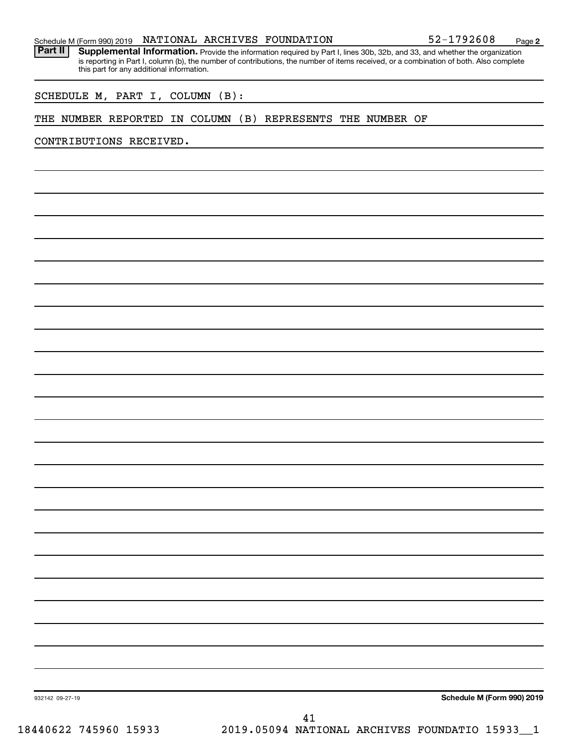Schedule M (Form 990) 2019 NATIONAL ARCHIVES FOUNDATION 52-1792608 Page **2**

**Part II** **Supplemental Information.** Provide the information required by Part I, lines 30b, 32b, and 33, and whether the organization is reporting in Part I, column (b), the number of contributions, the number of items received, or a combination of both. Also complete this part for any additional information.

SCHEDULE M, PART I, COLUMN (B):

THE NUMBER REPORTED IN COLUMN (B) REPRESENTS THE NUMBER OF

CONTRIBUTIONS RECEIVED.

932142 09-27-19 **Schedule M (Form 990) 2019**

18440622 745960 15933 2019.05094 NATIONAL ARCHIVES FOUNDATIO 15933__1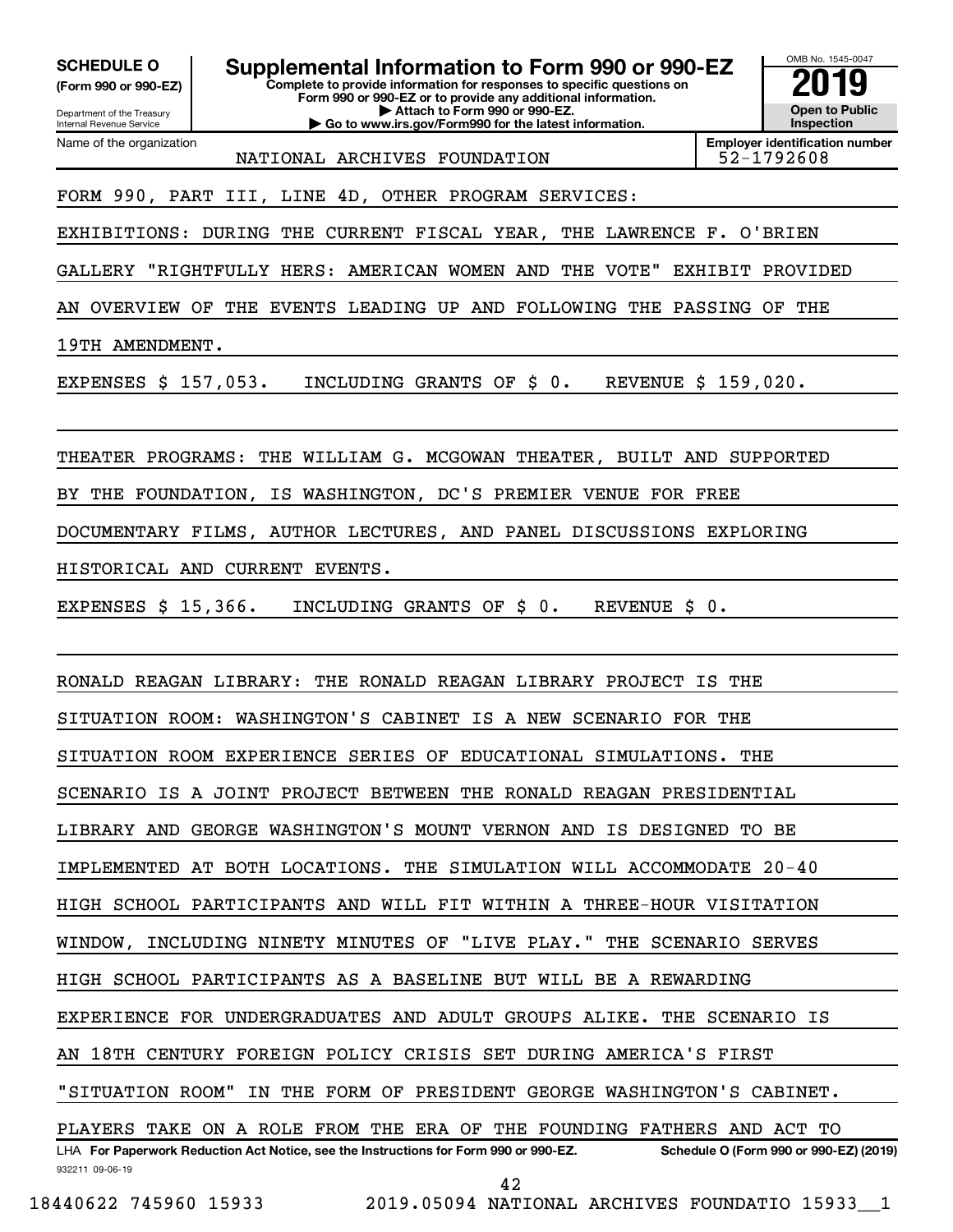**SCHEDULE O (Form 990 or 990-EZ)**

Department of the Treasury
Internal Revenue Service

# Supplemental Information to Form 990 or 990-EZ

**Complete to provide information for responses to specific questions on Form 990 or 990-EZ or to provide any additional information.**
**▶ Attach to Form 990 or 990-EZ.**
**▶ Go to www.irs.gov/Form990 for the latest information.**

OMB No. 1545-0047

**2019**

**Open to Public Inspection**

Name of the organization: NATIONAL ARCHIVES FOUNDATION

**Employer identification number** 52-1792608

FORM 990, PART III, LINE 4D, OTHER PROGRAM SERVICES:

EXHIBITIONS: DURING THE CURRENT FISCAL YEAR, THE LAWRENCE F. O'BRIEN GALLERY "RIGHTFULLY HERS: AMERICAN WOMEN AND THE VOTE" EXHIBIT PROVIDED AN OVERVIEW OF THE EVENTS LEADING UP AND FOLLOWING THE PASSING OF THE 19TH AMENDMENT.

EXPENSES $ 157,053. INCLUDING GRANTS OF $ 0. REVENUE $ 159,020.

THEATER PROGRAMS: THE WILLIAM G. MCGOWAN THEATER, BUILT AND SUPPORTED BY THE FOUNDATION, IS WASHINGTON, DC'S PREMIER VENUE FOR FREE DOCUMENTARY FILMS, AUTHOR LECTURES, AND PANEL DISCUSSIONS EXPLORING HISTORICAL AND CURRENT EVENTS.

EXPENSES $ 15,366. INCLUDING GRANTS OF $ 0. REVENUE $ 0.

RONALD REAGAN LIBRARY: THE RONALD REAGAN LIBRARY PROJECT IS THE SITUATION ROOM: WASHINGTON'S CABINET IS A NEW SCENARIO FOR THE SITUATION ROOM EXPERIENCE SERIES OF EDUCATIONAL SIMULATIONS. THE SCENARIO IS A JOINT PROJECT BETWEEN THE RONALD REAGAN PRESIDENTIAL LIBRARY AND GEORGE WASHINGTON'S MOUNT VERNON AND IS DESIGNED TO BE IMPLEMENTED AT BOTH LOCATIONS. THE SIMULATION WILL ACCOMMODATE 20-40 HIGH SCHOOL PARTICIPANTS AND WILL FIT WITHIN A THREE-HOUR VISITATION WINDOW, INCLUDING NINETY MINUTES OF "LIVE PLAY." THE SCENARIO SERVES HIGH SCHOOL PARTICIPANTS AS A BASELINE BUT WILL BE A REWARDING EXPERIENCE FOR UNDERGRADUATES AND ADULT GROUPS ALIKE. THE SCENARIO IS AN 18TH CENTURY FOREIGN POLICY CRISIS SET DURING AMERICA'S FIRST "SITUATION ROOM" IN THE FORM OF PRESIDENT GEORGE WASHINGTON'S CABINET. PLAYERS TAKE ON A ROLE FROM THE ERA OF THE FOUNDING FATHERS AND ACT TO

LHA **For Paperwork Reduction Act Notice, see the Instructions for Form 990 or 990-EZ.** **Schedule O (Form 990 or 990-EZ) (2019)**

932211 09-06-19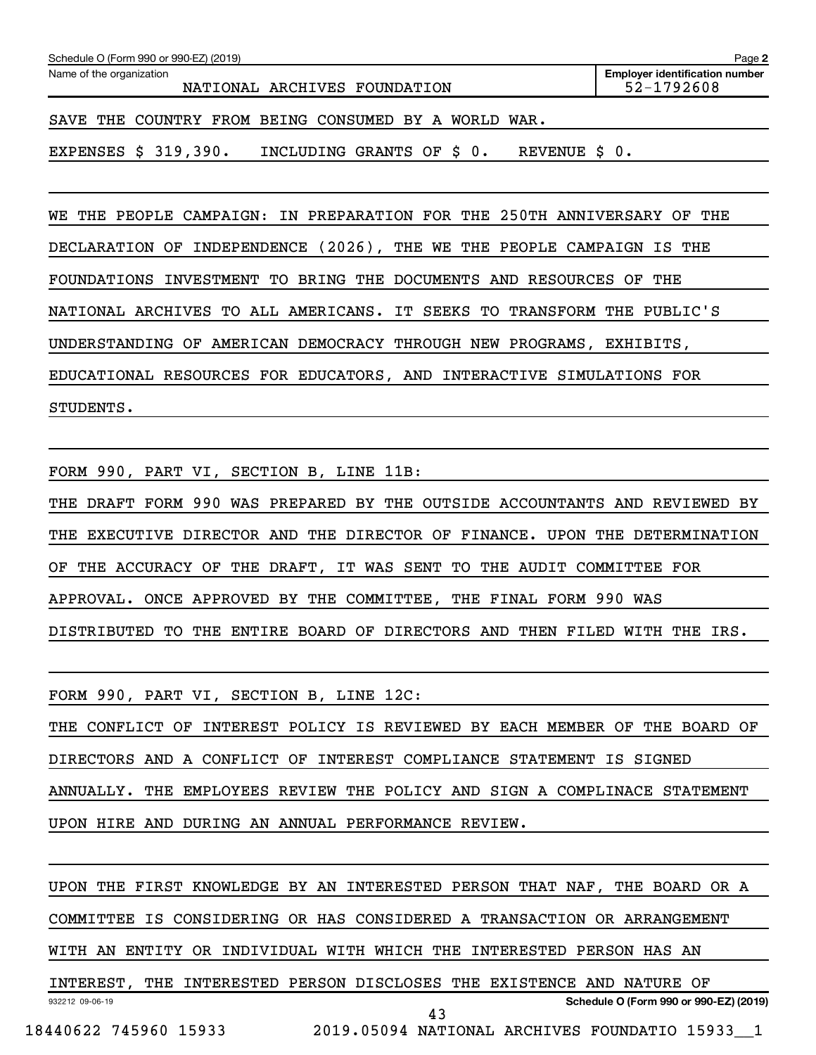Schedule O (Form 990 or 990-EZ) (2019) Page 2

| Name of the organization | Employer identification number |
|---|---|
| NATIONAL ARCHIVES FOUNDATION | 52-1792608 |

SAVE THE COUNTRY FROM BEING CONSUMED BY A WORLD WAR.

EXPENSES $ 319,390. INCLUDING GRANTS OF $ 0. REVENUE $ 0.

WE THE PEOPLE CAMPAIGN: IN PREPARATION FOR THE 250TH ANNIVERSARY OF THE DECLARATION OF INDEPENDENCE (2026), THE WE THE PEOPLE CAMPAIGN IS THE FOUNDATIONS INVESTMENT TO BRING THE DOCUMENTS AND RESOURCES OF THE NATIONAL ARCHIVES TO ALL AMERICANS. IT SEEKS TO TRANSFORM THE PUBLIC'S UNDERSTANDING OF AMERICAN DEMOCRACY THROUGH NEW PROGRAMS, EXHIBITS, EDUCATIONAL RESOURCES FOR EDUCATORS, AND INTERACTIVE SIMULATIONS FOR STUDENTS.

FORM 990, PART VI, SECTION B, LINE 11B:

THE DRAFT FORM 990 WAS PREPARED BY THE OUTSIDE ACCOUNTANTS AND REVIEWED BY THE EXECUTIVE DIRECTOR AND THE DIRECTOR OF FINANCE. UPON THE DETERMINATION OF THE ACCURACY OF THE DRAFT, IT WAS SENT TO THE AUDIT COMMITTEE FOR APPROVAL. ONCE APPROVED BY THE COMMITTEE, THE FINAL FORM 990 WAS DISTRIBUTED TO THE ENTIRE BOARD OF DIRECTORS AND THEN FILED WITH THE IRS.

FORM 990, PART VI, SECTION B, LINE 12C:

THE CONFLICT OF INTEREST POLICY IS REVIEWED BY EACH MEMBER OF THE BOARD OF DIRECTORS AND A CONFLICT OF INTEREST COMPLIANCE STATEMENT IS SIGNED ANNUALLY. THE EMPLOYEES REVIEW THE POLICY AND SIGN A COMPLINACE STATEMENT UPON HIRE AND DURING AN ANNUAL PERFORMANCE REVIEW.

UPON THE FIRST KNOWLEDGE BY AN INTERESTED PERSON THAT NAF, THE BOARD OR A COMMITTEE IS CONSIDERING OR HAS CONSIDERED A TRANSACTION OR ARRANGEMENT WITH AN ENTITY OR INDIVIDUAL WITH WHICH THE INTERESTED PERSON HAS AN INTEREST, THE INTERESTED PERSON DISCLOSES THE EXISTENCE AND NATURE OF

932212 09-06-19 Schedule O (Form 990 or 990-EZ) (2019)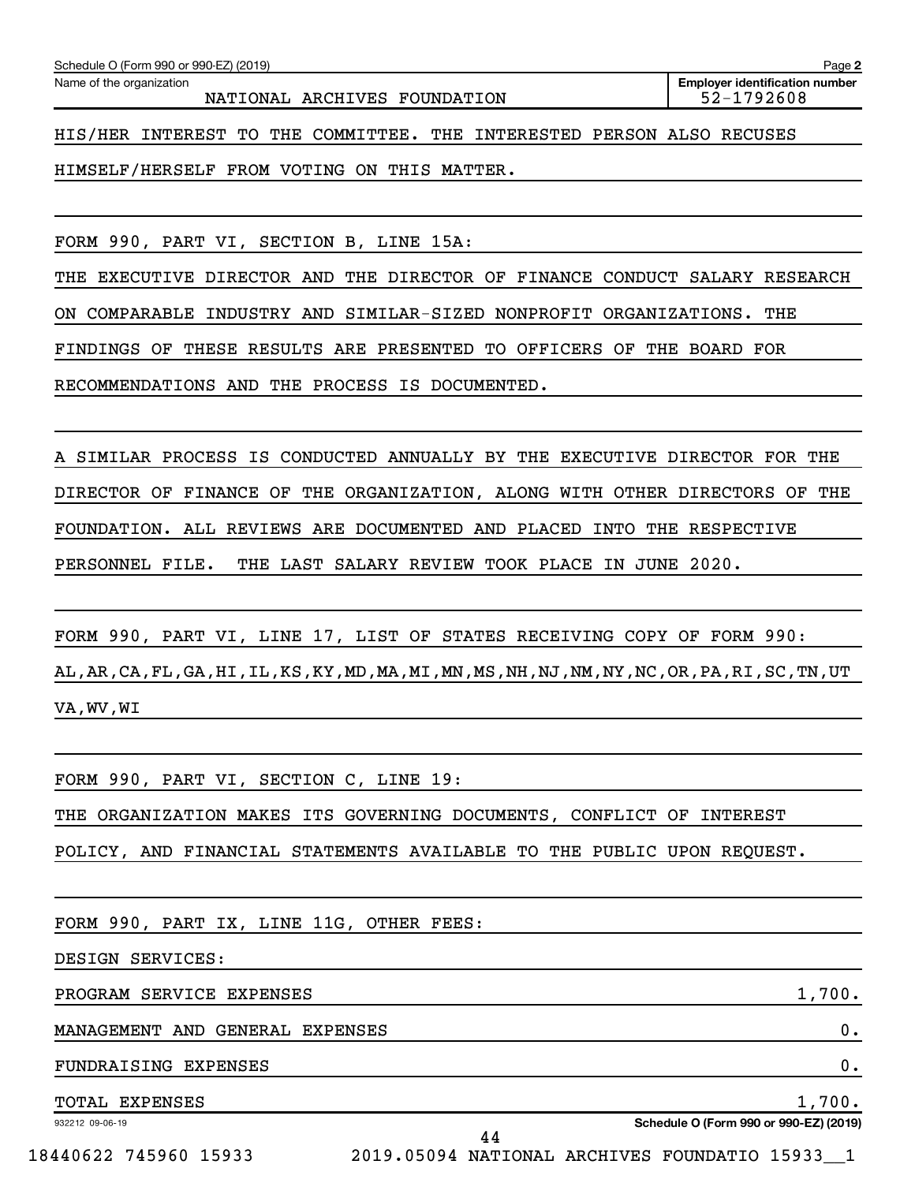Schedule O (Form 990 or 990-EZ) (2019) Page **2**

Name of the organization: NATIONAL ARCHIVES FOUNDATION

**Employer identification number**: 52-1792608

HIS/HER INTEREST TO THE COMMITTEE. THE INTERESTED PERSON ALSO RECUSES HIMSELF/HERSELF FROM VOTING ON THIS MATTER.

FORM 990, PART VI, SECTION B, LINE 15A:

THE EXECUTIVE DIRECTOR AND THE DIRECTOR OF FINANCE CONDUCT SALARY RESEARCH ON COMPARABLE INDUSTRY AND SIMILAR-SIZED NONPROFIT ORGANIZATIONS. THE FINDINGS OF THESE RESULTS ARE PRESENTED TO OFFICERS OF THE BOARD FOR RECOMMENDATIONS AND THE PROCESS IS DOCUMENTED.

A SIMILAR PROCESS IS CONDUCTED ANNUALLY BY THE EXECUTIVE DIRECTOR FOR THE DIRECTOR OF FINANCE OF THE ORGANIZATION, ALONG WITH OTHER DIRECTORS OF THE FOUNDATION. ALL REVIEWS ARE DOCUMENTED AND PLACED INTO THE RESPECTIVE PERSONNEL FILE. THE LAST SALARY REVIEW TOOK PLACE IN JUNE 2020.

FORM 990, PART VI, LINE 17, LIST OF STATES RECEIVING COPY OF FORM 990:

AL,AR,CA,FL,GA,HI,IL,KS,KY,MD,MA,MI,MN,MS,NH,NJ,NM,NY,NC,OR,PA,RI,SC,TN,UT VA,WV,WI

FORM 990, PART VI, SECTION C, LINE 19:

THE ORGANIZATION MAKES ITS GOVERNING DOCUMENTS, CONFLICT OF INTEREST POLICY, AND FINANCIAL STATEMENTS AVAILABLE TO THE PUBLIC UPON REQUEST.

FORM 990, PART IX, LINE 11G, OTHER FEES:

DESIGN SERVICES:

| | |
|---|---|
| PROGRAM SERVICE EXPENSES | 1,700. |
| MANAGEMENT AND GENERAL EXPENSES | 0. |
| FUNDRAISING EXPENSES | 0. |
| TOTAL EXPENSES | 1,700. |

932212 09-06-19

**Schedule O (Form 990 or 990-EZ) (2019)**

18440622 745960 15933 2019.05094 NATIONAL ARCHIVES FOUNDATIO 15933__1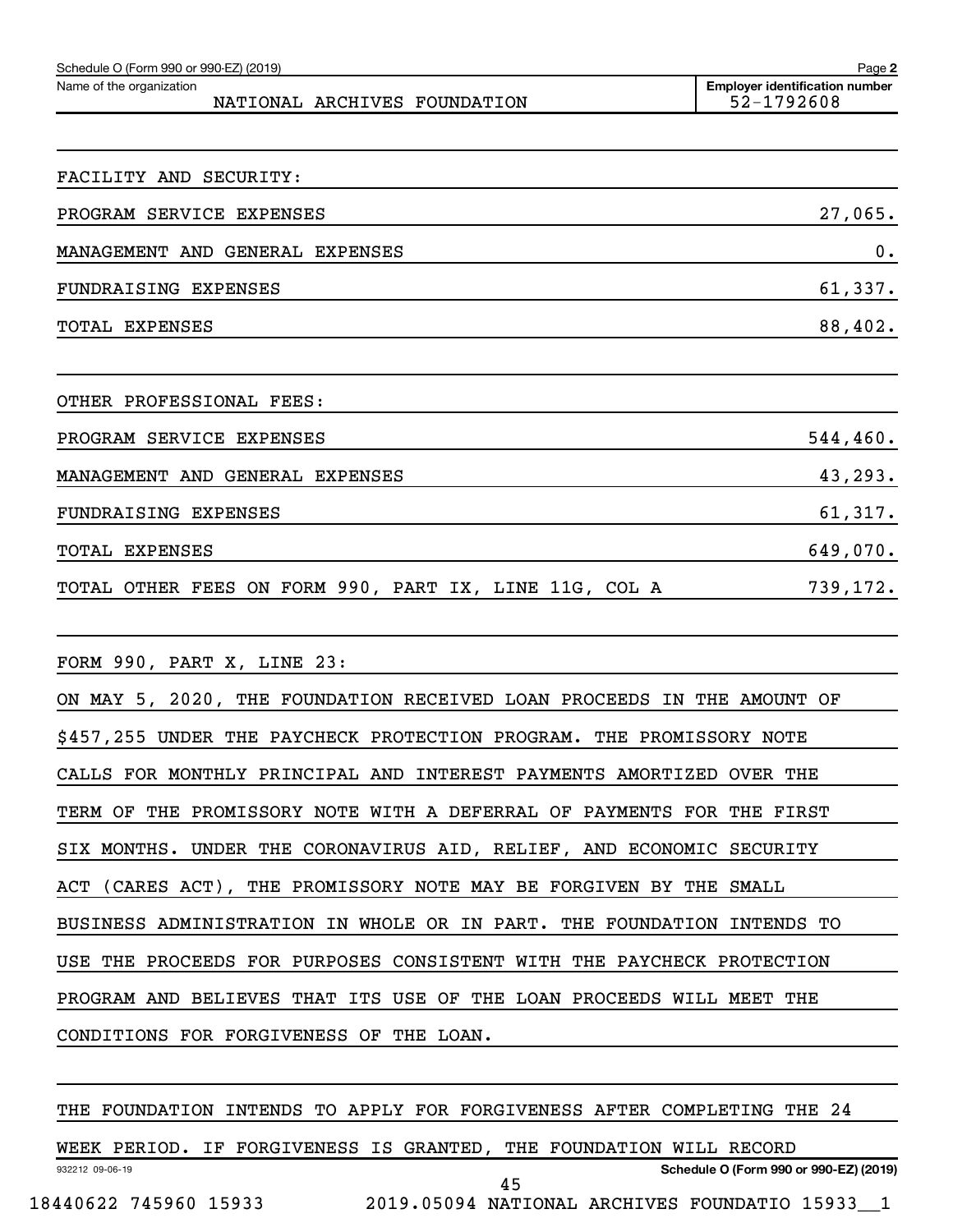Schedule O (Form 990 or 990-EZ) (2019)

Name of the organization: NATIONAL ARCHIVES FOUNDATION

Employer identification number: 52-1792608

FACILITY AND SECURITY:

| | |
|---|---|
| PROGRAM SERVICE EXPENSES | 27,065. |
| MANAGEMENT AND GENERAL EXPENSES | 0. |
| FUNDRAISING EXPENSES | 61,337. |
| TOTAL EXPENSES | 88,402. |

OTHER PROFESSIONAL FEES:

| | |
|---|---|
| PROGRAM SERVICE EXPENSES | 544,460. |
| MANAGEMENT AND GENERAL EXPENSES | 43,293. |
| FUNDRAISING EXPENSES | 61,317. |
| TOTAL EXPENSES | 649,070. |
| TOTAL OTHER FEES ON FORM 990, PART IX, LINE 11G, COL A | 739,172. |

FORM 990, PART X, LINE 23:

ON MAY 5, 2020, THE FOUNDATION RECEIVED LOAN PROCEEDS IN THE AMOUNT OF $457,255 UNDER THE PAYCHECK PROTECTION PROGRAM. THE PROMISSORY NOTE CALLS FOR MONTHLY PRINCIPAL AND INTEREST PAYMENTS AMORTIZED OVER THE TERM OF THE PROMISSORY NOTE WITH A DEFERRAL OF PAYMENTS FOR THE FIRST SIX MONTHS. UNDER THE CORONAVIRUS AID, RELIEF, AND ECONOMIC SECURITY ACT (CARES ACT), THE PROMISSORY NOTE MAY BE FORGIVEN BY THE SMALL BUSINESS ADMINISTRATION IN WHOLE OR IN PART. THE FOUNDATION INTENDS TO USE THE PROCEEDS FOR PURPOSES CONSISTENT WITH THE PAYCHECK PROTECTION PROGRAM AND BELIEVES THAT ITS USE OF THE LOAN PROCEEDS WILL MEET THE CONDITIONS FOR FORGIVENESS OF THE LOAN.

THE FOUNDATION INTENDS TO APPLY FOR FORGIVENESS AFTER COMPLETING THE 24 WEEK PERIOD. IF FORGIVENESS IS GRANTED, THE FOUNDATION WILL RECORD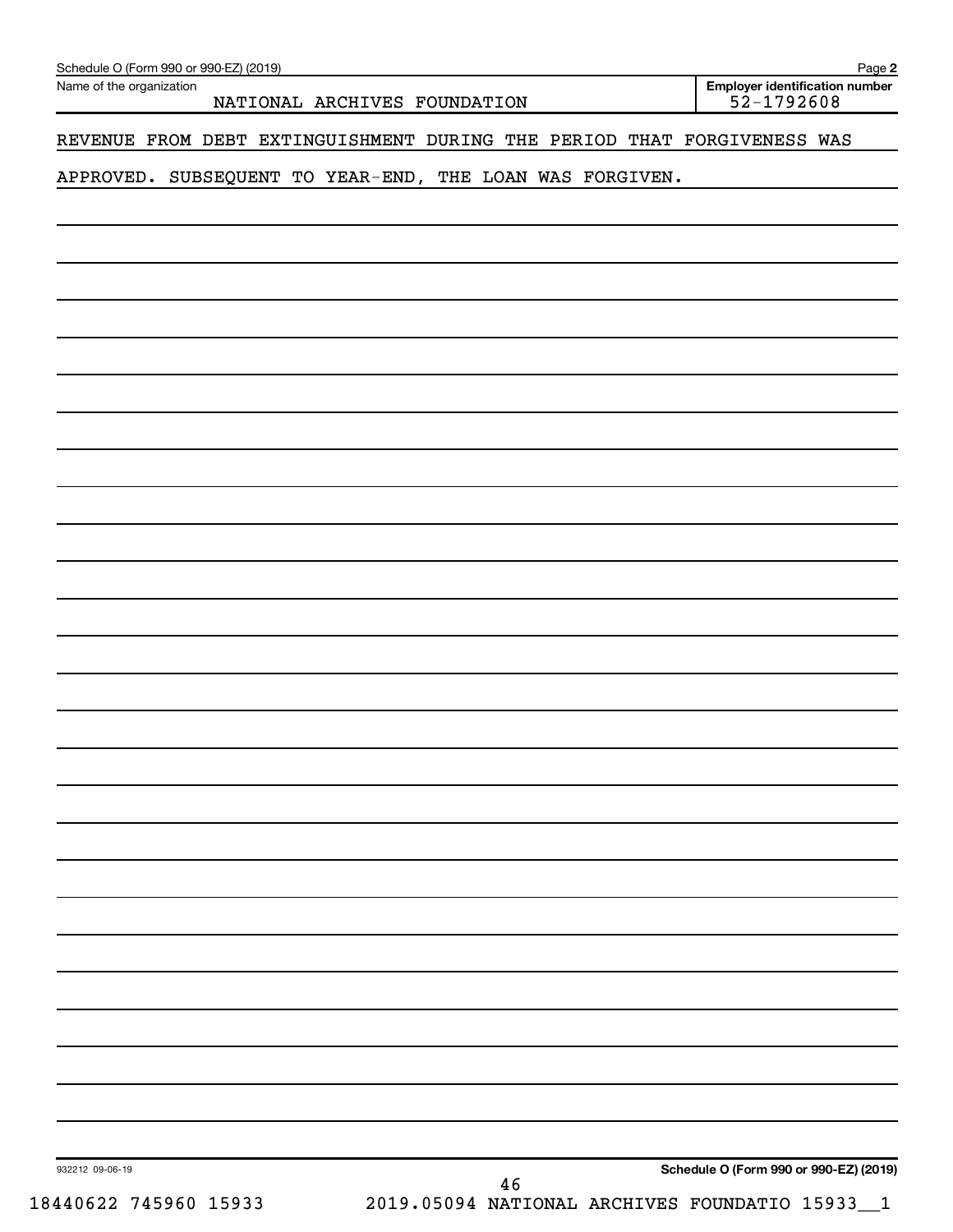Schedule O (Form 990 or 990-EZ) (2019)

Name of the organization: NATIONAL ARCHIVES FOUNDATION

Employer identification number: 52-1792608

REVENUE FROM DEBT EXTINGUISHMENT DURING THE PERIOD THAT FORGIVENESS WAS APPROVED. SUBSEQUENT TO YEAR-END, THE LOAN WAS FORGIVEN.